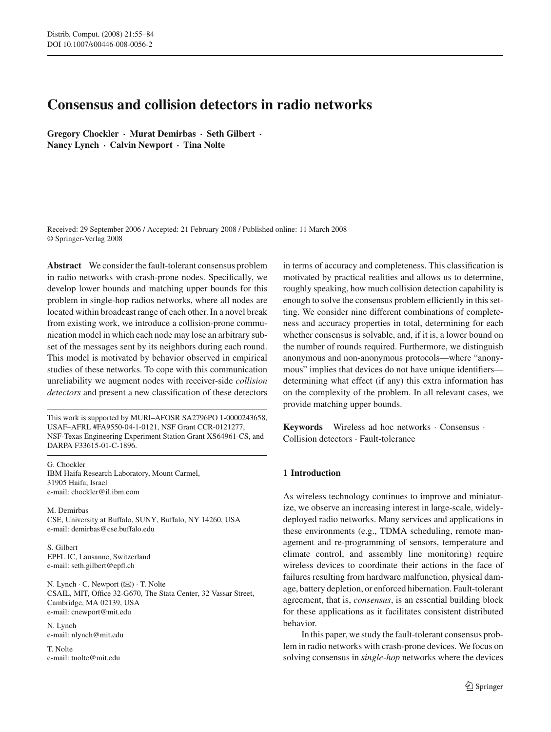# Consensus and collision detectors in radio networks

**Gregory Chockler · Murat Demirbas · Seth Gilbert · Nancy Lynch · Calvin Newport · Tina Nolte**

Received: 29 September 2006 / Accepted: 21 February 2008 / Published online: 11 March 2008
© Springer-Verlag 2008

**Abstract** We consider the fault-tolerant consensus problem in radio networks with crash-prone nodes. Specifically, we develop lower bounds and matching upper bounds for this problem in single-hop radios networks, where all nodes are located within broadcast range of each other. In a novel break from existing work, we introduce a collision-prone communication model in which each node may lose an arbitrary subset of the messages sent by its neighbors during each round. This model is motivated by behavior observed in empirical studies of these networks. To cope with this communication unreliability we augment nodes with receiver-side *collision detectors* and present a new classification of these detectors in terms of accuracy and completeness. This classification is motivated by practical realities and allows us to determine, roughly speaking, how much collision detection capability is enough to solve the consensus problem efficiently in this setting. We consider nine different combinations of completeness and accuracy properties in total, determining for each whether consensus is solvable, and, if it is, a lower bound on the number of rounds required. Furthermore, we distinguish anonymous and non-anonymous protocols—where "anonymous" implies that devices do not have unique identifiers—determining what effect (if any) this extra information has on the complexity of the problem. In all relevant cases, we provide matching upper bounds.

**Keywords** Wireless ad hoc networks · Consensus · Collision detectors · Fault-tolerance

This work is supported by MURI–AFOSR SA2796PO 1-0000243658, USAF–AFRL #FA9550-04-1-0121, NSF Grant CCR-0121277, NSF-Texas Engineering Experiment Station Grant XS64961-CS, and DARPA F33615-01-C-1896.

G. Chockler
IBM Haifa Research Laboratory, Mount Carmel, 31905 Haifa, Israel
e-mail: chockler@il.ibm.com

M. Demirbas
CSE, University at Buffalo, SUNY, Buffalo, NY 14260, USA
e-mail: demirbas@cse.buffalo.edu

S. Gilbert
EPFL IC, Lausanne, Switzerland
e-mail: seth.gilbert@epfl.ch

N. Lynch · C. Newport (✉) · T. Nolte
CSAIL, MIT, Office 32-G670, The Stata Center, 32 Vassar Street, Cambridge, MA 02139, USA
e-mail: cnewport@mit.edu

N. Lynch
e-mail: nlynch@mit.edu

T. Nolte
e-mail: tnolte@mit.edu

## 1 Introduction

As wireless technology continues to improve and miniaturize, we observe an increasing interest in large-scale, widely-deployed radio networks. Many services and applications in these environments (e.g., TDMA scheduling, remote management and re-programming of sensors, temperature and climate control, and assembly line monitoring) require wireless devices to coordinate their actions in the face of failures resulting from hardware malfunction, physical damage, battery depletion, or enforced hibernation. Fault-tolerant agreement, that is, *consensus*, is an essential building block for these applications as it facilitates consistent distributed behavior.

In this paper, we study the fault-tolerant consensus problem in radio networks with crash-prone devices. We focus on solving consensus in *single-hop* networks where the devices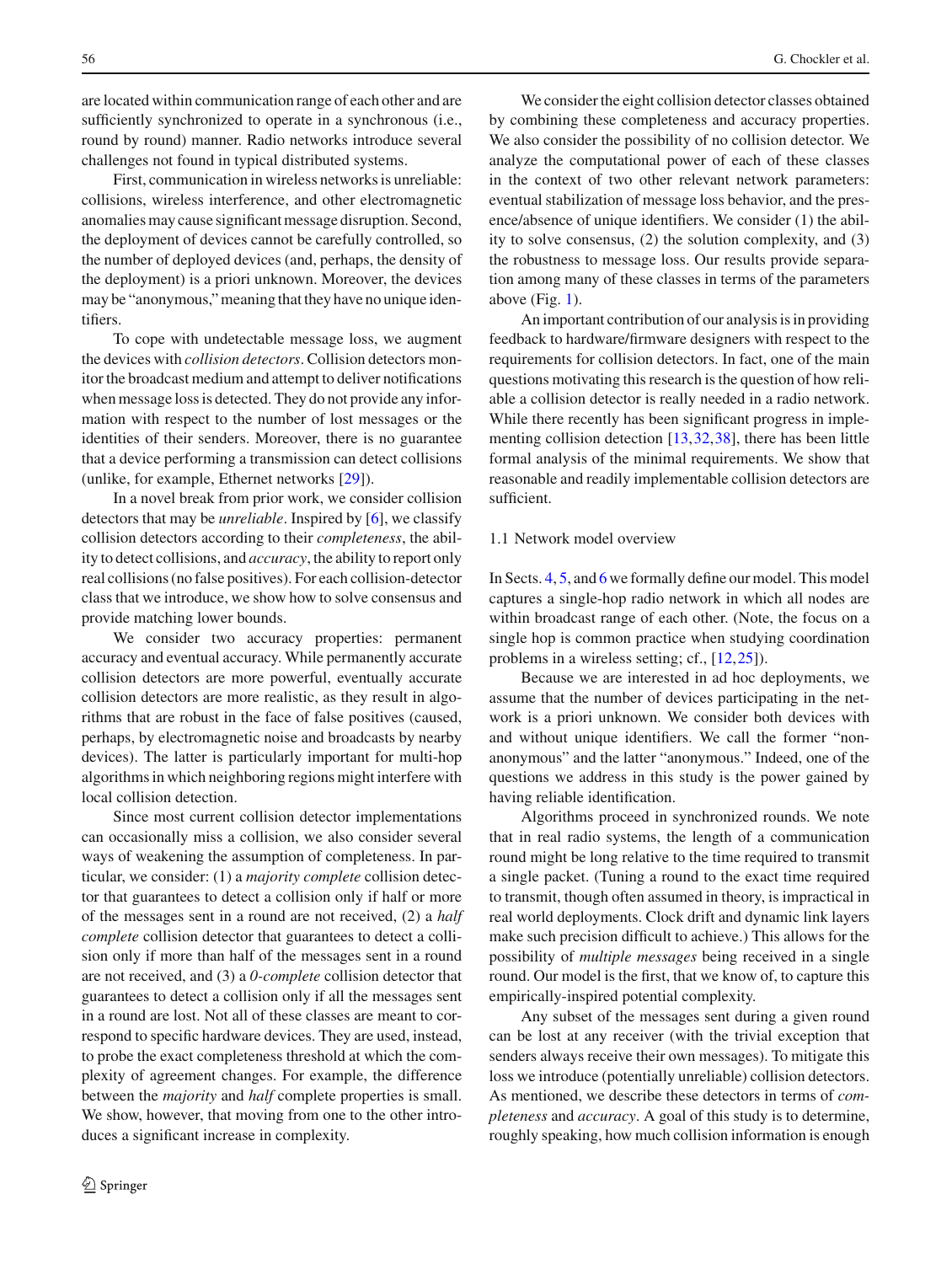are located within communication range of each other and are sufficiently synchronized to operate in a synchronous (i.e., round by round) manner. Radio networks introduce several challenges not found in typical distributed systems.

First, communication in wireless networks is unreliable: collisions, wireless interference, and other electromagnetic anomalies may cause significant message disruption. Second, the deployment of devices cannot be carefully controlled, so the number of deployed devices (and, perhaps, the density of the deployment) is a priori unknown. Moreover, the devices may be "anonymous," meaning that they have no unique identifiers.

To cope with undetectable message loss, we augment the devices with *collision detectors*. Collision detectors monitor the broadcast medium and attempt to deliver notifications when message loss is detected. They do not provide any information with respect to the number of lost messages or the identities of their senders. Moreover, there is no guarantee that a device performing a transmission can detect collisions (unlike, for example, Ethernet networks [29]).

In a novel break from prior work, we consider collision detectors that may be *unreliable*. Inspired by [6], we classify collision detectors according to their *completeness*, the ability to detect collisions, and *accuracy*, the ability to report only real collisions (no false positives). For each collision-detector class that we introduce, we show how to solve consensus and provide matching lower bounds.

We consider two accuracy properties: permanent accuracy and eventual accuracy. While permanently accurate collision detectors are more powerful, eventually accurate collision detectors are more realistic, as they result in algorithms that are robust in the face of false positives (caused, perhaps, by electromagnetic noise and broadcasts by nearby devices). The latter is particularly important for multi-hop algorithms in which neighboring regions might interfere with local collision detection.

Since most current collision detector implementations can occasionally miss a collision, we also consider several ways of weakening the assumption of completeness. In particular, we consider: (1) a *majority complete* collision detector that guarantees to detect a collision only if half or more of the messages sent in a round are not received, (2) a *half complete* collision detector that guarantees to detect a collision only if more than half of the messages sent in a round are not received, and (3) a *0-complete* collision detector that guarantees to detect a collision only if all the messages sent in a round are lost. Not all of these classes are meant to correspond to specific hardware devices. They are used, instead, to probe the exact completeness threshold at which the complexity of agreement changes. For example, the difference between the *majority* and *half* complete properties is small. We show, however, that moving from one to the other introduces a significant increase in complexity.

We consider the eight collision detector classes obtained by combining these completeness and accuracy properties. We also consider the possibility of no collision detector. We analyze the computational power of each of these classes in the context of two other relevant network parameters: eventual stabilization of message loss behavior, and the presence/absence of unique identifiers. We consider (1) the ability to solve consensus, (2) the solution complexity, and (3) the robustness to message loss. Our results provide separation among many of these classes in terms of the parameters above (Fig. 1).

An important contribution of our analysis is in providing feedback to hardware/firmware designers with respect to the requirements for collision detectors. In fact, one of the main questions motivating this research is the question of how reliable a collision detector is really needed in a radio network. While there recently has been significant progress in implementing collision detection [13,32,38], there has been little formal analysis of the minimal requirements. We show that reasonable and readily implementable collision detectors are sufficient.

### 1.1 Network model overview

In Sects. 4, 5, and 6 we formally define our model. This model captures a single-hop radio network in which all nodes are within broadcast range of each other. (Note, the focus on a single hop is common practice when studying coordination problems in a wireless setting; cf., [12,25]).

Because we are interested in ad hoc deployments, we assume that the number of devices participating in the network is a priori unknown. We consider both devices with and without unique identifiers. We call the former "non-anonymous" and the latter "anonymous." Indeed, one of the questions we address in this study is the power gained by having reliable identification.

Algorithms proceed in synchronized rounds. We note that in real radio systems, the length of a communication round might be long relative to the time required to transmit a single packet. (Tuning a round to the exact time required to transmit, though often assumed in theory, is impractical in real world deployments. Clock drift and dynamic link layers make such precision difficult to achieve.) This allows for the possibility of *multiple messages* being received in a single round. Our model is the first, that we know of, to capture this empirically-inspired potential complexity.

Any subset of the messages sent during a given round can be lost at any receiver (with the trivial exception that senders always receive their own messages). To mitigate this loss we introduce (potentially unreliable) collision detectors. As mentioned, we describe these detectors in terms of *completeness* and *accuracy*. A goal of this study is to determine, roughly speaking, how much collision information is enough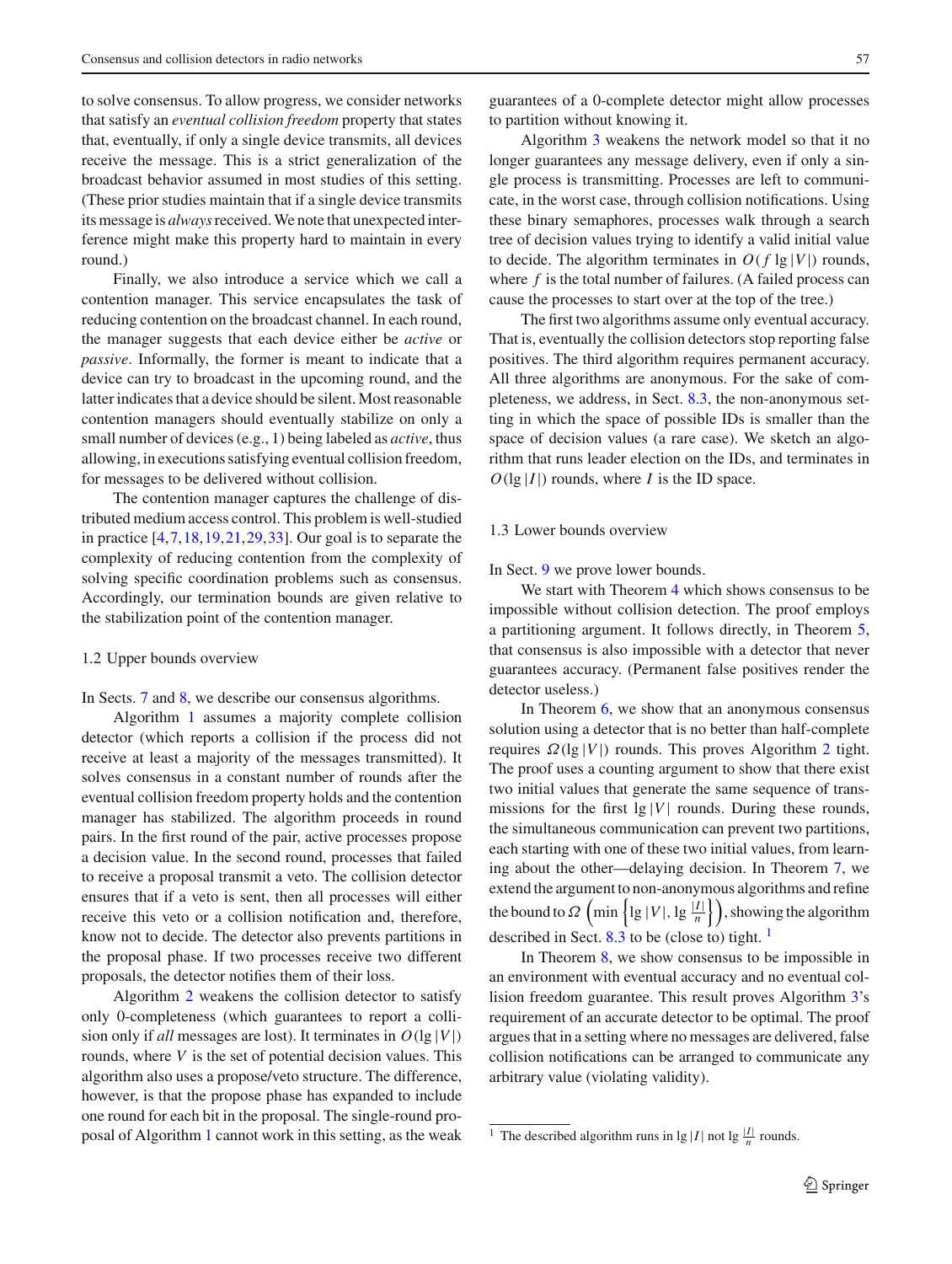to solve consensus. To allow progress, we consider networks that satisfy an *eventual collision freedom* property that states that, eventually, if only a single device transmits, all devices receive the message. This is a strict generalization of the broadcast behavior assumed in most studies of this setting. (These prior studies maintain that if a single device transmits its message is *always* received. We note that unexpected interference might make this property hard to maintain in every round.)

Finally, we also introduce a service which we call a contention manager. This service encapsulates the task of reducing contention on the broadcast channel. In each round, the manager suggests that each device either be *active* or *passive*. Informally, the former is meant to indicate that a device can try to broadcast in the upcoming round, and the latter indicates that a device should be silent. Most reasonable contention managers should eventually stabilize on only a small number of devices (e.g., 1) being labeled as *active*, thus allowing, in executions satisfying eventual collision freedom, for messages to be delivered without collision.

The contention manager captures the challenge of distributed medium access control. This problem is well-studied in practice [4,7,18,19,21,29,33]. Our goal is to separate the complexity of reducing contention from the complexity of solving specific coordination problems such as consensus. Accordingly, our termination bounds are given relative to the stabilization point of the contention manager.

### 1.2 Upper bounds overview

In Sects. 7 and 8, we describe our consensus algorithms.

Algorithm 1 assumes a majority complete collision detector (which reports a collision if the process did not receive at least a majority of the messages transmitted). It solves consensus in a constant number of rounds after the eventual collision freedom property holds and the contention manager has stabilized. The algorithm proceeds in round pairs. In the first round of the pair, active processes propose a decision value. In the second round, processes that failed to receive a proposal transmit a veto. The collision detector ensures that if a veto is sent, then all processes will either receive this veto or a collision notification and, therefore, know not to decide. The detector also prevents partitions in the proposal phase. If two processes receive two different proposals, the detector notifies them of their loss.

Algorithm 2 weakens the collision detector to satisfy only 0-completeness (which guarantees to report a collision only if *all* messages are lost). It terminates in $O(\lg |V|)$ rounds, where $V$ is the set of potential decision values. This algorithm also uses a propose/veto structure. The difference, however, is that the propose phase has expanded to include one round for each bit in the proposal. The single-round proposal of Algorithm 1 cannot work in this setting, as the weak guarantees of a 0-complete detector might allow processes to partition without knowing it.

Algorithm 3 weakens the network model so that it no longer guarantees any message delivery, even if only a single process is transmitting. Processes are left to communicate, in the worst case, through collision notifications. Using these binary semaphores, processes walk through a search tree of decision values trying to identify a valid initial value to decide. The algorithm terminates in $O(f \lg |V|)$ rounds, where $f$ is the total number of failures. (A failed process can cause the processes to start over at the top of the tree.)

The first two algorithms assume only eventual accuracy. That is, eventually the collision detectors stop reporting false positives. The third algorithm requires permanent accuracy. All three algorithms are anonymous. For the sake of completeness, we address, in Sect. 8.3, the non-anonymous setting in which the space of possible IDs is smaller than the space of decision values (a rare case). We sketch an algorithm that runs leader election on the IDs, and terminates in $O(\lg |I|)$ rounds, where $I$ is the ID space.

### 1.3 Lower bounds overview

In Sect. 9 we prove lower bounds.

We start with Theorem 4 which shows consensus to be impossible without collision detection. The proof employs a partitioning argument. It follows directly, in Theorem 5, that consensus is also impossible with a detector that never guarantees accuracy. (Permanent false positives render the detector useless.)

In Theorem 6, we show that an anonymous consensus solution using a detector that is no better than half-complete requires $\Omega(\lg |V|)$ rounds. This proves Algorithm 2 tight. The proof uses a counting argument to show that there exist two initial values that generate the same sequence of transmissions for the first $\lg |V|$ rounds. During these rounds, the simultaneous communication can prevent two partitions, each starting with one of these two initial values, from learning about the other—delaying decision. In Theorem 7, we extend the argument to non-anonymous algorithms and refine the bound to $\Omega\left(\min\left\{\lg |V|, \lg \frac{|I|}{n}\right\}\right)$, showing the algorithm described in Sect. 8.3 to be (close to) tight. [1]

In Theorem 8, we show consensus to be impossible in an environment with eventual accuracy and no eventual collision freedom guarantee. This result proves Algorithm 3's requirement of an accurate detector to be optimal. The proof argues that in a setting where no messages are delivered, false collision notifications can be arranged to communicate any arbitrary value (violating validity).

[1] The described algorithm runs in $\lg |I|$ not $\lg \frac{|I|}{n}$ rounds.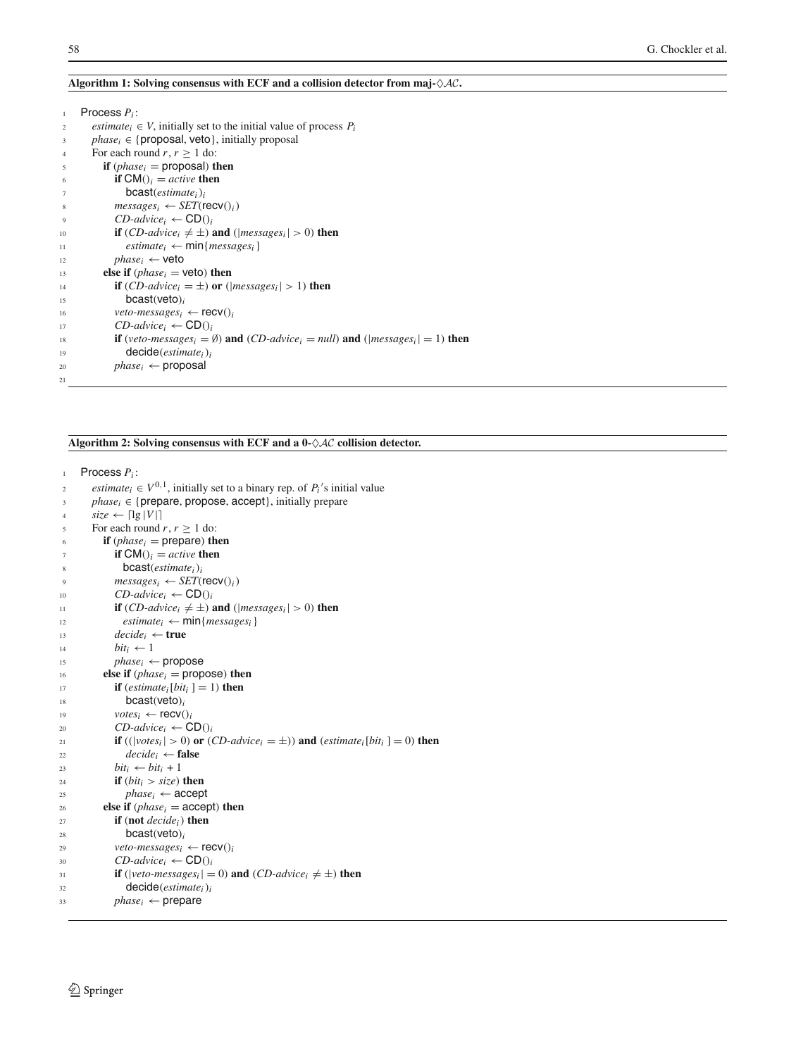**Algorithm 1: Solving consensus with ECF and a collision detector from maj-$\diamond\mathcal{AC}$.**

```
1   Process P_i:
2     estimate_i ∈ V, initially set to the initial value of process P_i
3     phase_i ∈ {proposal, veto}, initially proposal
4     For each round r, r ≥ 1 do:
5       if (phase_i = proposal) then
6         if CM()_i = active then
7           bcast(estimate_i)_i
8         messages_i ← SET(recv()_i)
9         CD-advice_i ← CD()_i
10        if (CD-advice_i ≠ ±) and (|messages_i| > 0) then
11          estimate_i ← min{messages_i}
12        phase_i ← veto
13      else if (phase_i = veto) then
14        if (CD-advice_i = ±) or (|messages_i| > 1) then
15          bcast(veto)_i
16        veto-messages_i ← recv()_i
17        CD-advice_i ← CD()_i
18        if (veto-messages_i = ∅) and (CD-advice_i = null) and (|messages_i| = 1) then
19          decide(estimate_i)_i
20        phase_i ← proposal
21
```

**Algorithm 2: Solving consensus with ECF and a 0-$\diamond\mathcal{AC}$ collision detector.**

```
1   Process P_i:
2     estimate_i ∈ V^{0,1}, initially set to a binary rep. of P_i's initial value
3     phase_i ∈ {prepare, propose, accept}, initially prepare
4     size ← ⌈lg |V|⌉
5     For each round r, r ≥ 1 do:
6       if (phase_i = prepare) then
7         if CM()_i = active then
8           bcast(estimate_i)_i
9         messages_i ← SET(recv()_i)
10        CD-advice_i ← CD()_i
11        if (CD-advice_i ≠ ±) and (|messages_i| > 0) then
12          estimate_i ← min{messages_i}
13        decide_i ← true
14        bit_i ← 1
15        phase_i ← propose
16      else if (phase_i = propose) then
17        if (estimate_i[bit_i] = 1) then
18          bcast(veto)_i
19        votes_i ← recv()_i
20        CD-advice_i ← CD()_i
21        if ((|votes_i| > 0) or (CD-advice_i = ±)) and (estimate_i[bit_i] = 0) then
22          decide_i ← false
23        bit_i ← bit_i + 1
24        if (bit_i > size) then
25          phase_i ← accept
26      else if (phase_i = accept) then
27        if (not decide_i) then
28          bcast(veto)_i
29        veto-messages_i ← recv()_i
30        CD-advice_i ← CD()_i
31        if (|veto-messages_i| = 0) and (CD-advice_i ≠ ±) then
32          decide(estimate_i)_i
33        phase_i ← prepare
```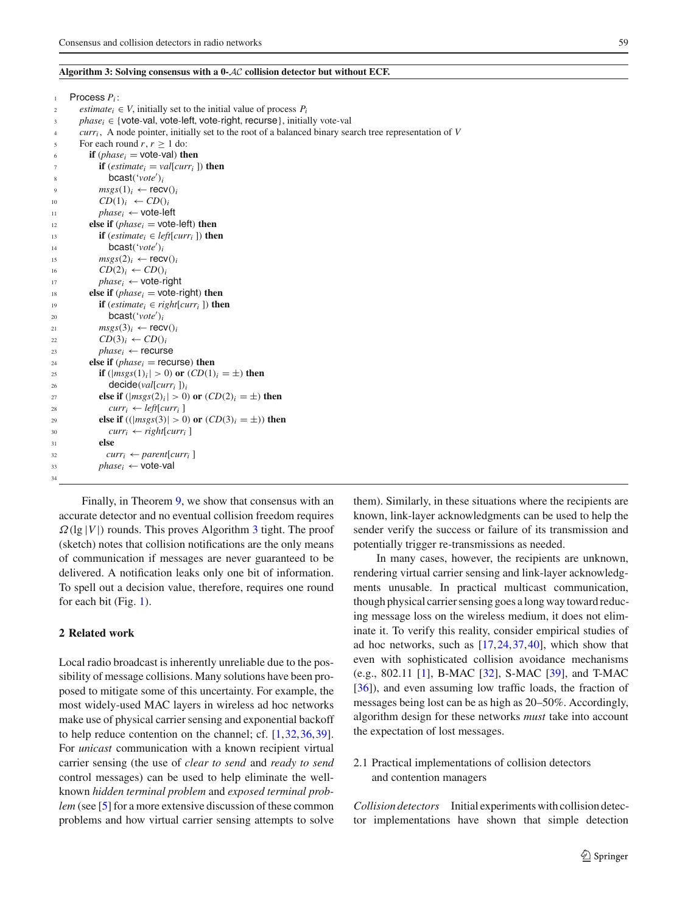**Algorithm 3: Solving consensus with a 0-$\mathcal{AC}$ collision detector but without ECF.**

```
1   Process P_i:
2     estimate_i ∈ V, initially set to the initial value of process P_i
3     phase_i ∈ {vote-val, vote-left, vote-right, recurse}, initially vote-val
4     curr_i, A node pointer, initially set to the root of a balanced binary search tree representation of V
5     For each round r, r ≥ 1 do:
6       if (phase_i = vote-val) then
7         if (estimate_i = val[curr_i]) then
8           bcast('vote')_i
9         msgs(1)_i ← recv()_i
10        CD(1)_i ← CD()_i
11        phase_i ← vote-left
12      else if (phase_i = vote-left) then
13        if (estimate_i ∈ left[curr_i]) then
14          bcast('vote')_i
15        msgs(2)_i ← recv()_i
16        CD(2)_i ← CD()_i
17        phase_i ← vote-right
18      else if (phase_i = vote-right) then
19        if (estimate_i ∈ right[curr_i]) then
20          bcast('vote')_i
21        msgs(3)_i ← recv()_i
22        CD(3)_i ← CD()_i
23        phase_i ← recurse
24      else if (phase_i = recurse) then
25        if (|msgs(1)_i| > 0) or (CD(1)_i = ±) then
26          decide(val[curr_i])_i
27        else if (|msgs(2)_i| > 0) or (CD(2)_i = ±) then
28          curr_i ← left[curr_i]
29        else if ((|msgs(3)| > 0) or (CD(3)_i = ±)) then
30          curr_i ← right[curr_i]
31        else
32          curr_i ← parent[curr_i]
33        phase_i ← vote-val
34
```

Finally, in Theorem 9, we show that consensus with an accurate detector and no eventual collision freedom requires $\Omega(\lg |V|)$ rounds. This proves Algorithm 3 tight. The proof (sketch) notes that collision notifications are the only means of communication if messages are never guaranteed to be delivered. A notification leaks only one bit of information. To spell out a decision value, therefore, requires one round for each bit (Fig. 1).

## 2 Related work

Local radio broadcast is inherently unreliable due to the possibility of message collisions. Many solutions have been proposed to mitigate some of this uncertainty. For example, the most widely-used MAC layers in wireless ad hoc networks make use of physical carrier sensing and exponential backoff to help reduce contention on the channel; cf. [1,32,36,39]. For *unicast* communication with a known recipient virtual carrier sensing (the use of *clear to send* and *ready to send* control messages) can be used to help eliminate the well-known *hidden terminal problem* and *exposed terminal problem* (see [5] for a more extensive discussion of these common problems and how virtual carrier sensing attempts to solve them). Similarly, in these situations where the recipients are known, link-layer acknowledgments can be used to help the sender verify the success or failure of its transmission and potentially trigger re-transmissions as needed.

In many cases, however, the recipients are unknown, rendering virtual carrier sensing and link-layer acknowledgments unusable. In practical multicast communication, though physical carrier sensing goes a long way toward reducing message loss on the wireless medium, it does not eliminate it. To verify this reality, consider empirical studies of ad hoc networks, such as [17,24,37,40], which show that even with sophisticated collision avoidance mechanisms (e.g., 802.11 [1], B-MAC [32], S-MAC [39], and T-MAC [36]), and even assuming low traffic loads, the fraction of messages being lost can be as high as 20–50%. Accordingly, algorithm design for these networks *must* take into account the expectation of lost messages.

### 2.1 Practical implementations of collision detectors and contention managers

*Collision detectors* Initial experiments with collision detector implementations have shown that simple detection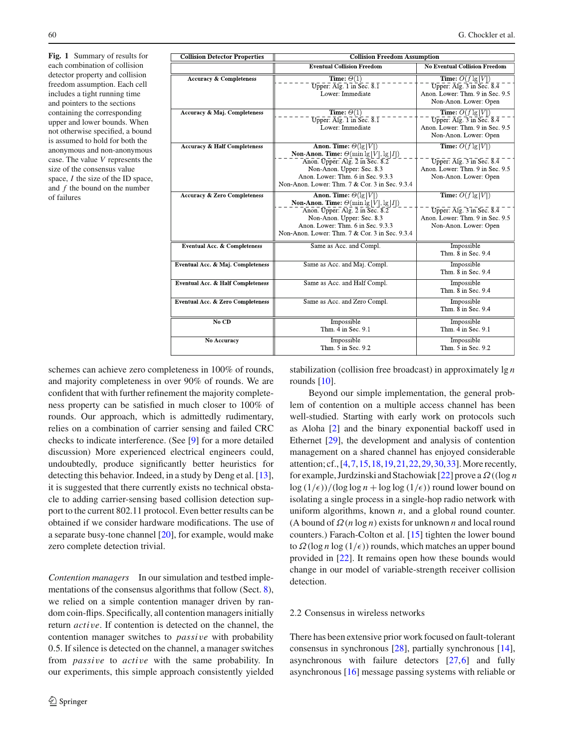**Fig. 1** Summary of results for each combination of collision detector property and collision freedom assumption. Each cell includes a tight running time and pointers to the sections containing the corresponding upper and lower bounds. When not otherwise specified, a bound is assumed to hold for both the anonymous and non-anonymous case. The value $V$ represents the size of the consensus value space, $I$ the size of the ID space, and $f$ the bound on the number of failures

| Collision Detector Properties | Collision Freedom Assumption | |
|---|---|---|
| | **Eventual Collision Freedom** | **No Eventual Collision Freedom** |
| **Accuracy & Completeness** | **Time:** $\Theta(1)$ <br> Upper: Alg. 1 in Sec. 8.1 <br> Lower: Immediate | **Time:** $O(f \lg \lvert V \rvert)$ <br> Upper: Alg. 3 in Sec. 8.4 <br> Anon. Lower: Thm. 9 in Sec. 9.5 <br> Non-Anon. Lower: Open |
| **Accuracy & Maj. Completeness** | **Time:** $\Theta(1)$ <br> Upper: Alg. 1 in Sec. 8.1 <br> Lower: Immediate | **Time:** $O(f \lg \lvert V \rvert)$ <br> Upper: Alg. 3 in Sec. 8.4 <br> Anon. Lower: Thm. 9 in Sec. 9.5 <br> Non-Anon. Lower: Open |
| **Accuracy & Half Completeness** | **Anon. Time:** $\Theta(\lg \lvert V \rvert)$ <br> **Non-Anon. Time:** $\Theta(\min \lg \lvert V \rvert, \lg \lvert I \rvert)$ <br> Anon. Upper: Alg. 2 in Sec. 8.2 <br> Non-Anon. Upper: Sec. 8.3 <br> Anon. Lower: Thm. 6 in Sec. 9.3.3 <br> Non-Anon. Lower: Thm. 7 & Cor. 3 in Sec. 9.3.4 | **Time:** $O(f \lg \lvert V \rvert)$ <br> Upper: Alg. 3 in Sec. 8.4 <br> Anon. Lower: Thm. 9 in Sec. 9.5 <br> Non-Anon. Lower: Open |
| **Accuracy & Zero Completeness** | **Anon. Time:** $\Theta(\lg \lvert V \rvert)$ <br> **Non-Anon. Time:** $\Theta(\min \lg \lvert V \rvert, \lg \lvert I \rvert)$ <br> Anon. Upper: Alg. 2 in Sec. 8.2 <br> Non-Anon. Upper: Sec. 8.3 <br> Anon. Lower: Thm. 6 in Sec. 9.3.3 <br> Non-Anon. Lower: Thm. 7 & Cor. 3 in Sec. 9.3.4 | **Time:** $O(f \lg \lvert V \rvert)$ <br> Upper: Alg. 3 in Sec. 8.4 <br> Anon. Lower: Thm. 9 in Sec. 9.5 <br> Non-Anon. Lower: Open |
| **Eventual Acc. & Completeness** | Same as Acc. and Compl. | Impossible <br> Thm. 8 in Sec. 9.4 |
| **Eventual Acc. & Maj. Completeness** | Same as Acc. and Maj. Compl. | Impossible <br> Thm. 8 in Sec. 9.4 |
| **Eventual Acc. & Half Completeness** | Same as Acc. and Half Compl. | Impossible <br> Thm. 8 in Sec. 9.4 |
| **Eventual Acc. & Zero Completeness** | Same as Acc. and Zero Compl. | Impossible <br> Thm. 8 in Sec. 9.4 |
| **No CD** | Impossible <br> Thm. 4 in Sec. 9.1 | Impossible <br> Thm. 4 in Sec. 9.1 |
| **No Accuracy** | Impossible <br> Thm. 5 in Sec. 9.2 | Impossible <br> Thm. 5 in Sec. 9.2 |

schemes can achieve zero completeness in 100% of rounds, and majority completeness in over 90% of rounds. We are confident that with further refinement the majority completeness property can be satisfied in much closer to 100% of rounds. Our approach, which is admittedly rudimentary, relies on a combination of carrier sensing and failed CRC checks to indicate interference. (See [9] for a more detailed discussion) More experienced electrical engineers could, undoubtedly, produce significantly better heuristics for detecting this behavior. Indeed, in a study by Deng et al. [13], it is suggested that there currently exists no technical obstacle to adding carrier-sensing based collision detection support to the current 802.11 protocol. Even better results can be obtained if we consider hardware modifications. The use of a separate busy-tone channel [20], for example, would make zero complete detection trivial.

*Contention managers* In our simulation and testbed implementations of the consensus algorithms that follow (Sect. 8), we relied on a simple contention manager driven by random coin-flips. Specifically, all contention managers initially return *active*. If contention is detected on the channel, the contention manager switches to *passive* with probability 0.5. If silence is detected on the channel, a manager switches from *passive* to *active* with the same probability. In our experiments, this simple approach consistently yielded stabilization (collision free broadcast) in approximately $\lg n$ rounds [10].

Beyond our simple implementation, the general problem of contention on a multiple access channel has been well-studied. Starting with early work on protocols such as Aloha [2] and the binary exponential backoff used in Ethernet [29], the development and analysis of contention management on a shared channel has enjoyed considerable attention; cf., [4,7,15,18,19,21,22,29,30,33]. More recently, for example, Jurdzinski and Stachowiak [22] prove a $\Omega((\log n \log(1/\epsilon))/(\log\log n + \log\log(1/\epsilon))$ round lower bound on isolating a single process in a single-hop radio network with uniform algorithms, known $n$, and a global round counter. (A bound of $\Omega(n \log n)$ exists for unknown $n$ and local round counters.) Farach-Colton et al. [15] tighten the lower bound to $\Omega(\log n \log(1/\epsilon))$ rounds, which matches an upper bound provided in [22]. It remains open how these bounds would change in our model of variable-strength receiver collision detection.

## 2.2 Consensus in wireless networks

There has been extensive prior work focused on fault-tolerant consensus in synchronous [28], partially synchronous [14], asynchronous with failure detectors [27,6] and fully asynchronous [16] message passing systems with reliable or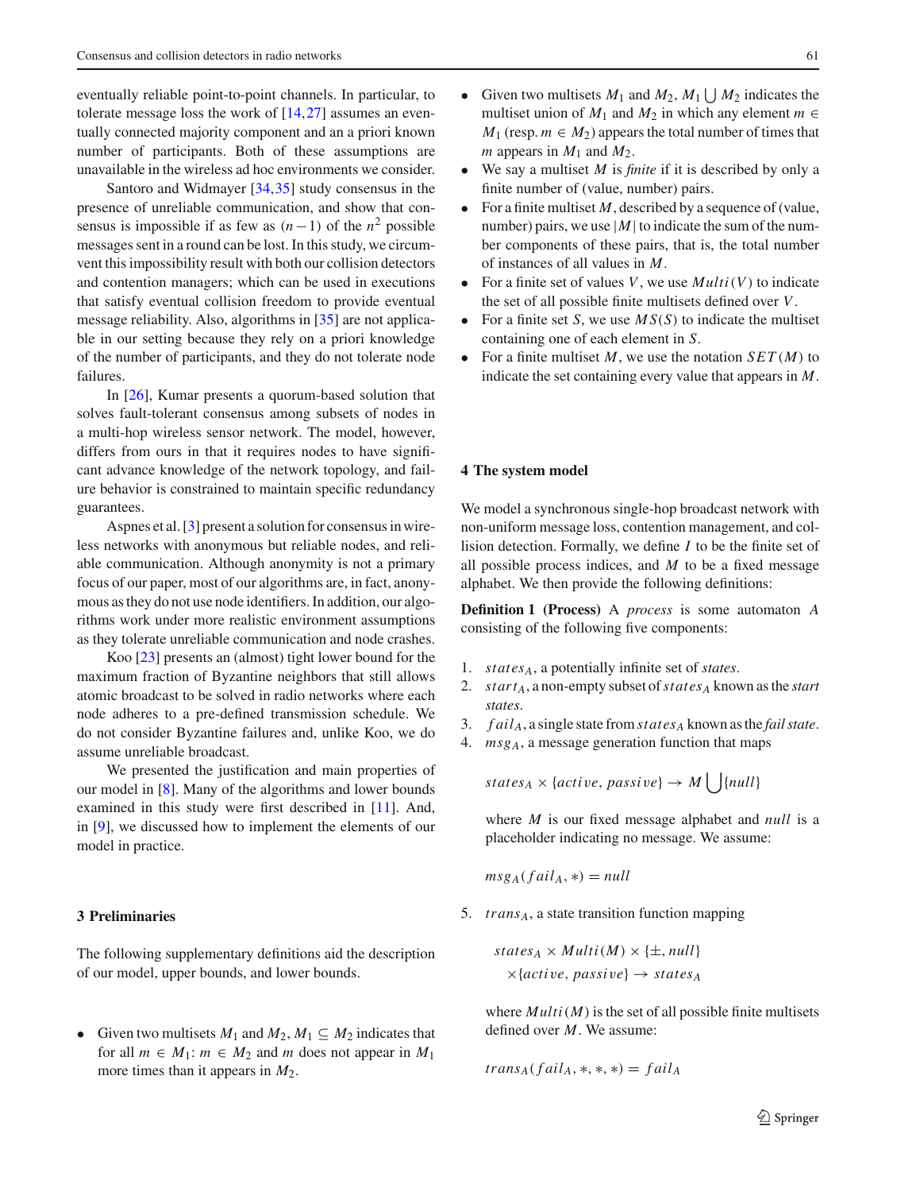eventually reliable point-to-point channels. In particular, to tolerate message loss the work of [14,27] assumes an eventually connected majority component and an a priori known number of participants. Both of these assumptions are unavailable in the wireless ad hoc environments we consider.

Santoro and Widmayer [34,35] study consensus in the presence of unreliable communication, and show that consensus is impossible if as few as $(n-1)$ of the $n^2$ possible messages sent in a round can be lost. In this study, we circumvent this impossibility result with both our collision detectors and contention managers; which can be used in executions that satisfy eventual collision freedom to provide eventual message reliability. Also, algorithms in [35] are not applicable in our setting because they rely on a priori knowledge of the number of participants, and they do not tolerate node failures.

In [26], Kumar presents a quorum-based solution that solves fault-tolerant consensus among subsets of nodes in a multi-hop wireless sensor network. The model, however, differs from ours in that it requires nodes to have significant advance knowledge of the network topology, and failure behavior is constrained to maintain specific redundancy guarantees.

Aspnes et al. [3] present a solution for consensus in wireless networks with anonymous but reliable nodes, and reliable communication. Although anonymity is not a primary focus of our paper, most of our algorithms are, in fact, anonymous as they do not use node identifiers. In addition, our algorithms work under more realistic environment assumptions as they tolerate unreliable communication and node crashes.

Koo [23] presents an (almost) tight lower bound for the maximum fraction of Byzantine neighbors that still allows atomic broadcast to be solved in radio networks where each node adheres to a pre-defined transmission schedule. We do not consider Byzantine failures and, unlike Koo, we do assume unreliable broadcast.

We presented the justification and main properties of our model in [8]. Many of the algorithms and lower bounds examined in this study were first described in [11]. And, in [9], we discussed how to implement the elements of our model in practice.

## 3 Preliminaries

The following supplementary definitions aid the description of our model, upper bounds, and lower bounds.

- Given two multisets $M_1$ and $M_2$, $M_1 \subseteq M_2$ indicates that for all $m \in M_1$: $m \in M_2$ and $m$ does not appear in $M_1$ more times than it appears in $M_2$.
- Given two multisets $M_1$ and $M_2$, $M_1 \bigcup M_2$ indicates the multiset union of $M_1$ and $M_2$ in which any element $m \in M_1$ (resp. $m \in M_2$) appears the total number of times that $m$ appears in $M_1$ and $M_2$.
- We say a multiset $M$ is *finite* if it is described by only a finite number of (value, number) pairs.
- For a finite multiset $M$, described by a sequence of (value, number) pairs, we use $|M|$ to indicate the sum of the number components of these pairs, that is, the total number of instances of all values in $M$.
- For a finite set of values $V$, we use $Multi(V)$ to indicate the set of all possible finite multisets defined over $V$.
- For a finite set $S$, we use $MS(S)$ to indicate the multiset containing one of each element in $S$.
- For a finite multiset $M$, we use the notation $SET(M)$ to indicate the set containing every value that appears in $M$.

## 4 The system model

We model a synchronous single-hop broadcast network with non-uniform message loss, contention management, and collision detection. Formally, we define $I$ to be the finite set of all possible process indices, and $M$ to be a fixed message alphabet. We then provide the following definitions:

**Definition 1 (Process)** A *process* is some automaton $A$ consisting of the following five components:

1. $states_A$, a potentially infinite set of *states*.
2. $start_A$, a non-empty subset of $states_A$ known as the *start states*.
3. $fail_A$, a single state from $states_A$ known as the *fail state*.
4. $msg_A$, a message generation function that maps

   $$states_A \times \{active, passive\} \rightarrow M \bigcup \{null\}$$

   where $M$ is our fixed message alphabet and $null$ is a placeholder indicating no message. We assume:

   $$msg_A(fail_A, *) = null$$

5. $trans_A$, a state transition function mapping

   $$states_A \times Multi(M) \times \{\pm, null\} \times \{active, passive\} \rightarrow states_A$$

   where $Multi(M)$ is the set of all possible finite multisets defined over $M$. We assume:

   $$trans_A(fail_A, *, *, *) = fail_A$$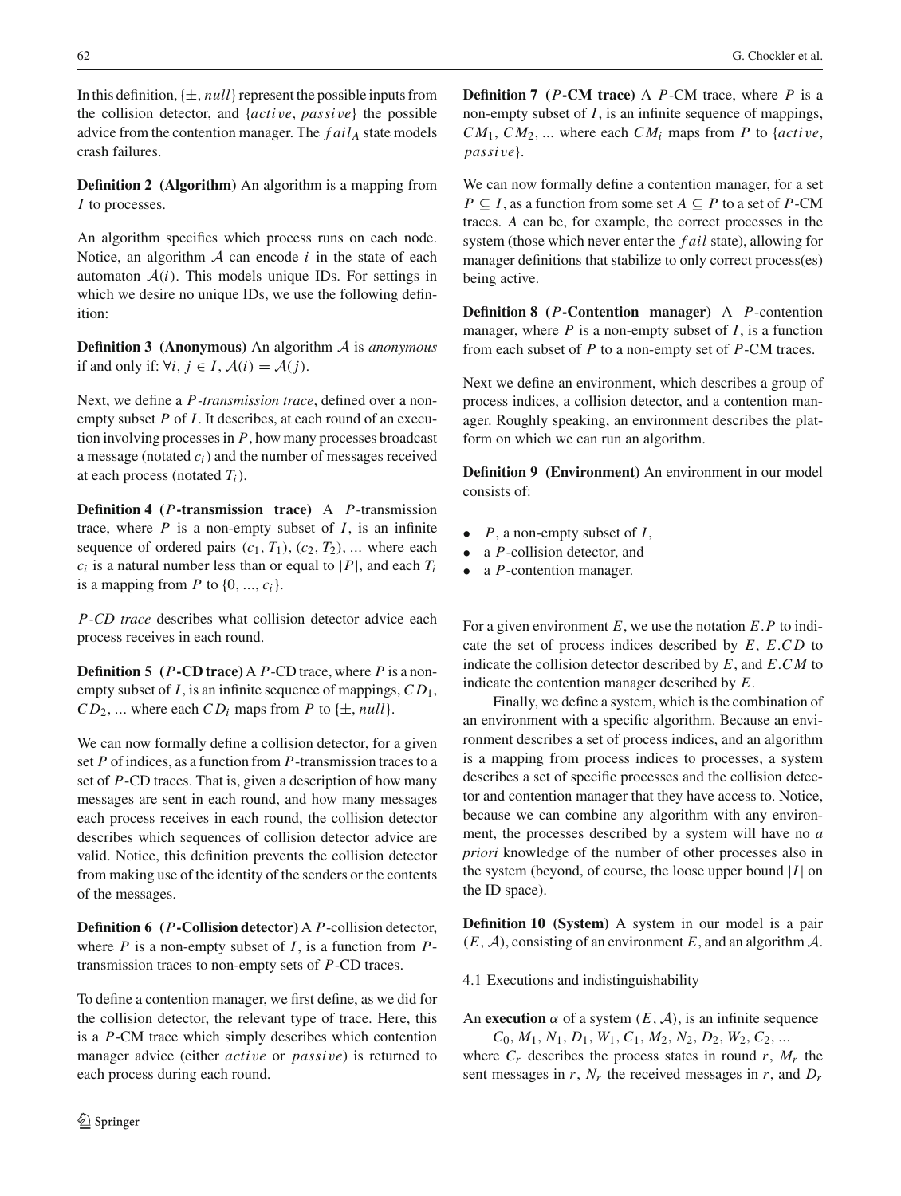In this definition, $\{\pm, null\}$ represent the possible inputs from the collision detector, and $\{active, passive\}$ the possible advice from the contention manager. The $fail_A$ state models crash failures.

**Definition 2 (Algorithm)** An algorithm is a mapping from $I$ to processes.

An algorithm specifies which process runs on each node. Notice, an algorithm $\mathcal{A}$ can encode $i$ in the state of each automaton $\mathcal{A}(i)$. This models unique IDs. For settings in which we desire no unique IDs, we use the following definition:

**Definition 3 (Anonymous)** An algorithm $\mathcal{A}$ is *anonymous* if and only if: $\forall i, j \in I, \mathcal{A}(i) = \mathcal{A}(j)$.

Next, we define a *$P$-transmission trace*, defined over a non-empty subset $P$ of $I$. It describes, at each round of an execution involving processes in $P$, how many processes broadcast a message (notated $c_i$) and the number of messages received at each process (notated $T_i$).

**Definition 4 ($P$-transmission trace)** A $P$-transmission trace, where $P$ is a non-empty subset of $I$, is an infinite sequence of ordered pairs $(c_1, T_1), (c_2, T_2), \ldots$ where each $c_i$ is a natural number less than or equal to $|P|$, and each $T_i$ is a mapping from $P$ to $\{0, \ldots, c_i\}$.

*$P$-CD trace* describes what collision detector advice each process receives in each round.

**Definition 5 ($P$-CD trace)** A $P$-CD trace, where $P$ is a non-empty subset of $I$, is an infinite sequence of mappings, $CD_1$, $CD_2, \ldots$ where each $CD_i$ maps from $P$ to $\{\pm, null\}$.

We can now formally define a collision detector, for a given set $P$ of indices, as a function from $P$-transmission traces to a set of $P$-CD traces. That is, given a description of how many messages are sent in each round, and how many messages each process receives in each round, the collision detector describes which sequences of collision detector advice are valid. Notice, this definition prevents the collision detector from making use of the identity of the senders or the contents of the messages.

**Definition 6 ($P$-Collision detector)** A $P$-collision detector, where $P$ is a non-empty subset of $I$, is a function from $P$-transmission traces to non-empty sets of $P$-CD traces.

To define a contention manager, we first define, as we did for the collision detector, the relevant type of trace. Here, this is a $P$-CM trace which simply describes which contention manager advice (either *active* or *passive*) is returned to each process during each round.

**Definition 7 ($P$-CM trace)** A $P$-CM trace, where $P$ is a non-empty subset of $I$, is an infinite sequence of mappings, $CM_1, CM_2, \ldots$ where each $CM_i$ maps from $P$ to $\{active, passive\}$.

We can now formally define a contention manager, for a set $P \subseteq I$, as a function from some set $A \subseteq P$ to a set of $P$-CM traces. $A$ can be, for example, the correct processes in the system (those which never enter the $fail$ state), allowing for manager definitions that stabilize to only correct process(es) being active.

**Definition 8 ($P$-Contention manager)** A $P$-contention manager, where $P$ is a non-empty subset of $I$, is a function from each subset of $P$ to a non-empty set of $P$-CM traces.

Next we define an environment, which describes a group of process indices, a collision detector, and a contention manager. Roughly speaking, an environment describes the platform on which we can run an algorithm.

**Definition 9 (Environment)** An environment in our model consists of:

- $P$, a non-empty subset of $I$,
- a $P$-collision detector, and
- a $P$-contention manager.

For a given environment $E$, we use the notation $E.P$ to indicate the set of process indices described by $E$, $E.CD$ to indicate the collision detector described by $E$, and $E.CM$ to indicate the contention manager described by $E$.

Finally, we define a system, which is the combination of an environment with a specific algorithm. Because an environment describes a set of process indices, and an algorithm is a mapping from process indices to processes, a system describes a set of specific processes and the collision detector and contention manager that they have access to. Notice, because we can combine any algorithm with any environment, the processes described by a system will have no *a priori* knowledge of the number of other processes also in the system (beyond, of course, the loose upper bound $|I|$ on the ID space).

**Definition 10 (System)** A system in our model is a pair $(E, \mathcal{A})$, consisting of an environment $E$, and an algorithm $\mathcal{A}$.

### 4.1 Executions and indistinguishability

An **execution** $\alpha$ of a system $(E, \mathcal{A})$, is an infinite sequence

$C_0, M_1, N_1, D_1, W_1, C_1, M_2, N_2, D_2, W_2, C_2, \ldots$

where $C_r$ describes the process states in round $r$, $M_r$ the sent messages in $r$, $N_r$ the received messages in $r$, and $D_r$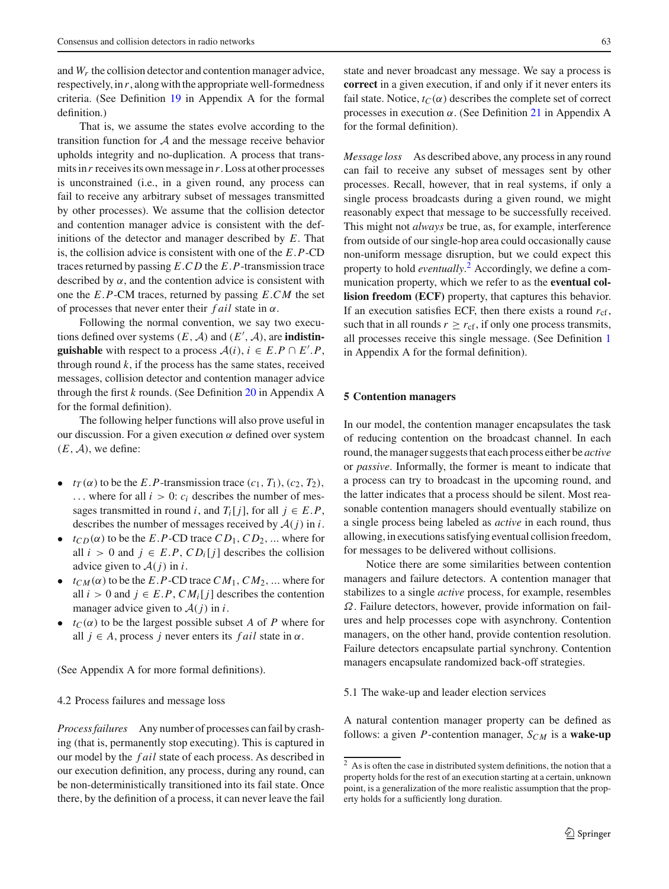and $W_r$ the collision detector and contention manager advice, respectively, in $r$, along with the appropriate well-formedness criteria. (See Definition 19 in Appendix A for the formal definition.)

That is, we assume the states evolve according to the transition function for $\mathcal{A}$ and the message receive behavior upholds integrity and no-duplication. A process that transmits in $r$ receives its own message in $r$. Loss at other processes is unconstrained (i.e., in a given round, any process can fail to receive any arbitrary subset of messages transmitted by other processes). We assume that the collision detector and contention manager advice is consistent with the definitions of the detector and manager described by $E$. That is, the collision advice is consistent with one of the $E.P$-CD traces returned by passing $E.CD$ the $E.P$-transmission trace described by $\alpha$, and the contention advice is consistent with one the $E.P$-CM traces, returned by passing $E.CM$ the set of processes that never enter their $fail$ state in $\alpha$.

Following the normal convention, we say two executions defined over systems $(E, \mathcal{A})$ and $(E', \mathcal{A})$, are **indistinguishable** with respect to a process $\mathcal{A}(i)$, $i \in E.P \cap E'.P$, through round $k$, if the process has the same states, received messages, collision detector and contention manager advice through the first $k$ rounds. (See Definition 20 in Appendix A for the formal definition).

The following helper functions will also prove useful in our discussion. For a given execution $\alpha$ defined over system $(E, \mathcal{A})$, we define:

- $t_T(\alpha)$ to be the $E.P$-transmission trace $(c_1, T_1), (c_2, T_2), \ldots$ where for all $i > 0$: $c_i$ describes the number of messages transmitted in round $i$, and $T_i[j]$, for all $j \in E.P$, describes the number of messages received by $\mathcal{A}(j)$ in $i$.
- $t_{CD}(\alpha)$ to be the $E.P$-CD trace $CD_1, CD_2, \ldots$ where for all $i > 0$ and $j \in E.P$, $CD_i[j]$ describes the collision advice given to $\mathcal{A}(j)$ in $i$.
- $t_{CM}(\alpha)$ to be the $E.P$-CD trace $CM_1, CM_2, \ldots$ where for all $i > 0$ and $j \in E.P$, $CM_i[j]$ describes the contention manager advice given to $\mathcal{A}(j)$ in $i$.
- $t_C(\alpha)$ to be the largest possible subset $A$ of $P$ where for all $j \in A$, process $j$ never enters its $fail$ state in $\alpha$.

(See Appendix A for more formal definitions).

### 4.2 Process failures and message loss

*Process failures* Any number of processes can fail by crashing (that is, permanently stop executing). This is captured in our model by the $fail$ state of each process. As described in our execution definition, any process, during any round, can be non-deterministically transitioned into its fail state. Once there, by the definition of a process, it can never leave the fail state and never broadcast any message. We say a process is **correct** in a given execution, if and only if it never enters its fail state. Notice, $t_C(\alpha)$ describes the complete set of correct processes in execution $\alpha$. (See Definition 21 in Appendix A for the formal definition).

*Message loss* As described above, any process in any round can fail to receive any subset of messages sent by other processes. Recall, however, that in real systems, if only a single process broadcasts during a given round, we might reasonably expect that message to be successfully received. This might not *always* be true, as, for example, interference from outside of our single-hop area could occasionally cause non-uniform message disruption, but we could expect this property to hold *eventually*.[2] Accordingly, we define a communication property, which we refer to as the **eventual collision freedom (ECF)** property, that captures this behavior. If an execution satisfies ECF, then there exists a round $r_{cf}$, such that in all rounds $r \geq r_{cf}$, if only one process transmits, all processes receive this single message. (See Definition 1 in Appendix A for the formal definition).

## 5 Contention managers

In our model, the contention manager encapsulates the task of reducing contention on the broadcast channel. In each round, the manager suggests that each process either be *active* or *passive*. Informally, the former is meant to indicate that a process can try to broadcast in the upcoming round, and the latter indicates that a process should be silent. Most reasonable contention managers should eventually stabilize on a single process being labeled as *active* in each round, thus allowing, in executions satisfying eventual collision freedom, for messages to be delivered without collisions.

Notice there are some similarities between contention managers and failure detectors. A contention manager that stabilizes to a single *active* process, for example, resembles $\Omega$. Failure detectors, however, provide information on failures and help processes cope with asynchrony. Contention managers, on the other hand, provide contention resolution. Failure detectors encapsulate partial synchrony. Contention managers encapsulate randomized back-off strategies.

### 5.1 The wake-up and leader election services

A natural contention manager property can be defined as follows: a given $P$-contention manager, $S_{CM}$ is a **wake-up**

[2] As is often the case in distributed system definitions, the notion that a property holds for the rest of an execution starting at a certain, unknown point, is a generalization of the more realistic assumption that the property holds for a sufficiently long duration.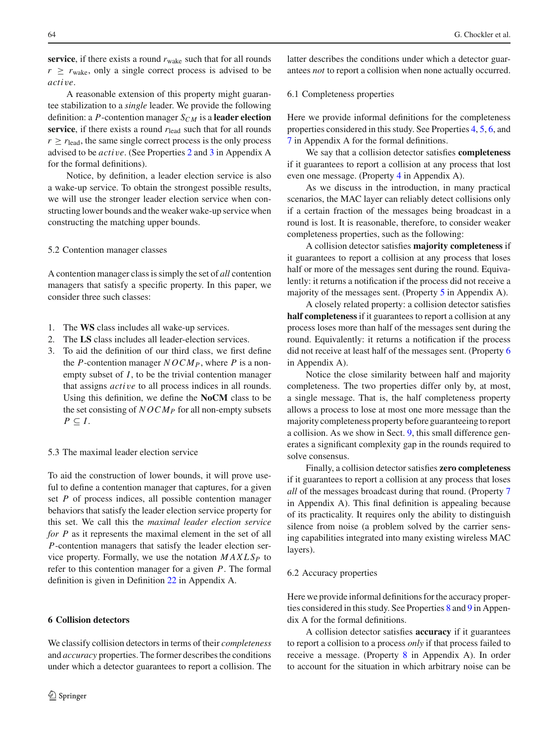**service**, if there exists a round $r_{\text{wake}}$ such that for all rounds $r \geq r_{\text{wake}}$, only a single correct process is advised to be *active*.

A reasonable extension of this property might guarantee stabilization to a *single* leader. We provide the following definition: a $P$-contention manager $S_{CM}$ is a **leader election service**, if there exists a round $r_{\text{lead}}$ such that for all rounds $r \geq r_{\text{lead}}$, the same single correct process is the only process advised to be *active*. (See Properties 2 and 3 in Appendix A for the formal definitions).

Notice, by definition, a leader election service is also a wake-up service. To obtain the strongest possible results, we will use the stronger leader election service when constructing lower bounds and the weaker wake-up service when constructing the matching upper bounds.

### 5.2 Contention manager classes

A contention manager class is simply the set of *all* contention managers that satisfy a specific property. In this paper, we consider three such classes:

1. The **WS** class includes all wake-up services.
2. The **LS** class includes all leader-election services.
3. To aid the definition of our third class, we first define the $P$-contention manager $NOCM_P$, where $P$ is a non-empty subset of $I$, to be the trivial contention manager that assigns *active* to all process indices in all rounds. Using this definition, we define the **NoCM** class to be the set consisting of $NOCM_P$ for all non-empty subsets $P \subseteq I$.

### 5.3 The maximal leader election service

To aid the construction of lower bounds, it will prove useful to define a contention manager that captures, for a given set $P$ of process indices, all possible contention manager behaviors that satisfy the leader election service property for this set. We call this the *maximal leader election service for $P$* as it represents the maximal element in the set of all $P$-contention managers that satisfy the leader election service property. Formally, we use the notation $MAXLS_P$ to refer to this contention manager for a given $P$. The formal definition is given in Definition 22 in Appendix A.

## 6 Collision detectors

We classify collision detectors in terms of their *completeness* and *accuracy* properties. The former describes the conditions under which a detector guarantees to report a collision. The latter describes the conditions under which a detector guarantees *not* to report a collision when none actually occurred.

### 6.1 Completeness properties

Here we provide informal definitions for the completeness properties considered in this study. See Properties 4, 5, 6, and 7 in Appendix A for the formal definitions.

We say that a collision detector satisfies **completeness** if it guarantees to report a collision at any process that lost even one message. (Property 4 in Appendix A).

As we discuss in the introduction, in many practical scenarios, the MAC layer can reliably detect collisions only if a certain fraction of the messages being broadcast in a round is lost. It is reasonable, therefore, to consider weaker completeness properties, such as the following:

A collision detector satisfies **majority completeness** if it guarantees to report a collision at any process that loses half or more of the messages sent during the round. Equivalently: it returns a notification if the process did not receive a majority of the messages sent. (Property 5 in Appendix A).

A closely related property: a collision detector satisfies **half completeness** if it guarantees to report a collision at any process loses more than half of the messages sent during the round. Equivalently: it returns a notification if the process did not receive at least half of the messages sent. (Property 6 in Appendix A).

Notice the close similarity between half and majority completeness. The two properties differ only by, at most, a single message. That is, the half completeness property allows a process to lose at most one more message than the majority completeness property before guaranteeing to report a collision. As we show in Sect. 9, this small difference generates a significant complexity gap in the rounds required to solve consensus.

Finally, a collision detector satisfies **zero completeness** if it guarantees to report a collision at any process that loses *all* of the messages broadcast during that round. (Property 7 in Appendix A). This final definition is appealing because of its practicality. It requires only the ability to distinguish silence from noise (a problem solved by the carrier sensing capabilities integrated into many existing wireless MAC layers).

### 6.2 Accuracy properties

Here we provide informal definitions for the accuracy properties considered in this study. See Properties 8 and 9 in Appendix A for the formal definitions.

A collision detector satisfies **accuracy** if it guarantees to report a collision to a process *only* if that process failed to receive a message. (Property 8 in Appendix A). In order to account for the situation in which arbitrary noise can be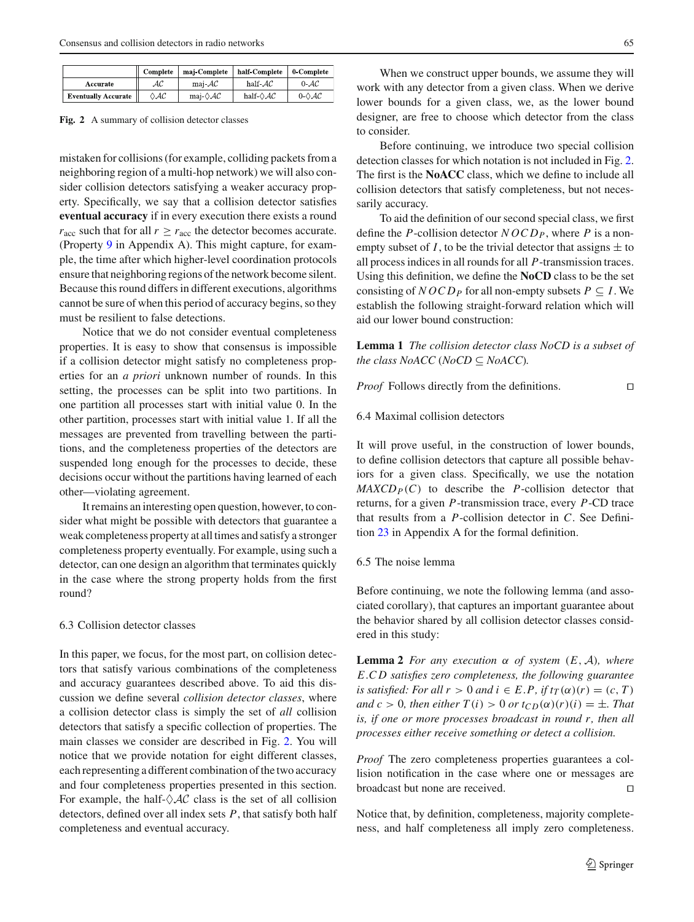|  | Complete | maj-Complete | half-Complete | 0-Complete |
|---|---|---|---|---|
| **Accurate** | $\mathcal{AC}$ | maj-$\mathcal{AC}$ | half-$\mathcal{AC}$ | 0-$\mathcal{AC}$ |
| **Eventually Accurate** | $\Diamond\mathcal{AC}$ | maj-$\Diamond\mathcal{AC}$ | half-$\Diamond\mathcal{AC}$ | 0-$\Diamond\mathcal{AC}$ |

**Fig. 2** A summary of collision detector classes

mistaken for collisions (for example, colliding packets from a neighboring region of a multi-hop network) we will also consider collision detectors satisfying a weaker accuracy property. Specifically, we say that a collision detector satisfies **eventual accuracy** if in every execution there exists a round $r_{acc}$ such that for all $r \geq r_{acc}$ the detector becomes accurate. (Property 9 in Appendix A). This might capture, for example, the time after which higher-level coordination protocols ensure that neighboring regions of the network become silent. Because this round differs in different executions, algorithms cannot be sure of when this period of accuracy begins, so they must be resilient to false detections.

Notice that we do not consider eventual completeness properties. It is easy to show that consensus is impossible if a collision detector might satisfy no completeness properties for an *a priori* unknown number of rounds. In this setting, the processes can be split into two partitions. In one partition all processes start with initial value 0. In the other partition, processes start with initial value 1. If all the messages are prevented from travelling between the partitions, and the completeness properties of the detectors are suspended long enough for the processes to decide, these decisions occur without the partitions having learned of each other—violating agreement.

It remains an interesting open question, however, to consider what might be possible with detectors that guarantee a weak completeness property at all times and satisfy a stronger completeness property eventually. For example, using such a detector, can one design an algorithm that terminates quickly in the case where the strong property holds from the first round?

### 6.3 Collision detector classes

In this paper, we focus, for the most part, on collision detectors that satisfy various combinations of the completeness and accuracy guarantees described above. To aid this discussion we define several *collision detector classes*, where a collision detector class is simply the set of *all* collision detectors that satisfy a specific collection of properties. The main classes we consider are described in Fig. 2. You will notice that we provide notation for eight different classes, each representing a different combination of the two accuracy and four completeness properties presented in this section. For example, the half-$\Diamond\mathcal{AC}$ class is the set of all collision detectors, defined over all index sets $P$, that satisfy both half completeness and eventual accuracy.

When we construct upper bounds, we assume they will work with any detector from a given class. When we derive lower bounds for a given class, we, as the lower bound designer, are free to choose which detector from the class to consider.

Before continuing, we introduce two special collision detection classes for which notation is not included in Fig. 2. The first is the **NoACC** class, which we define to include all collision detectors that satisfy completeness, but not necessarily accuracy.

To aid the definition of our second special class, we first define the $P$-collision detector $NOCD_P$, where $P$ is a non-empty subset of $I$, to be the trivial detector that assigns $\pm$ to all process indices in all rounds for all $P$-transmission traces. Using this definition, we define the **NoCD** class to be the set consisting of $NOCD_P$ for all non-empty subsets $P \subseteq I$. We establish the following straight-forward relation which will aid our lower bound construction:

**Lemma 1** *The collision detector class NoCD is a subset of the class NoACC (NoCD $\subseteq$ NoACC).*

*Proof* Follows directly from the definitions. ◻

### 6.4 Maximal collision detectors

It will prove useful, in the construction of lower bounds, to define collision detectors that capture all possible behaviors for a given class. Specifically, we use the notation $MAXCD_P(C)$ to describe the $P$-collision detector that returns, for a given $P$-transmission trace, every $P$-CD trace that results from a $P$-collision detector in $C$. See Definition 23 in Appendix A for the formal definition.

### 6.5 The noise lemma

Before continuing, we note the following lemma (and associated corollary), that captures an important guarantee about the behavior shared by all collision detector classes considered in this study:

**Lemma 2** *For any execution $\alpha$ of system $(E, \mathcal{A})$, where $E.CD$ satisfies zero completeness, the following guarantee is satisfied: For all $r > 0$ and $i \in E.P$, if $t_T(\alpha)(r) = (c, T)$ and $c > 0$, then either $T(i) > 0$ or $t_{CD}(\alpha)(r)(i) = \pm$. That is, if one or more processes broadcast in round $r$, then all processes either receive something or detect a collision.*

*Proof* The zero completeness properties guarantees a collision notification in the case where one or messages are broadcast but none are received. ◻

Notice that, by definition, completeness, majority completeness, and half completeness all imply zero completeness.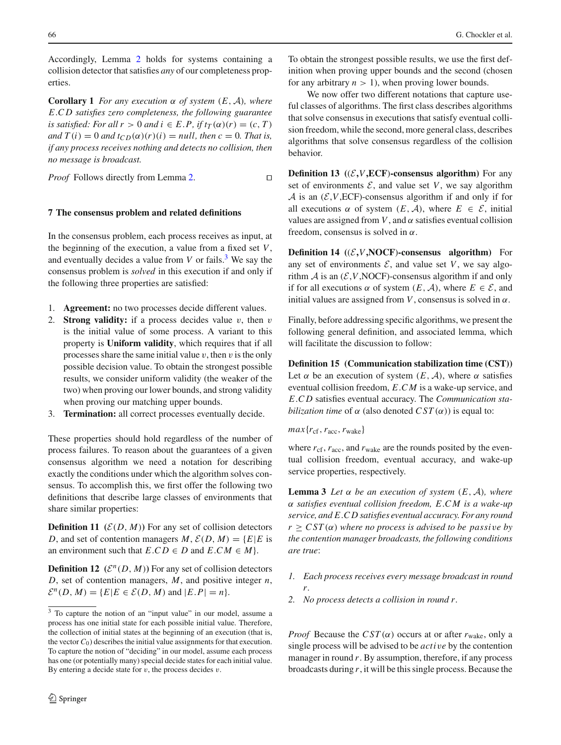Accordingly, Lemma 2 holds for systems containing a collision detector that satisfies *any* of our completeness properties.

**Corollary 1** *For any execution $\alpha$ of system $(E, \mathcal{A})$, where $E.CD$ satisfies zero completeness, the following guarantee is satisfied: For all $r > 0$ and $i \in E.P$, if $t_T(\alpha)(r) = (c, T)$ and $T(i) = 0$ and $t_{CD}(\alpha)(r)(i) = null$, then $c = 0$. That is, if any process receives nothing and detects no collision, then no message is broadcast.*

*Proof* Follows directly from Lemma 2. □

## 7 The consensus problem and related definitions

In the consensus problem, each process receives as input, at the beginning of the execution, a value from a fixed set $V$, and eventually decides a value from $V$ or fails.[3] We say the consensus problem is *solved* in this execution if and only if the following three properties are satisfied:

1. **Agreement:** no two processes decide different values.
2. **Strong validity:** if a process decides value $v$, then $v$ is the initial value of some process. A variant to this property is **Uniform validity**, which requires that if all processes share the same initial value $v$, then $v$ is the only possible decision value. To obtain the strongest possible results, we consider uniform validity (the weaker of the two) when proving our lower bounds, and strong validity when proving our matching upper bounds.
3. **Termination:** all correct processes eventually decide.

These properties should hold regardless of the number of process failures. To reason about the guarantees of a given consensus algorithm we need a notation for describing exactly the conditions under which the algorithm solves consensus. To accomplish this, we first offer the following two definitions that describe large classes of environments that share similar properties:

**Definition 11** **($\mathcal{E}(D, M)$)** For any set of collision detectors $D$, and set of contention managers $M$, $\mathcal{E}(D, M) = \{E | E$ is an environment such that $E.CD \in D$ and $E.CM \in M\}$.

**Definition 12** **($\mathcal{E}^n(D, M)$)** For any set of collision detectors $D$, set of contention managers, $M$, and positive integer $n$, $\mathcal{E}^n(D, M) = \{E | E \in \mathcal{E}(D, M)$ and $|E.P| = n\}$.

To obtain the strongest possible results, we use the first definition when proving upper bounds and the second (chosen for any arbitrary $n > 1$), when proving lower bounds.

We now offer two different notations that capture useful classes of algorithms. The first class describes algorithms that solve consensus in executions that satisfy eventual collision freedom, while the second, more general class, describes algorithms that solve consensus regardless of the collision behavior.

**Definition 13** **(($\mathcal{E}$,$V$,ECF)-consensus algorithm)** For any set of environments $\mathcal{E}$, and value set $V$, we say algorithm $\mathcal{A}$ is an ($\mathcal{E}$,$V$,ECF)-consensus algorithm if and only if for all executions $\alpha$ of system $(E, \mathcal{A})$, where $E \in \mathcal{E}$, initial values are assigned from $V$, and $\alpha$ satisfies eventual collision freedom, consensus is solved in $\alpha$.

**Definition 14** **(($\mathcal{E}$,$V$,NOCF)-consensus algorithm)** For any set of environments $\mathcal{E}$, and value set $V$, we say algorithm $\mathcal{A}$ is an ($\mathcal{E}$,$V$,NOCF)-consensus algorithm if and only if for all executions $\alpha$ of system $(E, \mathcal{A})$, where $E \in \mathcal{E}$, and initial values are assigned from $V$, consensus is solved in $\alpha$.

Finally, before addressing specific algorithms, we present the following general definition, and associated lemma, which will facilitate the discussion to follow:

**Definition 15** **(Communication stabilization time (CST))** Let $\alpha$ be an execution of system $(E, \mathcal{A})$, where $\alpha$ satisfies eventual collision freedom, $E.CM$ is a wake-up service, and $E.CD$ satisfies eventual accuracy. The *Communication stabilization time* of $\alpha$ (also denoted $CST(\alpha)$) is equal to:

$max\{r_{\text{cf}}, r_{\text{acc}}, r_{\text{wake}}\}$

where $r_{\text{cf}}$, $r_{\text{acc}}$, and $r_{\text{wake}}$ are the rounds posited by the eventual collision freedom, eventual accuracy, and wake-up service properties, respectively.

**Lemma 3** *Let $\alpha$ be an execution of system $(E, \mathcal{A})$, where $\alpha$ satisfies eventual collision freedom, $E.CM$ is a wake-up service, and $E.CD$ satisfies eventual accuracy. For any round $r \geq CST(\alpha)$ where no process is advised to be $passive$ by the contention manager broadcasts, the following conditions are true*:

1. *Each process receives every message broadcast in round $r$.*
2. *No process detects a collision in round $r$.*

*Proof* Because the $CST(\alpha)$ occurs at or after $r_{\text{wake}}$, only a single process will be advised to be $active$ by the contention manager in round $r$. By assumption, therefore, if any process broadcasts during $r$, it will be this single process. Because the

[3] To capture the notion of an "input value" in our model, assume a process has one initial state for each possible initial value. Therefore, the collection of initial states at the beginning of an execution (that is, the vector $C_0$) describes the initial value assignments for that execution. To capture the notion of "deciding" in our model, assume each process has one (or potentially many) special decide states for each initial value. By entering a decide state for $v$, the process decides $v$.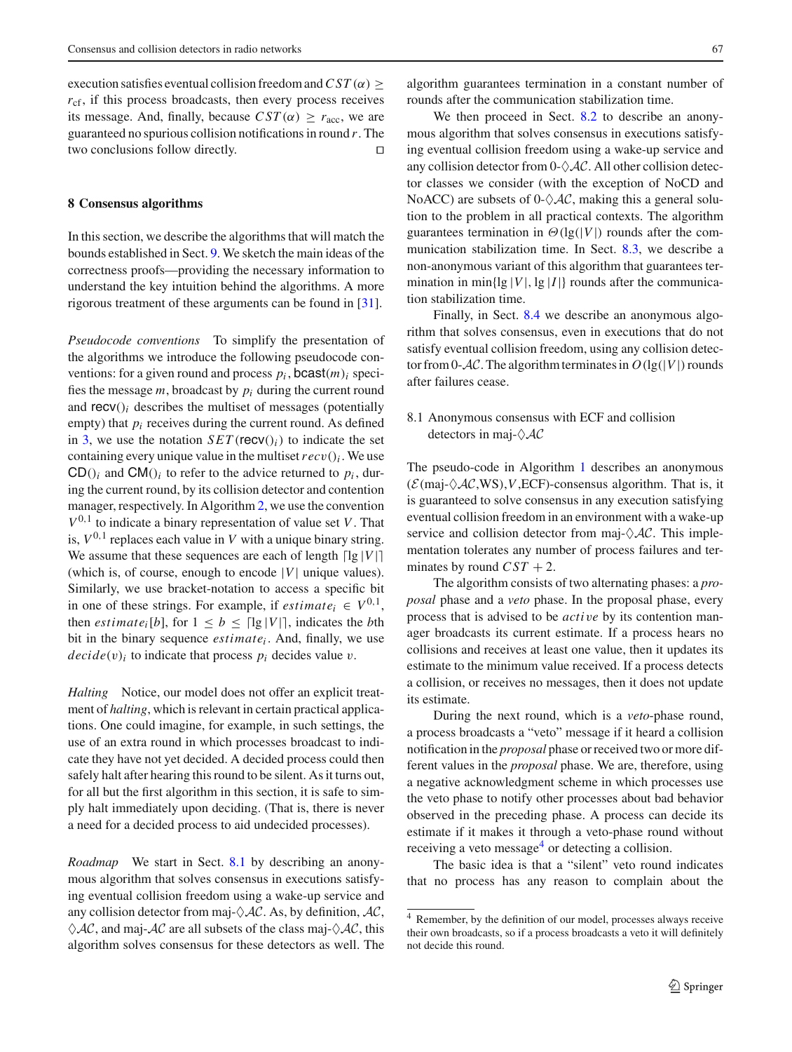execution satisfies eventual collision freedom and $CST(\alpha) \geq r_{\mathrm{cf}}$, if this process broadcasts, then every process receives its message. And, finally, because $CST(\alpha) \geq r_{\mathrm{acc}}$, we are guaranteed no spurious collision notifications in round $r$. The two conclusions follow directly. □

## 8 Consensus algorithms

In this section, we describe the algorithms that will match the bounds established in Sect. 9. We sketch the main ideas of the correctness proofs—providing the necessary information to understand the key intuition behind the algorithms. A more rigorous treatment of these arguments can be found in [31].

*Pseudocode conventions* To simplify the presentation of the algorithms we introduce the following pseudocode conventions: for a given round and process $p_i$, $\mathsf{bcast}(m)_i$ specifies the message $m$, broadcast by $p_i$ during the current round and $\mathsf{recv}()_i$ describes the multiset of messages (potentially empty) that $p_i$ receives during the current round. As defined in 3, we use the notation $SET(\mathsf{recv}()_i)$ to indicate the set containing every unique value in the multiset $recv()_i$. We use $\mathsf{CD}()_i$ and $\mathsf{CM}()_i$ to refer to the advice returned to $p_i$, during the current round, by its collision detector and contention manager, respectively. In Algorithm 2, we use the convention $V^{0,1}$ to indicate a binary representation of value set $V$. That is, $V^{0,1}$ replaces each value in $V$ with a unique binary string. We assume that these sequences are each of length $\lceil \lg |V| \rceil$ (which is, of course, enough to encode $|V|$ unique values). Similarly, we use bracket-notation to access a specific bit in one of these strings. For example, if $estimate_i \in V^{0,1}$, then $estimate_i[b]$, for $1 \leq b \leq \lceil \lg |V| \rceil$, indicates the $b$th bit in the binary sequence $estimate_i$. And, finally, we use $decide(v)_i$ to indicate that process $p_i$ decides value $v$.

*Halting* Notice, our model does not offer an explicit treatment of *halting*, which is relevant in certain practical applications. One could imagine, for example, in such settings, the use of an extra round in which processes broadcast to indicate they have not yet decided. A decided process could then safely halt after hearing this round to be silent. As it turns out, for all but the first algorithm in this section, it is safe to simply halt immediately upon deciding. (That is, there is never a need for a decided process to aid undecided processes).

*Roadmap* We start in Sect. 8.1 by describing an anonymous algorithm that solves consensus in executions satisfying eventual collision freedom using a wake-up service and any collision detector from maj-$\Diamond\mathcal{AC}$. As, by definition, $\mathcal{AC}$, $\Diamond\mathcal{AC}$, and maj-$\mathcal{AC}$ are all subsets of the class maj-$\Diamond\mathcal{AC}$, this algorithm solves consensus for these detectors as well. The algorithm guarantees termination in a constant number of rounds after the communication stabilization time.

We then proceed in Sect. 8.2 to describe an anonymous algorithm that solves consensus in executions satisfying eventual collision freedom using a wake-up service and any collision detector from 0-$\Diamond\mathcal{AC}$. All other collision detector classes we consider (with the exception of NoCD and NoACC) are subsets of 0-$\Diamond\mathcal{AC}$, making this a general solution to the problem in all practical contexts. The algorithm guarantees termination in $\Theta(\lg(|V|)$ rounds after the communication stabilization time. In Sect. 8.3, we describe a non-anonymous variant of this algorithm that guarantees termination in $\min\{\lg |V|, \lg |I|\}$ rounds after the communication stabilization time.

Finally, in Sect. 8.4 we describe an anonymous algorithm that solves consensus, even in executions that do not satisfy eventual collision freedom, using any collision detector from 0-$\mathcal{AC}$. The algorithm terminates in $O(\lg(|V|)$ rounds after failures cease.

### 8.1 Anonymous consensus with ECF and collision detectors in maj-$\Diamond\mathcal{AC}$

The pseudo-code in Algorithm 1 describes an anonymous $(\mathcal{E}(\text{maj-}\Diamond\mathcal{AC},\text{WS}),V,\text{ECF})$-consensus algorithm. That is, it is guaranteed to solve consensus in any execution satisfying eventual collision freedom in an environment with a wake-up service and collision detector from maj-$\Diamond\mathcal{AC}$. This implementation tolerates any number of process failures and terminates by round $CST + 2$.

The algorithm consists of two alternating phases: a *proposal* phase and a *veto* phase. In the proposal phase, every process that is advised to be *active* by its contention manager broadcasts its current estimate. If a process hears no collisions and receives at least one value, then it updates its estimate to the minimum value received. If a process detects a collision, or receives no messages, then it does not update its estimate.

During the next round, which is a *veto*-phase round, a process broadcasts a "veto" message if it heard a collision notification in the *proposal* phase or received two or more different values in the *proposal* phase. We are, therefore, using a negative acknowledgment scheme in which processes use the veto phase to notify other processes about bad behavior observed in the preceding phase. A process can decide its estimate if it makes it through a veto-phase round without receiving a veto message[4] or detecting a collision.

The basic idea is that a "silent" veto round indicates that no process has any reason to complain about the

[4] Remember, by the definition of our model, processes always receive their own broadcasts, so if a process broadcasts a veto it will definitely not decide this round.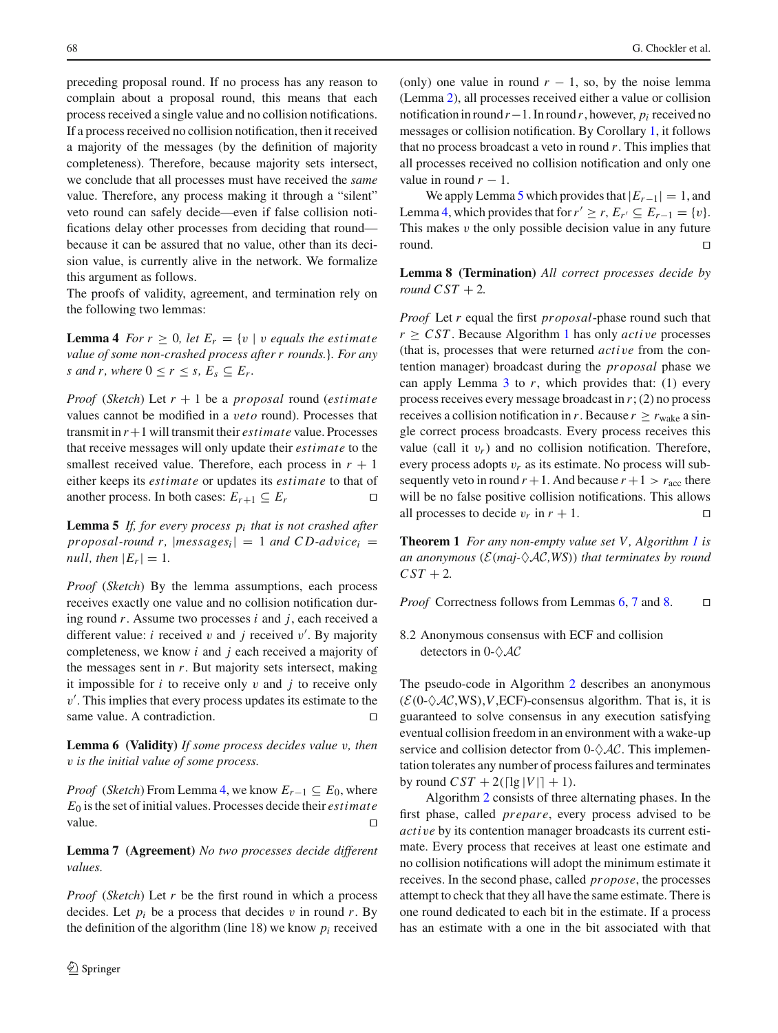preceding proposal round. If no process has any reason to complain about a proposal round, this means that each process received a single value and no collision notifications. If a process received no collision notification, then it received a majority of the messages (by the definition of majority completeness). Therefore, because majority sets intersect, we conclude that all processes must have received the *same* value. Therefore, any process making it through a "silent" veto round can safely decide—even if false collision notifications delay other processes from deciding that round—because it can be assured that no value, other than its decision value, is currently alive in the network. We formalize this argument as follows.

The proofs of validity, agreement, and termination rely on the following two lemmas:

**Lemma 4** *For $r \geq 0$, let $E_r = \{v \mid v$ equals the estimate value of some non-crashed process after $r$ rounds.$\}$. For any $s$ and $r$, where $0 \leq r \leq s$, $E_s \subseteq E_r$.*

*Proof* (*Sketch*) Let $r+1$ be a *proposal* round (*estimate* values cannot be modified in a *veto* round). Processes that transmit in $r+1$ will transmit their *estimate* value. Processes that receive messages will only update their *estimate* to the smallest received value. Therefore, each process in $r+1$ either keeps its *estimate* or updates its *estimate* to that of another process. In both cases: $E_{r+1} \subseteq E_r$ □

**Lemma 5** *If, for every process $p_i$ that is not crashed after proposal-round $r$, $|messages_i| = 1$ and $CD\text{-}advice_i = null$, then $|E_r| = 1$.*

*Proof* (*Sketch*) By the lemma assumptions, each process receives exactly one value and no collision notification during round $r$. Assume two processes $i$ and $j$, each received a different value: $i$ received $v$ and $j$ received $v'$. By majority completeness, we know $i$ and $j$ each received a majority of the messages sent in $r$. But majority sets intersect, making it impossible for $i$ to receive only $v$ and $j$ to receive only $v'$. This implies that every process updates its estimate to the same value. A contradiction. □

**Lemma 6 (Validity)** *If some process decides value $v$, then $v$ is the initial value of some process.*

*Proof* (*Sketch*) From Lemma 4, we know $E_{r-1} \subseteq E_0$, where $E_0$ is the set of initial values. Processes decide their *estimate* value. □

**Lemma 7 (Agreement)** *No two processes decide different values.*

*Proof* (*Sketch*) Let $r$ be the first round in which a process decides. Let $p_i$ be a process that decides $v$ in round $r$. By the definition of the algorithm (line 18) we know $p_i$ received (only) one value in round $r-1$, so, by the noise lemma (Lemma 2), all processes received either a value or collision notification in round $r-1$. In round $r$, however, $p_i$ received no messages or collision notification. By Corollary 1, it follows that no process broadcast a veto in round $r$. This implies that all processes received no collision notification and only one value in round $r-1$.

We apply Lemma 5 which provides that $|E_{r-1}| = 1$, and Lemma 4, which provides that for $r' \geq r$, $E_{r'} \subseteq E_{r-1} = \{v\}$. This makes $v$ the only possible decision value in any future round. □

**Lemma 8 (Termination)** *All correct processes decide by round $CST + 2$.*

*Proof* Let $r$ equal the first *proposal*-phase round such that $r \geq CST$. Because Algorithm 1 has only *active* processes (that is, processes that were returned *active* from the contention manager) broadcast during the *proposal* phase we can apply Lemma 3 to $r$, which provides that: (1) every process receives every message broadcast in $r$; (2) no process receives a collision notification in $r$. Because $r \geq r_{\text{wake}}$ a single correct process broadcasts. Every process receives this value (call it $v_r$) and no collision notification. Therefore, every process adopts $v_r$ as its estimate. No process will subsequently veto in round $r+1$. And because $r+1 > r_{\text{acc}}$ there will be no false positive collision notifications. This allows all processes to decide $v_r$ in $r+1$. □

**Theorem 1** *For any non-empty value set $V$, Algorithm 1 is an anonymous ($\mathcal{E}$(maj-$\Diamond\mathcal{AC}$,WS)) that terminates by round $CST + 2$.*

*Proof* Correctness follows from Lemmas 6, 7 and 8. □

## 8.2 Anonymous consensus with ECF and collision detectors in 0-$\Diamond\mathcal{AC}$

The pseudo-code in Algorithm 2 describes an anonymous ($\mathcal{E}$(0-$\Diamond\mathcal{AC}$,WS),$V$,ECF)-consensus algorithm. That is, it is guaranteed to solve consensus in any execution satisfying eventual collision freedom in an environment with a wake-up service and collision detector from 0-$\Diamond\mathcal{AC}$. This implementation tolerates any number of process failures and terminates by round $CST + 2(\lceil \lg |V| \rceil + 1)$.

Algorithm 2 consists of three alternating phases. In the first phase, called *prepare*, every process advised to be *active* by its contention manager broadcasts its current estimate. Every process that receives at least one estimate and no collision notifications will adopt the minimum estimate it receives. In the second phase, called *propose*, the processes attempt to check that they all have the same estimate. There is one round dedicated to each bit in the estimate. If a process has an estimate with a one in the bit associated with that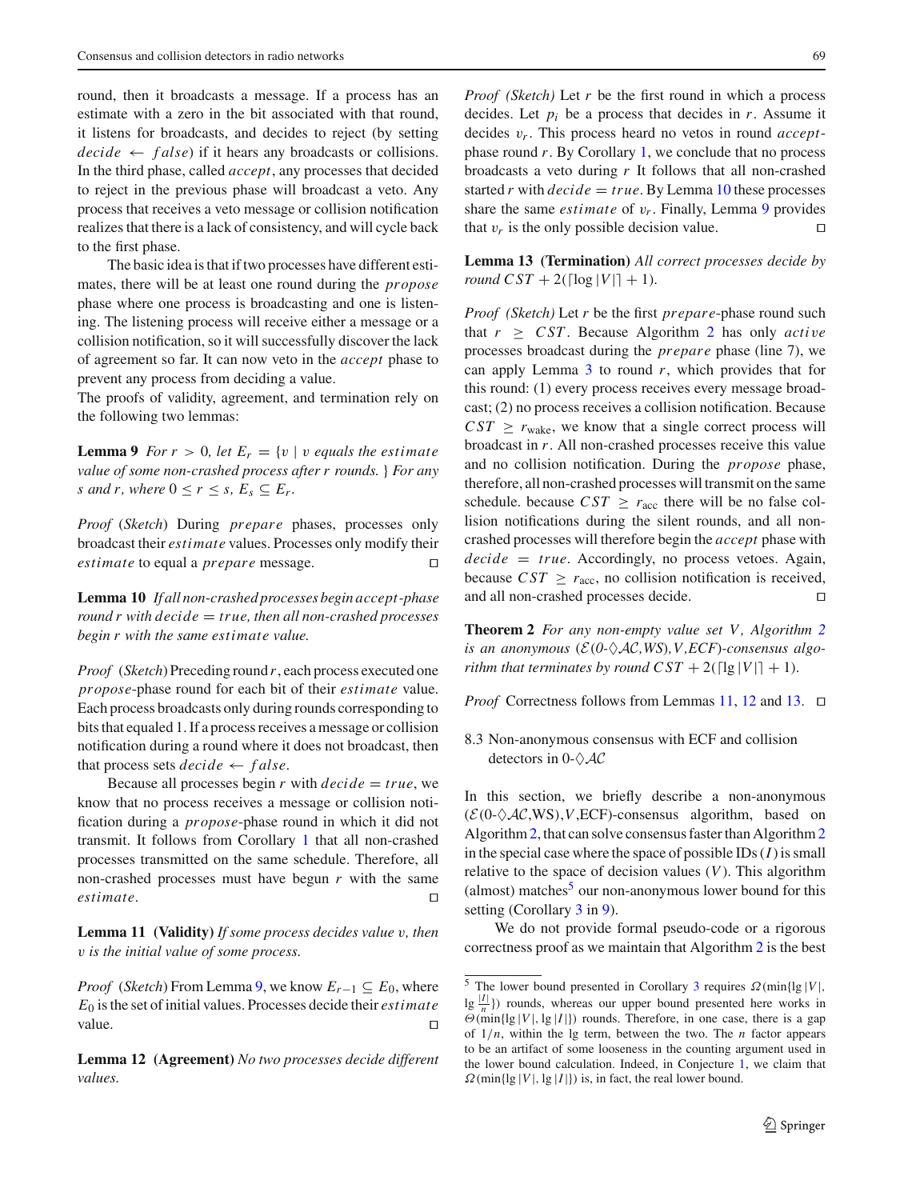round, then it broadcasts a message. If a process has an estimate with a zero in the bit associated with that round, it listens for broadcasts, and decides to reject (by setting $decide \leftarrow false$) if it hears any broadcasts or collisions. In the third phase, called *accept*, any processes that decided to reject in the previous phase will broadcast a veto. Any process that receives a veto message or collision notification realizes that there is a lack of consistency, and will cycle back to the first phase.

The basic idea is that if two processes have different estimates, there will be at least one round during the *propose* phase where one process is broadcasting and one is listening. The listening process will receive either a message or a collision notification, so it will successfully discover the lack of agreement so far. It can now veto in the *accept* phase to prevent any process from deciding a value.

The proofs of validity, agreement, and termination rely on the following two lemmas:

**Lemma 9** *For $r > 0$, let $E_r = \{v \mid v$ equals the estimate value of some non-crashed process after $r$ rounds.$\}$ For any $s$ and $r$, where $0 \leq r \leq s$, $E_s \subseteq E_r$.*

*Proof* (*Sketch*) During *prepare* phases, processes only broadcast their *estimate* values. Processes only modify their *estimate* to equal a *prepare* message. □

**Lemma 10** *If all non-crashed processes begin accept-phase round $r$ with $decide = true$, then all non-crashed processes begin $r$ with the same estimate value.*

*Proof* (*Sketch*) Preceding round $r$, each process executed one *propose*-phase round for each bit of their *estimate* value. Each process broadcasts only during rounds corresponding to bits that equaled 1. If a process receives a message or collision notification during a round where it does not broadcast, then that process sets $decide \leftarrow false$.

Because all processes begin $r$ with $decide = true$, we know that no process receives a message or collision notification during a *propose*-phase round in which it did not transmit. It follows from Corollary 1 that all non-crashed processes transmitted on the same schedule. Therefore, all non-crashed processes must have begun $r$ with the same *estimate*. □

**Lemma 11 (Validity)** *If some process decides value $v$, then $v$ is the initial value of some process.*

*Proof* (*Sketch*) From Lemma 9, we know $E_{r-1} \subseteq E_0$, where $E_0$ is the set of initial values. Processes decide their *estimate* value. □

**Lemma 12 (Agreement)** *No two processes decide different values.*

*Proof* (*Sketch*) Let $r$ be the first round in which a process decides. Let $p_i$ be a process that decides in $r$. Assume it decides $v_r$. This process heard no vetos in round *accept*-phase round $r$. By Corollary 1, we conclude that no process broadcasts a veto during $r$ It follows that all non-crashed started $r$ with $decide = true$. By Lemma 10 these processes share the same *estimate* of $v_r$. Finally, Lemma 9 provides that $v_r$ is the only possible decision value. □

**Lemma 13 (Termination)** *All correct processes decide by round $CST + 2(\lceil \log |V| \rceil + 1)$.*

*Proof* (*Sketch*) Let $r$ be the first *prepare*-phase round such that $r \geq CST$. Because Algorithm 2 has only *active* processes broadcast during the *prepare* phase (line 7), we can apply Lemma 3 to round $r$, which provides that for this round: (1) every process receives every message broadcast; (2) no process receives a collision notification. Because $CST \geq r_{\text{wake}}$, we know that a single correct process will broadcast in $r$. All non-crashed processes receive this value and no collision notification. During the *propose* phase, therefore, all non-crashed processes will transmit on the same schedule. because $CST \geq r_{\text{acc}}$ there will be no false collision notifications during the silent rounds, and all non-crashed processes will therefore begin the *accept* phase with $decide = true$. Accordingly, no process vetoes. Again, because $CST \geq r_{\text{acc}}$, no collision notification is received, and all non-crashed processes decide. □

**Theorem 2** *For any non-empty value set $V$, Algorithm 2 is an anonymous $(\mathcal{E}(0\text{-}\Diamond\mathcal{AC},WS),V,ECF)$-consensus algorithm that terminates by round $CST + 2(\lceil \lg |V| \rceil + 1)$.*

*Proof* Correctness follows from Lemmas 11, 12 and 13. □

## 8.3 Non-anonymous consensus with ECF and collision detectors in $0\text{-}\Diamond\mathcal{AC}$

In this section, we briefly describe a non-anonymous $(\mathcal{E}(0\text{-}\Diamond\mathcal{AC},\text{WS}),V,\text{ECF})$-consensus algorithm, based on Algorithm 2, that can solve consensus faster than Algorithm 2 in the special case where the space of possible IDs ($I$) is small relative to the space of decision values ($V$). This algorithm (almost) matches[5] our non-anonymous lower bound for this setting (Corollary 3 in 9).

We do not provide formal pseudo-code or a rigorous correctness proof as we maintain that Algorithm 2 is the best

[5] The lower bound presented in Corollary 3 requires $\Omega(\min\{\lg |V|, \lg \frac{|I|}{n}\})$ rounds, whereas our upper bound presented here works in $\Theta(\min\{\lg |V|, \lg |I|\})$ rounds. Therefore, in one case, there is a gap of $1/n$, within the lg term, between the two. The $n$ factor appears to be an artifact of some looseness in the counting argument used in the lower bound calculation. Indeed, in Conjecture 1, we claim that $\Omega(\min\{\lg |V|, \lg |I|\})$ is, in fact, the real lower bound.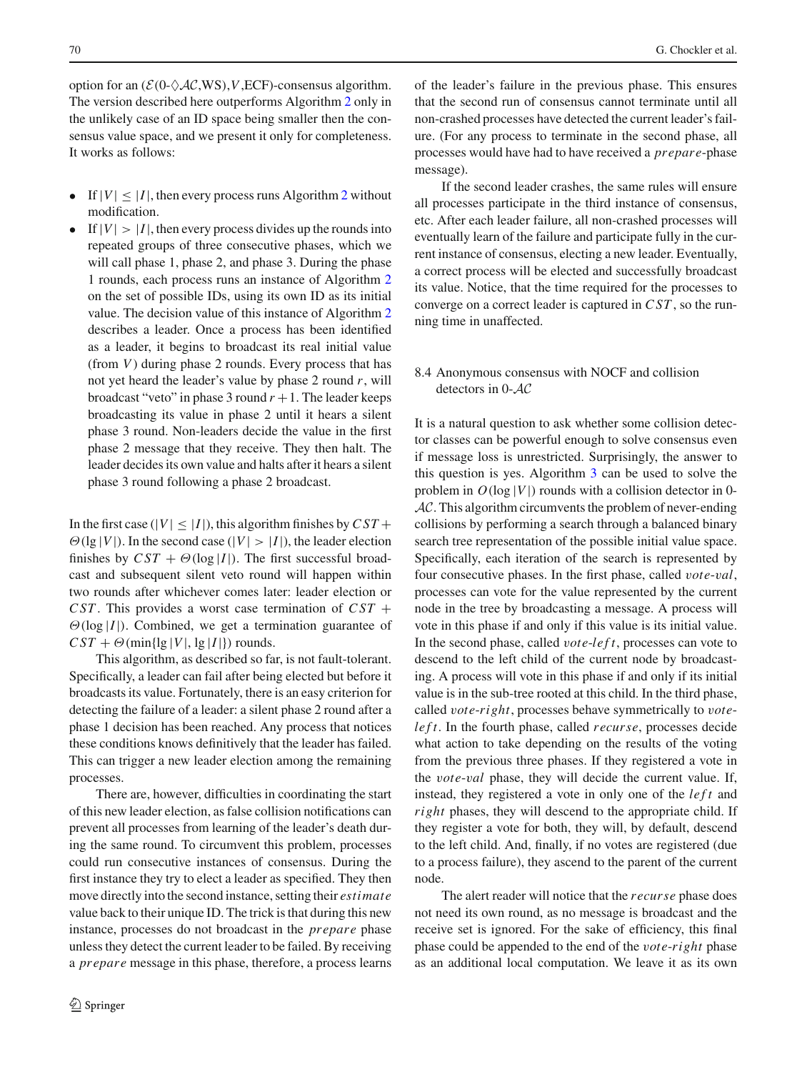option for an $(\mathcal{E}(0\text{-}\Diamond\mathcal{AC},\text{WS}),V,\text{ECF})$-consensus algorithm. The version described here outperforms Algorithm 2 only in the unlikely case of an ID space being smaller then the consensus value space, and we present it only for completeness. It works as follows:

- If $|V| \leq |I|$, then every process runs Algorithm 2 without modification.
- If $|V| > |I|$, then every process divides up the rounds into repeated groups of three consecutive phases, which we will call phase 1, phase 2, and phase 3. During the phase 1 rounds, each process runs an instance of Algorithm 2 on the set of possible IDs, using its own ID as its initial value. The decision value of this instance of Algorithm 2 describes a leader. Once a process has been identified as a leader, it begins to broadcast its real initial value (from $V$) during phase 2 rounds. Every process that has not yet heard the leader's value by phase 2 round $r$, will broadcast "veto" in phase 3 round $r+1$. The leader keeps broadcasting its value in phase 2 until it hears a silent phase 3 round. Non-leaders decide the value in the first phase 2 message that they receive. They then halt. The leader decides its own value and halts after it hears a silent phase 3 round following a phase 2 broadcast.

In the first case ($|V| \leq |I|$), this algorithm finishes by $CST + \Theta(\lg |V|)$. In the second case ($|V| > |I|$), the leader election finishes by $CST + \Theta(\log |I|)$. The first successful broadcast and subsequent silent veto round will happen within two rounds after whichever comes later: leader election or $CST$. This provides a worst case termination of $CST + \Theta(\log |I|)$. Combined, we get a termination guarantee of $CST + \Theta(\min\{\lg |V|, \lg |I|\})$ rounds.

This algorithm, as described so far, is not fault-tolerant. Specifically, a leader can fail after being elected but before it broadcasts its value. Fortunately, there is an easy criterion for detecting the failure of a leader: a silent phase 2 round after a phase 1 decision has been reached. Any process that notices these conditions knows definitively that the leader has failed. This can trigger a new leader election among the remaining processes.

There are, however, difficulties in coordinating the start of this new leader election, as false collision notifications can prevent all processes from learning of the leader's death during the same round. To circumvent this problem, processes could run consecutive instances of consensus. During the first instance they try to elect a leader as specified. They then move directly into the second instance, setting their *estimate* value back to their unique ID. The trick is that during this new instance, processes do not broadcast in the *prepare* phase unless they detect the current leader to be failed. By receiving a *prepare* message in this phase, therefore, a process learns of the leader's failure in the previous phase. This ensures that the second run of consensus cannot terminate until all non-crashed processes have detected the current leader's failure. (For any process to terminate in the second phase, all processes would have had to have received a *prepare*-phase message).

If the second leader crashes, the same rules will ensure all processes participate in the third instance of consensus, etc. After each leader failure, all non-crashed processes will eventually learn of the failure and participate fully in the current instance of consensus, electing a new leader. Eventually, a correct process will be elected and successfully broadcast its value. Notice, that the time required for the processes to converge on a correct leader is captured in $CST$, so the running time in unaffected.

### 8.4 Anonymous consensus with NOCF and collision detectors in 0-$\mathcal{AC}$

It is a natural question to ask whether some collision detector classes can be powerful enough to solve consensus even if message loss is unrestricted. Surprisingly, the answer to this question is yes. Algorithm 3 can be used to solve the problem in $O(\log |V|)$ rounds with a collision detector in 0-$\mathcal{AC}$. This algorithm circumvents the problem of never-ending collisions by performing a search through a balanced binary search tree representation of the possible initial value space. Specifically, each iteration of the search is represented by four consecutive phases. In the first phase, called *vote-val*, processes can vote for the value represented by the current node in the tree by broadcasting a message. A process will vote in this phase if and only if this value is its initial value. In the second phase, called *vote-left*, processes can vote to descend to the left child of the current node by broadcasting. A process will vote in this phase if and only if its initial value is in the sub-tree rooted at this child. In the third phase, called *vote-right*, processes behave symmetrically to *vote-left*. In the fourth phase, called *recurse*, processes decide what action to take depending on the results of the voting from the previous three phases. If they registered a vote in the *vote-val* phase, they will decide the current value. If, instead, they registered a vote in only one of the *left* and *right* phases, they will descend to the appropriate child. If they register a vote for both, they will, by default, descend to the left child. And, finally, if no votes are registered (due to a process failure), they ascend to the parent of the current node.

The alert reader will notice that the *recurse* phase does not need its own round, as no message is broadcast and the receive set is ignored. For the sake of efficiency, this final phase could be appended to the end of the *vote-right* phase as an additional local computation. We leave it as its own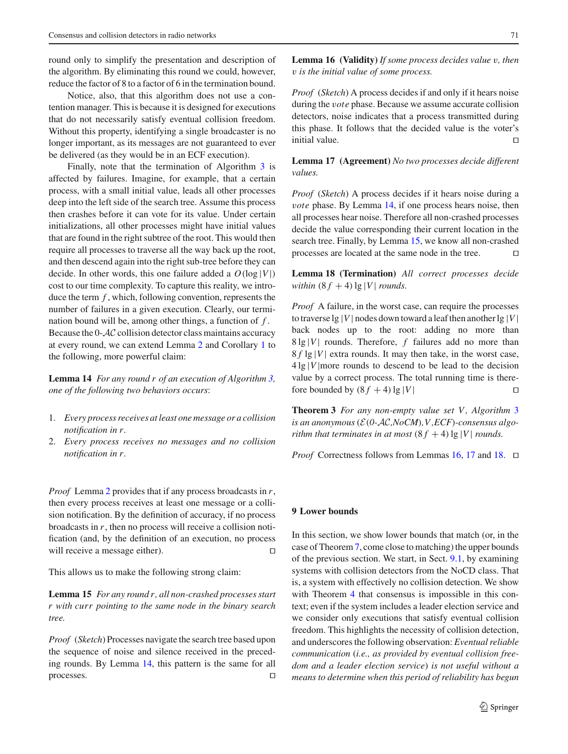round only to simplify the presentation and description of the algorithm. By eliminating this round we could, however, reduce the factor of 8 to a factor of 6 in the termination bound.

Notice, also, that this algorithm does not use a contention manager. This is because it is designed for executions that do not necessarily satisfy eventual collision freedom. Without this property, identifying a single broadcaster is no longer important, as its messages are not guaranteed to ever be delivered (as they would be in an ECF execution).

Finally, note that the termination of Algorithm 3 is affected by failures. Imagine, for example, that a certain process, with a small initial value, leads all other processes deep into the left side of the search tree. Assume this process then crashes before it can vote for its value. Under certain initializations, all other processes might have initial values that are found in the right subtree of the root. This would then require all processes to traverse all the way back up the root, and then descend again into the right sub-tree before they can decide. In other words, this one failure added a $O(\log |V|)$ cost to our time complexity. To capture this reality, we introduce the term $f$, which, following convention, represents the number of failures in a given execution. Clearly, our termination bound will be, among other things, a function of $f$. Because the 0-$\mathcal{AC}$ collision detector class maintains accuracy at every round, we can extend Lemma 2 and Corollary 1 to the following, more powerful claim:

**Lemma 14** *For any round $r$ of an execution of Algorithm 3, one of the following two behaviors occurs*:

1. *Every process receives at least one message or a collision notification in $r$.*
2. *Every process receives no messages and no collision notification in $r$.*

*Proof* Lemma 2 provides that if any process broadcasts in $r$, then every process receives at least one message or a collision notification. By the definition of accuracy, if no process broadcasts in $r$, then no process will receive a collision notification (and, by the definition of an execution, no process will receive a message either). □

This allows us to make the following strong claim:

**Lemma 15** *For any round $r$, all non-crashed processes start $r$ with $curr$ pointing to the same node in the binary search tree.*

*Proof* (*Sketch*) Processes navigate the search tree based upon the sequence of noise and silence received in the preceding rounds. By Lemma 14, this pattern is the same for all processes. □

**Lemma 16 (Validity)** *If some process decides value $v$, then $v$ is the initial value of some process.*

*Proof* (*Sketch*) A process decides if and only if it hears noise during the $vote$ phase. Because we assume accurate collision detectors, noise indicates that a process transmitted during this phase. It follows that the decided value is the voter's initial value. □

**Lemma 17 (Agreement)** *No two processes decide different values.*

*Proof* (*Sketch*) A process decides if it hears noise during a $vote$ phase. By Lemma 14, if one process hears noise, then all processes hear noise. Therefore all non-crashed processes decide the value corresponding their current location in the search tree. Finally, by Lemma 15, we know all non-crashed processes are located at the same node in the tree. □

**Lemma 18 (Termination)** *All correct processes decide within $(8f+4)\lg|V|$ rounds.*

*Proof* A failure, in the worst case, can require the processes to traverse $\lg|V|$ nodes down toward a leaf then another $\lg|V|$ back nodes up to the root: adding no more than $8\lg|V|$ rounds. Therefore, $f$ failures add no more than $8f\lg|V|$ extra rounds. It may then take, in the worst case, $4\lg|V|$more rounds to descend to be lead to the decision value by a correct process. The total running time is therefore bounded by $(8f+4)\lg|V|$ □

**Theorem 3** *For any non-empty value set $V$, Algorithm 3 is an anonymous $(\mathcal{E}(0\text{-}\mathcal{AC},NoCM),V,ECF)$-consensus algorithm that terminates in at most $(8f+4)\lg|V|$ rounds.*

*Proof* Correctness follows from Lemmas 16, 17 and 18. □

## 9 Lower bounds

In this section, we show lower bounds that match (or, in the case of Theorem 7, come close to matching) the upper bounds of the previous section. We start, in Sect. 9.1, by examining systems with collision detectors from the NoCD class. That is, a system with effectively no collision detection. We show with Theorem 4 that consensus is impossible in this context; even if the system includes a leader election service and we consider only executions that satisfy eventual collision freedom. This highlights the necessity of collision detection, and underscores the following observation: *Eventual reliable communication (i.e., as provided by eventual collision freedom and a leader election service) is not useful without a means to determine when this period of reliability has begun*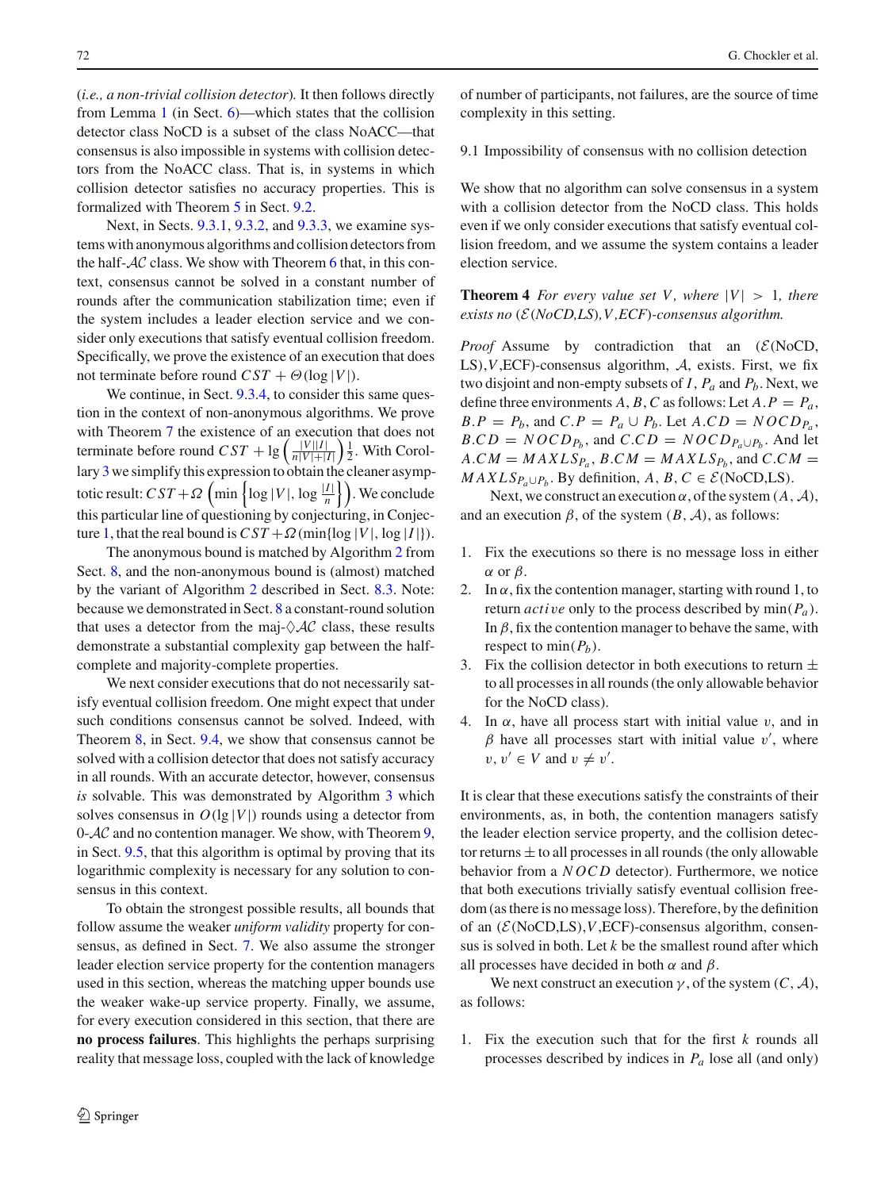(*i.e., a non-trivial collision detector*). It then follows directly from Lemma 1 (in Sect. 6)—which states that the collision detector class NoCD is a subset of the class NoACC—that consensus is also impossible in systems with collision detectors from the NoACC class. That is, in systems in which collision detector satisfies no accuracy properties. This is formalized with Theorem 5 in Sect. 9.2.

Next, in Sects. 9.3.1, 9.3.2, and 9.3.3, we examine systems with anonymous algorithms and collision detectors from the half-$\mathcal{AC}$ class. We show with Theorem 6 that, in this context, consensus cannot be solved in a constant number of rounds after the communication stabilization time; even if the system includes a leader election service and we consider only executions that satisfy eventual collision freedom. Specifically, we prove the existence of an execution that does not terminate before round $CST + \Theta(\log |V|)$.

We continue, in Sect. 9.3.4, to consider this same question in the context of non-anonymous algorithms. We prove with Theorem 7 the existence of an execution that does not terminate before round $CST + \lg\left(\frac{|V||I|}{n|V|+|I|}\right)\frac{1}{2}$. With Corollary 3 we simplify this expression to obtain the cleaner asymptotic result: $CST + \Omega\left(\min\left\{\log|V|, \log\frac{|I|}{n}\right\}\right)$. We conclude this particular line of questioning by conjecturing, in Conjecture 1, that the real bound is $CST + \Omega(\min\{\log|V|, \log|I|\})$.

The anonymous bound is matched by Algorithm 2 from Sect. 8, and the non-anonymous bound is (almost) matched by the variant of Algorithm 2 described in Sect. 8.3. Note: because we demonstrated in Sect. 8 a constant-round solution that uses a detector from the maj-$\Diamond\mathcal{AC}$ class, these results demonstrate a substantial complexity gap between the half-complete and majority-complete properties.

We next consider executions that do not necessarily satisfy eventual collision freedom. One might expect that under such conditions consensus cannot be solved. Indeed, with Theorem 8, in Sect. 9.4, we show that consensus cannot be solved with a collision detector that does not satisfy accuracy in all rounds. With an accurate detector, however, consensus *is* solvable. This was demonstrated by Algorithm 3 which solves consensus in $O(\lg|V|)$ rounds using a detector from 0-$\mathcal{AC}$ and no contention manager. We show, with Theorem 9, in Sect. 9.5, that this algorithm is optimal by proving that its logarithmic complexity is necessary for any solution to consensus in this context.

To obtain the strongest possible results, all bounds that follow assume the weaker *uniform validity* property for consensus, as defined in Sect. 7. We also assume the stronger leader election service property for the contention managers used in this section, whereas the matching upper bounds use the weaker wake-up service property. Finally, we assume, for every execution considered in this section, that there are **no process failures**. This highlights the perhaps surprising reality that message loss, coupled with the lack of knowledge of number of participants, not failures, are the source of time complexity in this setting.

### 9.1 Impossibility of consensus with no collision detection

We show that no algorithm can solve consensus in a system with a collision detector from the NoCD class. This holds even if we only consider executions that satisfy eventual collision freedom, and we assume the system contains a leader election service.

**Theorem 4** *For every value set $V$, where $|V| > 1$, there exists no ($\mathcal{E}$(NoCD,LS),$V$,ECF)-consensus algorithm.*

*Proof* Assume by contradiction that an ($\mathcal{E}$(NoCD, LS),$V$,ECF)-consensus algorithm, $\mathcal{A}$, exists. First, we fix two disjoint and non-empty subsets of $I$, $P_a$ and $P_b$. Next, we define three environments $A, B, C$ as follows: Let $A.P = P_a$, $B.P = P_b$, and $C.P = P_a \cup P_b$. Let $A.CD = NOCD_{P_a}$, $B.CD = NOCD_{P_b}$, and $C.CD = NOCD_{P_a \cup P_b}$. And let $A.CM = MAXLS_{P_a}$, $B.CM = MAXLS_{P_b}$, and $C.CM = MAXLS_{P_a \cup P_b}$. By definition, $A, B, C \in \mathcal{E}$(NoCD,LS).

Next, we construct an execution $\alpha$, of the system $(A, \mathcal{A})$, and an execution $\beta$, of the system $(B, \mathcal{A})$, as follows:

1. Fix the executions so there is no message loss in either $\alpha$ or $\beta$.
2. In $\alpha$, fix the contention manager, starting with round 1, to return $active$ only to the process described by $\min(P_a)$. In $\beta$, fix the contention manager to behave the same, with respect to $\min(P_b)$.
3. Fix the collision detector in both executions to return $\pm$ to all processes in all rounds (the only allowable behavior for the NoCD class).
4. In $\alpha$, have all process start with initial value $v$, and in $\beta$ have all processes start with initial value $v'$, where $v, v' \in V$ and $v \neq v'$.

It is clear that these executions satisfy the constraints of their environments, as, in both, the contention managers satisfy the leader election service property, and the collision detector returns $\pm$ to all processes in all rounds (the only allowable behavior from a $NOCD$ detector). Furthermore, we notice that both executions trivially satisfy eventual collision freedom (as there is no message loss). Therefore, by the definition of an ($\mathcal{E}$(NoCD,LS),$V$,ECF)-consensus algorithm, consensus is solved in both. Let $k$ be the smallest round after which all processes have decided in both $\alpha$ and $\beta$.

We next construct an execution $\gamma$, of the system $(C, \mathcal{A})$, as follows:

1. Fix the execution such that for the first $k$ rounds all processes described by indices in $P_a$ lose all (and only)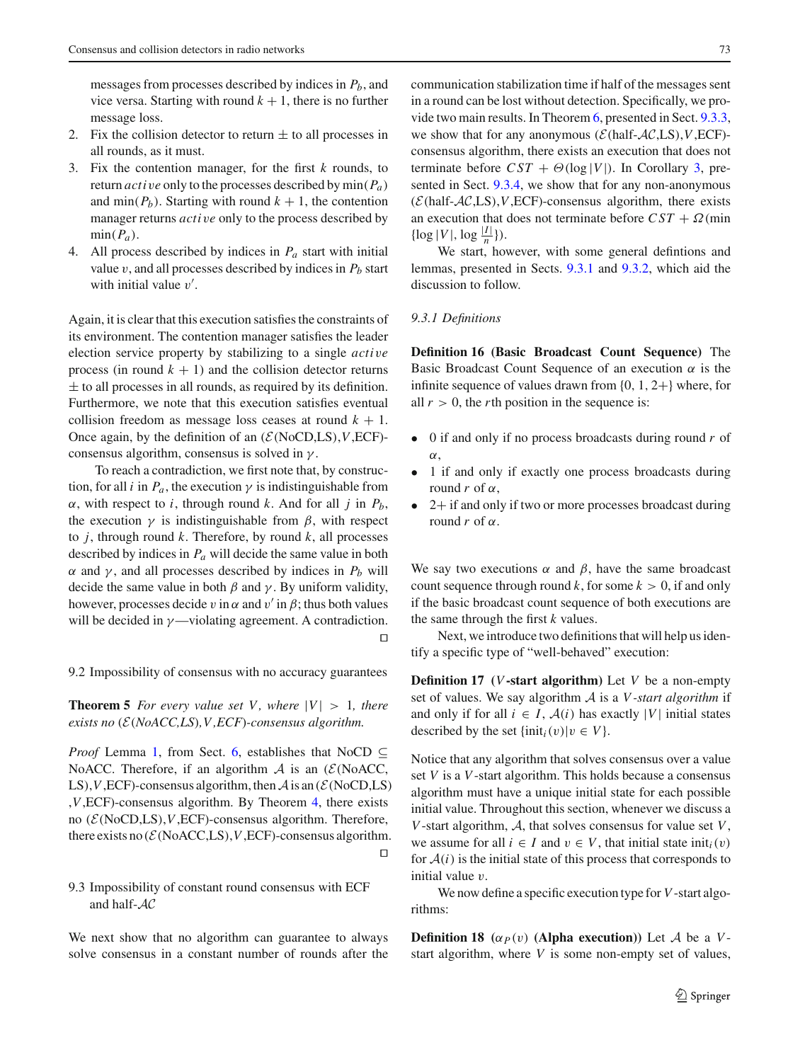messages from processes described by indices in $P_b$, and vice versa. Starting with round $k+1$, there is no further message loss.
2. Fix the collision detector to return $\pm$ to all processes in all rounds, as it must.
3. Fix the contention manager, for the first $k$ rounds, to return *active* only to the processes described by $\min(P_a)$ and $\min(P_b)$. Starting with round $k+1$, the contention manager returns *active* only to the process described by $\min(P_a)$.
4. All process described by indices in $P_a$ start with initial value $v$, and all processes described by indices in $P_b$ start with initial value $v'$.

Again, it is clear that this execution satisfies the constraints of its environment. The contention manager satisfies the leader election service property by stabilizing to a single *active* process (in round $k+1$) and the collision detector returns $\pm$ to all processes in all rounds, as required by its definition. Furthermore, we note that this execution satisfies eventual collision freedom as message loss ceases at round $k+1$. Once again, by the definition of an $(\mathcal{E}(\text{NoCD,LS}),V,\text{ECF})$-consensus algorithm, consensus is solved in $\gamma$.

To reach a contradiction, we first note that, by construction, for all $i$ in $P_a$, the execution $\gamma$ is indistinguishable from $\alpha$, with respect to $i$, through round $k$. And for all $j$ in $P_b$, the execution $\gamma$ is indistinguishable from $\beta$, with respect to $j$, through round $k$. Therefore, by round $k$, all processes described by indices in $P_a$ will decide the same value in both $\alpha$ and $\gamma$, and all processes described by indices in $P_b$ will decide the same value in both $\beta$ and $\gamma$. By uniform validity, however, processes decide $v$ in $\alpha$ and $v'$ in $\beta$; thus both values will be decided in $\gamma$—violating agreement. A contradiction. □

## 9.2 Impossibility of consensus with no accuracy guarantees

**Theorem 5** *For every value set $V$, where $|V|>1$, there exists no $(\mathcal{E}(\text{NoACC,LS}),V,\text{ECF})$-consensus algorithm.*

*Proof* Lemma 1, from Sect. 6, establishes that NoCD $\subseteq$ NoACC. Therefore, if an algorithm $\mathcal{A}$ is an $(\mathcal{E}(\text{NoACC,LS}),V,\text{ECF})$-consensus algorithm, then $\mathcal{A}$ is an $(\mathcal{E}(\text{NoCD,LS}),V,\text{ECF})$-consensus algorithm. By Theorem 4, there exists no $(\mathcal{E}(\text{NoCD,LS}),V,\text{ECF})$-consensus algorithm. Therefore, there exists no $(\mathcal{E}(\text{NoACC,LS}),V,\text{ECF})$-consensus algorithm. □

## 9.3 Impossibility of constant round consensus with ECF and half-$\mathcal{AC}$

We next show that no algorithm can guarantee to always solve consensus in a constant number of rounds after the communication stabilization time if half of the messages sent in a round can be lost without detection. Specifically, we provide two main results. In Theorem 6, presented in Sect. 9.3.3, we show that for any anonymous $(\mathcal{E}(\text{half-}\mathcal{AC},\text{LS}),V,\text{ECF})$-consensus algorithm, there exists an execution that does not terminate before $CST+\Theta(\log|V|)$. In Corollary 3, presented in Sect. 9.3.4, we show that for any non-anonymous $(\mathcal{E}(\text{half-}\mathcal{AC},\text{LS}),V,\text{ECF})$-consensus algorithm, there exists an execution that does not terminate before $CST+\Omega(\min\{\log|V|,\log\frac{|I|}{n}\})$.

We start, however, with some general defintions and lemmas, presented in Sects. 9.3.1 and 9.3.2, which aid the discussion to follow.

### 9.3.1 Definitions

**Definition 16 (Basic Broadcast Count Sequence)** The Basic Broadcast Count Sequence of an execution $\alpha$ is the infinite sequence of values drawn from $\{0,1,2+\}$ where, for all $r>0$, the $r$th position in the sequence is:

- 0 if and only if no process broadcasts during round $r$ of $\alpha$,
- 1 if and only if exactly one process broadcasts during round $r$ of $\alpha$,
- 2+ if and only if two or more processes broadcast during round $r$ of $\alpha$.

We say two executions $\alpha$ and $\beta$, have the same broadcast count sequence through round $k$, for some $k>0$, if and only if the basic broadcast count sequence of both executions are the same through the first $k$ values.

Next, we introduce two definitions that will help us identify a specific type of "well-behaved" execution:

**Definition 17 ($V$-start algorithm)** Let $V$ be a non-empty set of values. We say algorithm $\mathcal{A}$ is a *$V$-start algorithm* if and only if for all $i\in I$, $\mathcal{A}(i)$ has exactly $|V|$ initial states described by the set $\{\text{init}_i(v)|v\in V\}$.

Notice that any algorithm that solves consensus over a value set $V$ is a $V$-start algorithm. This holds because a consensus algorithm must have a unique initial state for each possible initial value. Throughout this section, whenever we discuss a $V$-start algorithm, $\mathcal{A}$, that solves consensus for value set $V$, we assume for all $i\in I$ and $v\in V$, that initial state $\text{init}_i(v)$ for $\mathcal{A}(i)$ is the initial state of this process that corresponds to initial value $v$.

We now define a specific execution type for $V$-start algorithms:

**Definition 18 ($\alpha_P(v)$ (Alpha execution))** Let $\mathcal{A}$ be a $V$-start algorithm, where $V$ is some non-empty set of values,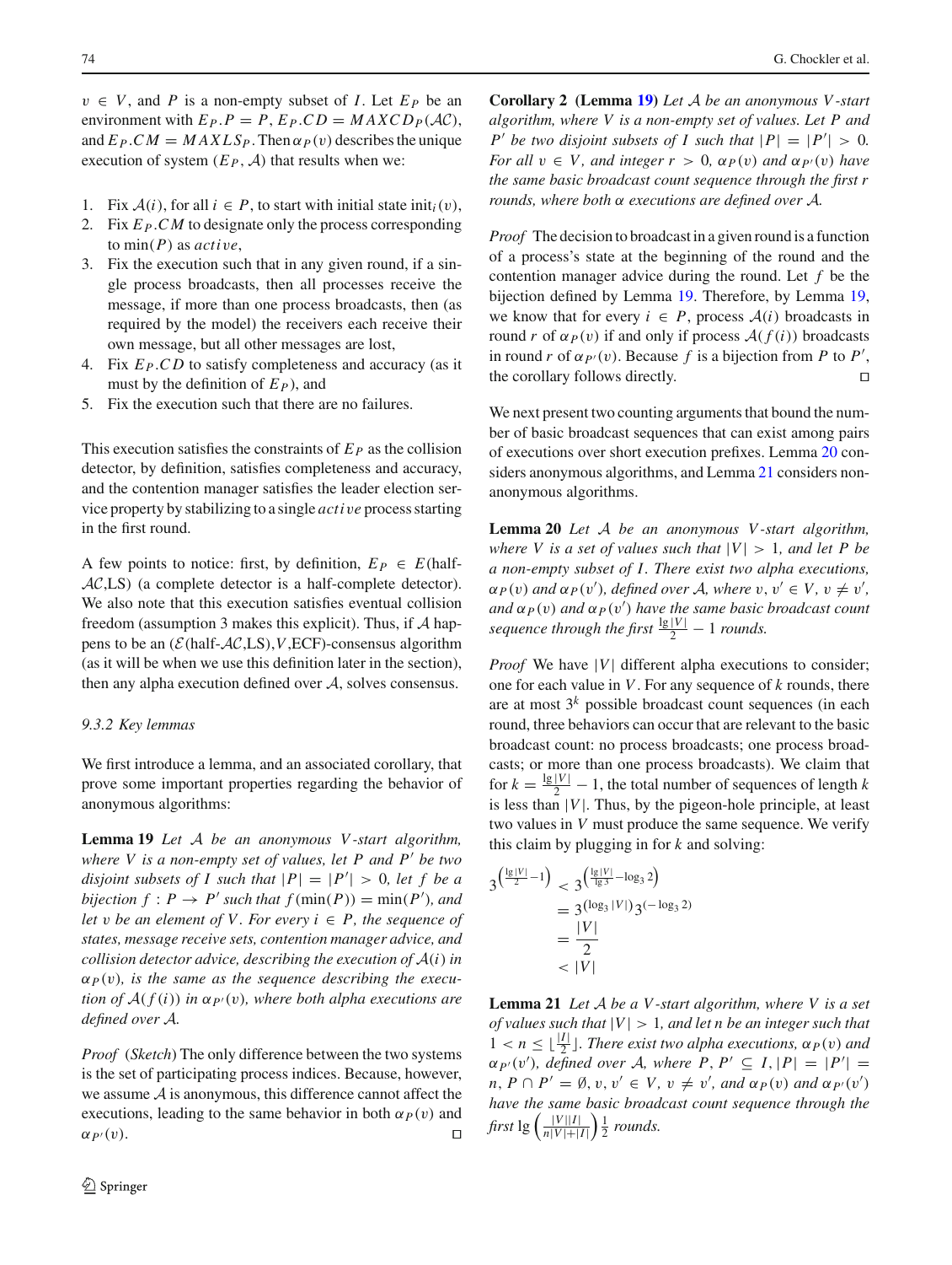$v \in V$, and $P$ is a non-empty subset of $I$. Let $E_P$ be an environment with $E_P.P = P$, $E_P.CD = MAXCD_P(\mathcal{AC})$, and $E_P.CM = MAXLS_P$. Then $\alpha_P(v)$ describes the unique execution of system $(E_P, \mathcal{A})$ that results when we:

1. Fix $\mathcal{A}(i)$, for all $i \in P$, to start with initial state $\text{init}_i(v)$,
2. Fix $E_P.CM$ to designate only the process corresponding to $\min(P)$ as *active*,
3. Fix the execution such that in any given round, if a single process broadcasts, then all processes receive the message, if more than one process broadcasts, then (as required by the model) the receivers each receive their own message, but all other messages are lost,
4. Fix $E_P.CD$ to satisfy completeness and accuracy (as it must by the definition of $E_P$), and
5. Fix the execution such that there are no failures.

This execution satisfies the constraints of $E_P$ as the collision detector, by definition, satisfies completeness and accuracy, and the contention manager satisfies the leader election service property by stabilizing to a single *active* process starting in the first round.

A few points to notice: first, by definition, $E_P \in E(\text{half-}\mathcal{AC},\text{LS})$ (a complete detector is a half-complete detector). We also note that this execution satisfies eventual collision freedom (assumption 3 makes this explicit). Thus, if $\mathcal{A}$ happens to be an $(\mathcal{E}(\text{half-}\mathcal{AC},\text{LS}), V, \text{ECF})$-consensus algorithm (as it will be when we use this definition later in the section), then any alpha execution defined over $\mathcal{A}$, solves consensus.

### 9.3.2 Key lemmas

We first introduce a lemma, and an associated corollary, that prove some important properties regarding the behavior of anonymous algorithms:

**Lemma 19** *Let $\mathcal{A}$ be an anonymous $V$-start algorithm, where $V$ is a non-empty set of values, let $P$ and $P'$ be two disjoint subsets of $I$ such that $|P| = |P'| > 0$, let $f$ be a bijection $f : P \to P'$ such that $f(\min(P)) = \min(P')$, and let $v$ be an element of $V$. For every $i \in P$, the sequence of states, message receive sets, contention manager advice, and collision detector advice, describing the execution of $\mathcal{A}(i)$ in $\alpha_P(v)$, is the same as the sequence describing the execution of $\mathcal{A}(f(i))$ in $\alpha_{P'}(v)$, where both alpha executions are defined over $\mathcal{A}$.*

*Proof* (*Sketch*) The only difference between the two systems is the set of participating process indices. Because, however, we assume $\mathcal{A}$ is anonymous, this difference cannot affect the executions, leading to the same behavior in both $\alpha_P(v)$ and $\alpha_{P'}(v)$. □

**Corollary 2** **(Lemma 19)** *Let $\mathcal{A}$ be an anonymous $V$-start algorithm, where $V$ is a non-empty set of values. Let $P$ and $P'$ be two disjoint subsets of $I$ such that $|P| = |P'| > 0$. For all $v \in V$, and integer $r > 0$, $\alpha_P(v)$ and $\alpha_{P'}(v)$ have the same basic broadcast count sequence through the first $r$ rounds, where both $\alpha$ executions are defined over $\mathcal{A}$.*

*Proof* The decision to broadcast in a given round is a function of a process's state at the beginning of the round and the contention manager advice during the round. Let $f$ be the bijection defined by Lemma 19. Therefore, by Lemma 19, we know that for every $i \in P$, process $\mathcal{A}(i)$ broadcasts in round $r$ of $\alpha_P(v)$ if and only if process $\mathcal{A}(f(i))$ broadcasts in round $r$ of $\alpha_{P'}(v)$. Because $f$ is a bijection from $P$ to $P'$, the corollary follows directly. □

We next present two counting arguments that bound the number of basic broadcast sequences that can exist among pairs of executions over short execution prefixes. Lemma 20 considers anonymous algorithms, and Lemma 21 considers non-anonymous algorithms.

**Lemma 20** *Let $\mathcal{A}$ be an anonymous $V$-start algorithm, where $V$ is a set of values such that $|V| > 1$, and let $P$ be a non-empty subset of $I$. There exist two alpha executions, $\alpha_P(v)$ and $\alpha_P(v')$, defined over $\mathcal{A}$, where $v, v' \in V$, $v \neq v'$, and $\alpha_P(v)$ and $\alpha_P(v')$ have the same basic broadcast count sequence through the first $\frac{\lg|V|}{2} - 1$ rounds.*

*Proof* We have $|V|$ different alpha executions to consider; one for each value in $V$. For any sequence of $k$ rounds, there are at most $3^k$ possible broadcast count sequences (in each round, three behaviors can occur that are relevant to the basic broadcast count: no process broadcasts; one process broadcasts; or more than one process broadcasts). We claim that for $k = \frac{\lg|V|}{2} - 1$, the total number of sequences of length $k$ is less than $|V|$. Thus, by the pigeon-hole principle, at least two values in $V$ must produce the same sequence. We verify this claim by plugging in for $k$ and solving:

$$
\begin{aligned}
3^{\left(\frac{\lg|V|}{2}-1\right)} &< 3^{\left(\frac{\lg|V|}{\lg 3}-\log_3 2\right)} \\
&= 3^{(\log_3|V|)}3^{(-\log_3 2)} \\
&= \frac{|V|}{2} \\
&< |V|
\end{aligned}
$$

**Lemma 21** *Let $\mathcal{A}$ be a $V$-start algorithm, where $V$ is a set of values such that $|V| > 1$, and let $n$ be an integer such that $1 < n \le \lfloor\frac{|I|}{2}\rfloor$. There exist two alpha executions, $\alpha_P(v)$ and $\alpha_{P'}(v')$, defined over $\mathcal{A}$, where $P, P' \subseteq I$, $|P| = |P'| = n$, $P \cap P' = \emptyset$, $v, v' \in V$, $v \neq v'$, and $\alpha_P(v)$ and $\alpha_{P'}(v')$ have the same basic broadcast count sequence through the first $\lg\left(\frac{|V||I|}{n|V|+|I|}\right)\frac{1}{2}$ rounds.*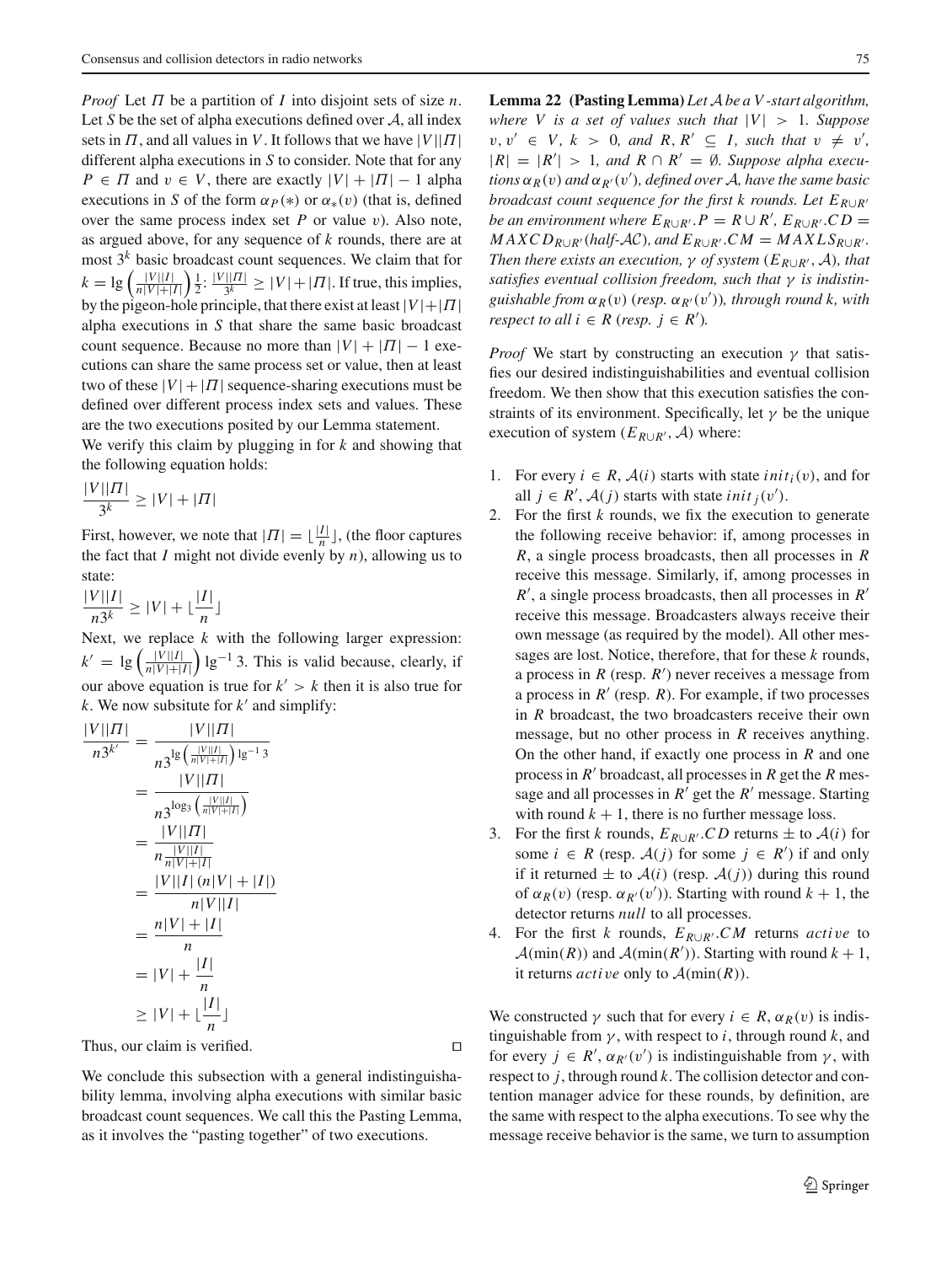*Proof* Let $\Pi$ be a partition of $I$ into disjoint sets of size $n$. Let $S$ be the set of alpha executions defined over $\mathcal{A}$, all index sets in $\Pi$, and all values in $V$. It follows that we have $|V||\Pi|$ different alpha executions in $S$ to consider. Note that for any $P \in \Pi$ and $v \in V$, there are exactly $|V| + |\Pi| - 1$ alpha executions in $S$ of the form $\alpha_P(*)$ or $\alpha_*(v)$ (that is, defined over the same process index set $P$ or value $v$). Also note, as argued above, for any sequence of $k$ rounds, there are at most $3^k$ basic broadcast count sequences. We claim that for $k = \lg\left(\frac{|V||I|}{n|V|+|I|}\right)\frac{1}{2}$: $\frac{|V||\Pi|}{3^k} \geq |V| + |\Pi|$. If true, this implies, by the pigeon-hole principle, that there exist at least $|V|+|\Pi|$ alpha executions in $S$ that share the same basic broadcast count sequence. Because no more than $|V| + |\Pi| - 1$ executions can share the same process set or value, then at least two of these $|V| + |\Pi|$ sequence-sharing executions must be defined over different process index sets and values. These are the two executions posited by our Lemma statement.

We verify this claim by plugging in for $k$ and showing that the following equation holds:

$$\frac{|V||\Pi|}{3^k} \geq |V| + |\Pi|$$

First, however, we note that $|\Pi| = \lfloor\frac{|I|}{n}\rfloor$, (the floor captures the fact that $I$ might not divide evenly by $n$), allowing us to state:

$$\frac{|V||I|}{n3^k} \geq |V| + \lfloor\frac{|I|}{n}\rfloor$$

Next, we replace $k$ with the following larger expression: $k' = \lg\left(\frac{|V||I|}{n|V|+|I|}\right)\lg^{-1}3$. This is valid because, clearly, if our above equation is true for $k' > k$ then it is also true for $k$. We now subsitute for $k'$ and simplify:

$$\begin{aligned}
\frac{|V||\Pi|}{n3^{k'}} &= \frac{|V||\Pi|}{n3^{\lg\left(\frac{|V||I|}{n|V|+|I|}\right)\lg^{-1}3}} \\
&= \frac{|V||\Pi|}{n3^{\log_3\left(\frac{|V||I|}{n|V|+|I|}\right)}} \\
&= \frac{|V||\Pi|}{n\frac{|V||I|}{n|V|+|I|}} \\
&= \frac{|V||I|(n|V|+|I|)}{n|V||I|} \\
&= \frac{n|V|+|I|}{n} \\
&= |V| + \frac{|I|}{n} \\
&\geq |V| + \lfloor\frac{|I|}{n}\rfloor
\end{aligned}$$

Thus, our claim is verified. □

We conclude this subsection with a general indistinguishability lemma, involving alpha executions with similar basic broadcast count sequences. We call this the Pasting Lemma, as it involves the "pasting together" of two executions.

**Lemma 22 (Pasting Lemma)** *Let $\mathcal{A}$ be a $V$-start algorithm, where $V$ is a set of values such that $|V| > 1$. Suppose $v, v' \in V$, $k > 0$, and $R, R' \subseteq I$, such that $v \neq v'$, $|R| = |R'| > 1$, and $R \cap R' = \emptyset$. Suppose alpha executions $\alpha_R(v)$ and $\alpha_{R'}(v')$, defined over $\mathcal{A}$, have the same basic broadcast count sequence for the first $k$ rounds. Let $E_{R\cup R'}$ be an environment where $E_{R\cup R'}.P = R \cup R'$, $E_{R\cup R'}.CD = MAXCD_{R\cup R'}$(half-$\mathcal{AC}$), and $E_{R\cup R'}.CM = MAXLS_{R\cup R'}$. Then there exists an execution, $\gamma$ of system $(E_{R\cup R'}, \mathcal{A})$, that satisfies eventual collision freedom, such that $\gamma$ is indistinguishable from $\alpha_R(v)$ (resp. $\alpha_{R'}(v')$), through round $k$, with respect to all $i \in R$ (resp. $j \in R'$).*

*Proof* We start by constructing an execution $\gamma$ that satisfies our desired indistinguishabilities and eventual collision freedom. We then show that this execution satisfies the constraints of its environment. Specifically, let $\gamma$ be the unique execution of system $(E_{R\cup R'}, \mathcal{A})$ where:

1. For every $i \in R$, $\mathcal{A}(i)$ starts with state $init_i(v)$, and for all $j \in R'$, $\mathcal{A}(j)$ starts with state $init_j(v')$.
2. For the first $k$ rounds, we fix the execution to generate the following receive behavior: if, among processes in $R$, a single process broadcasts, then all processes in $R$ receive this message. Similarly, if, among processes in $R'$, a single process broadcasts, then all processes in $R'$ receive this message. Broadcasters always receive their own message (as required by the model). All other messages are lost. Notice, therefore, that for these $k$ rounds, a process in $R$ (resp. $R'$) never receives a message from a process in $R'$ (resp. $R$). For example, if two processes in $R$ broadcast, the two broadcasters receive their own message, but no other process in $R$ receives anything. On the other hand, if exactly one process in $R$ and one process in $R'$ broadcast, all processes in $R$ get the $R$ message and all processes in $R'$ get the $R'$ message. Starting with round $k + 1$, there is no further message loss.
3. For the first $k$ rounds, $E_{R\cup R'}.CD$ returns $\pm$ to $\mathcal{A}(i)$ for some $i \in R$ (resp. $\mathcal{A}(j)$ for some $j \in R'$) if and only if it returned $\pm$ to $\mathcal{A}(i)$ (resp. $\mathcal{A}(j)$) during this round of $\alpha_R(v)$ (resp. $\alpha_{R'}(v')$). Starting with round $k + 1$, the detector returns *null* to all processes.
4. For the first $k$ rounds, $E_{R\cup R'}.CM$ returns *active* to $\mathcal{A}(\min(R))$ and $\mathcal{A}(\min(R'))$. Starting with round $k + 1$, it returns *active* only to $\mathcal{A}(\min(R))$.

We constructed $\gamma$ such that for every $i \in R$, $\alpha_R(v)$ is indistinguishable from $\gamma$, with respect to $i$, through round $k$, and for every $j \in R'$, $\alpha_{R'}(v')$ is indistinguishable from $\gamma$, with respect to $j$, through round $k$. The collision detector and contention manager advice for these rounds, by definition, are the same with respect to the alpha executions. To see why the message receive behavior is the same, we turn to assumption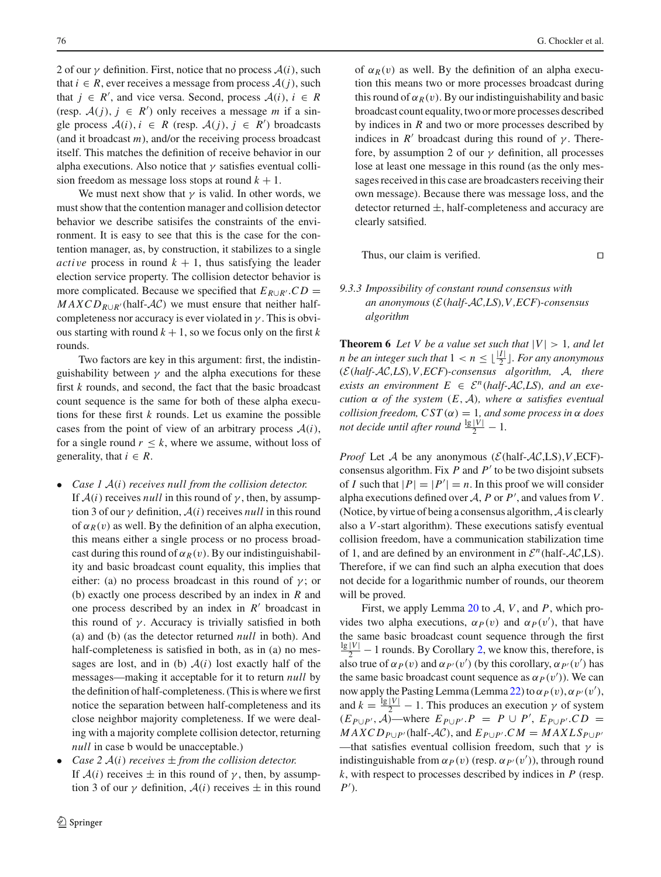2 of our $\gamma$ definition. First, notice that no process $\mathcal{A}(i)$, such that $i \in R$, ever receives a message from process $\mathcal{A}(j)$, such that $j \in R'$, and vice versa. Second, process $\mathcal{A}(i)$, $i \in R$ (resp. $\mathcal{A}(j)$, $j \in R'$) only receives a message $m$ if a single process $\mathcal{A}(i)$, $i \in R$ (resp. $\mathcal{A}(j)$, $j \in R'$) broadcasts (and it broadcast $m$), and/or the receiving process broadcast itself. This matches the definition of receive behavior in our alpha executions. Also notice that $\gamma$ satisfies eventual collision freedom as message loss stops at round $k+1$.

We must next show that $\gamma$ is valid. In other words, we must show that the contention manager and collision detector behavior we describe satisifes the constraints of the environment. It is easy to see that this is the case for the contention manager, as, by construction, it stabilizes to a single *active* process in round $k+1$, thus satisfying the leader election service property. The collision detector behavior is more complicated. Because we specified that $E_{R \cup R'}.CD = MAXCD_{R \cup R'}(\text{half-}\mathcal{AC})$ we must ensure that neither half-completeness nor accuracy is ever violated in $\gamma$. This is obvious starting with round $k+1$, so we focus only on the first $k$ rounds.

Two factors are key in this argument: first, the indistinguishability between $\gamma$ and the alpha executions for these first $k$ rounds, and second, the fact that the basic broadcast count sequence is the same for both of these alpha executions for these first $k$ rounds. Let us examine the possible cases from the point of view of an arbitrary process $\mathcal{A}(i)$, for a single round $r \le k$, where we assume, without loss of generality, that $i \in R$.

- *Case 1 $\mathcal{A}(i)$ receives null from the collision detector.* If $\mathcal{A}(i)$ receives *null* in this round of $\gamma$, then, by assumption 3 of our $\gamma$ definition, $\mathcal{A}(i)$ receives *null* in this round of $\alpha_R(v)$ as well. By the definition of an alpha execution, this means either a single process or no process broadcast during this round of $\alpha_R(v)$. By our indistinguishability and basic broadcast count equality, this implies that either: (a) no process broadcast in this round of $\gamma$; or (b) exactly one process described by an index in $R$ and one process described by an index in $R'$ broadcast in this round of $\gamma$. Accuracy is trivially satisfied in both (a) and (b) (as the detector returned *null* in both). And half-completeness is satisfied in both, as in (a) no messages are lost, and in (b) $\mathcal{A}(i)$ lost exactly half of the messages—making it acceptable for it to return *null* by the definition of half-completeness. (This is where we first notice the separation between half-completeness and its close neighbor majority completeness. If we were dealing with a majority complete collision detector, returning *null* in case b would be unacceptable.)
- *Case 2 $\mathcal{A}(i)$ receives $\pm$ from the collision detector.* If $\mathcal{A}(i)$ receives $\pm$ in this round of $\gamma$, then, by assumption 3 of our $\gamma$ definition, $\mathcal{A}(i)$ receives $\pm$ in this round of $\alpha_R(v)$ as well. By the definition of an alpha execution this means two or more processes broadcast during this round of $\alpha_R(v)$. By our indistinguishability and basic broadcast count equality, two or more processes described by indices in $R$ and two or more processes described by indices in $R'$ broadcast during this round of $\gamma$. Therefore, by assumption 2 of our $\gamma$ definition, all processes lose at least one message in this round (as the only messages received in this case are broadcasters receiving their own message). Because there was message loss, and the detector returned $\pm$, half-completeness and accuracy are clearly satsified.

Thus, our claim is verified. □

### 9.3.3 Impossibility of constant round consensus with an anonymous ($\mathcal{E}$(half-$\mathcal{AC}$,LS),$V$,ECF)-consensus algorithm

**Theorem 6** *Let $V$ be a value set such that $|V| > 1$, and let $n$ be an integer such that $1 < n \le \lfloor \frac{|I|}{2} \rfloor$. For any anonymous ($\mathcal{E}$(half-$\mathcal{AC}$,LS),$V$,ECF)-consensus algorithm, $\mathcal{A}$, there exists an environment $E \in \mathcal{E}^n$(half-$\mathcal{AC}$,LS), and an execution $\alpha$ of the system $(E, \mathcal{A})$, where $\alpha$ satisfies eventual collision freedom, $CST(\alpha) = 1$, and some process in $\alpha$ does not decide until after round $\frac{\lg |V|}{2} - 1$.*

*Proof* Let $\mathcal{A}$ be any anonymous ($\mathcal{E}$(half-$\mathcal{AC}$,LS),$V$,ECF)-consensus algorithm. Fix $P$ and $P'$ to be two disjoint subsets of $I$ such that $|P| = |P'| = n$. In this proof we will consider alpha executions defined over $\mathcal{A}$, $P$ or $P'$, and values from $V$. (Notice, by virtue of being a consensus algorithm, $\mathcal{A}$ is clearly also a $V$-start algorithm). These executions satisfy eventual collision freedom, have a communication stabilization time of 1, and are defined by an environment in $\mathcal{E}^n$(half-$\mathcal{AC}$,LS). Therefore, if we can find such an alpha execution that does not decide for a logarithmic number of rounds, our theorem will be proved.

First, we apply Lemma 20 to $\mathcal{A}$, $V$, and $P$, which provides two alpha executions, $\alpha_P(v)$ and $\alpha_P(v')$, that have the same basic broadcast count sequence through the first $\frac{\lg |V|}{2} - 1$ rounds. By Corollary 2, we know this, therefore, is also true of $\alpha_P(v)$ and $\alpha_{P'}(v')$ (by this corollary, $\alpha_{P'}(v')$ has the same basic broadcast count sequence as $\alpha_P(v')$). We can now apply the Pasting Lemma (Lemma 22) to $\alpha_P(v)$, $\alpha_{P'}(v')$, and $k = \frac{\lg |V|}{2} - 1$. This produces an execution $\gamma$ of system $(E_{P \cup P'}, \mathcal{A})$—where $E_{P \cup P'}.P = P \cup P'$, $E_{P \cup P'}.CD = MAXCD_{P \cup P'}(\text{half-}\mathcal{AC})$, and $E_{P \cup P'}.CM = MAXLS_{P \cup P'}$—that satisfies eventual collision freedom, such that $\gamma$ is indistinguishable from $\alpha_P(v)$ (resp. $\alpha_{P'}(v')$), through round $k$, with respect to processes described by indices in $P$ (resp. $P'$).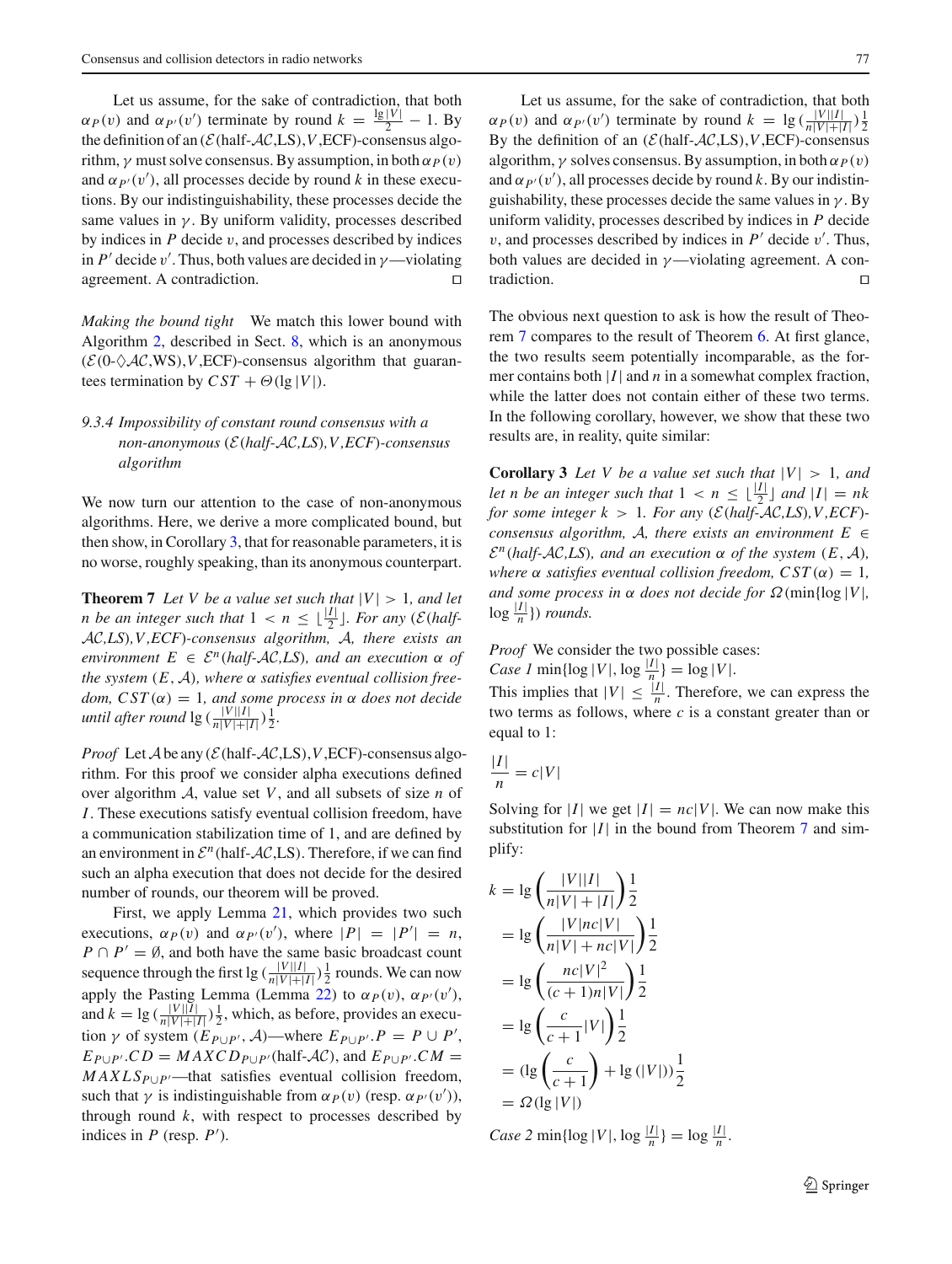Let us assume, for the sake of contradiction, that both $\alpha_P(v)$ and $\alpha_{P'}(v')$ terminate by round $k = \frac{\lg|V|}{2} - 1$. By the definition of an $(\mathcal{E}$(half-$\mathcal{AC}$,LS),$V$,ECF)-consensus algorithm, $\gamma$ must solve consensus. By assumption, in both $\alpha_P(v)$ and $\alpha_{P'}(v')$, all processes decide by round $k$ in these executions. By our indistinguishability, these processes decide the same values in $\gamma$. By uniform validity, processes described by indices in $P$ decide $v$, and processes described by indices in $P'$ decide $v'$. Thus, both values are decided in $\gamma$—violating agreement. A contradiction. □

*Making the bound tight* We match this lower bound with Algorithm 2, described in Sect. 8, which is an anonymous $(\mathcal{E}$(0-$\Diamond\mathcal{AC}$,WS),$V$,ECF)-consensus algorithm that guarantees termination by $CST + \Theta(\lg|V|)$.

### 9.3.4 Impossibility of constant round consensus with a non-anonymous $(\mathcal{E}$(half-$\mathcal{AC}$,LS),$V$,ECF)-consensus algorithm

We now turn our attention to the case of non-anonymous algorithms. Here, we derive a more complicated bound, but then show, in Corollary 3, that for reasonable parameters, it is no worse, roughly speaking, than its anonymous counterpart.

**Theorem 7** *Let $V$ be a value set such that $|V| > 1$, and let $n$ be an integer such that $1 < n \leq \lfloor\frac{|I|}{2}\rfloor$. For any $(\mathcal{E}$(half-$\mathcal{AC}$,LS),$V$,ECF)-consensus algorithm, $\mathcal{A}$, there exists an environment $E \in \mathcal{E}^n$(half-$\mathcal{AC}$,LS), and an execution $\alpha$ of the system $(E, \mathcal{A})$, where $\alpha$ satisfies eventual collision freedom, $CST(\alpha) = 1$, and some process in $\alpha$ does not decide until after round $\lg\left(\frac{|V||I|}{n|V|+|I|}\right)\frac{1}{2}$.*

*Proof* Let $\mathcal{A}$ be any $(\mathcal{E}$(half-$\mathcal{AC}$,LS),$V$,ECF)-consensus algorithm. For this proof we consider alpha executions defined over algorithm $\mathcal{A}$, value set $V$, and all subsets of size $n$ of $I$. These executions satisfy eventual collision freedom, have a communication stabilization time of 1, and are defined by an environment in $\mathcal{E}^n$(half-$\mathcal{AC}$,LS). Therefore, if we can find such an alpha execution that does not decide for the desired number of rounds, our theorem will be proved.

First, we apply Lemma 21, which provides two such executions, $\alpha_P(v)$ and $\alpha_{P'}(v')$, where $|P| = |P'| = n$, $P \cap P' = \emptyset$, and both have the same basic broadcast count sequence through the first $\lg\left(\frac{|V||I|}{n|V|+|I|}\right)\frac{1}{2}$ rounds. We can now apply the Pasting Lemma (Lemma 22) to $\alpha_P(v)$, $\alpha_{P'}(v')$, and $k = \lg\left(\frac{|V||I|}{n|V|+|I|}\right)\frac{1}{2}$, which, as before, provides an execution $\gamma$ of system $(E_{P\cup P'}, \mathcal{A})$—where $E_{P\cup P'}.P = P \cup P'$, $E_{P\cup P'}.CD = MAXCD_{P\cup P'}$(half-$\mathcal{AC}$), and $E_{P\cup P'}.CM = MAXLS_{P\cup P'}$—that satisfies eventual collision freedom, such that $\gamma$ is indistinguishable from $\alpha_P(v)$ (resp. $\alpha_{P'}(v')$), through round $k$, with respect to processes described by indices in $P$ (resp. $P'$).

Let us assume, for the sake of contradiction, that both $\alpha_P(v)$ and $\alpha_{P'}(v')$ terminate by round $k = \lg\left(\frac{|V||I|}{n|V|+|I|}\right)\frac{1}{2}$. By the definition of an $(\mathcal{E}$(half-$\mathcal{AC}$,LS),$V$,ECF)-consensus algorithm, $\gamma$ solves consensus. By assumption, in both $\alpha_P(v)$ and $\alpha_{P'}(v')$, all processes decide by round $k$. By our indistinguishability, these processes decide the same values in $\gamma$. By uniform validity, processes described by indices in $P$ decide $v$, and processes described by indices in $P'$ decide $v'$. Thus, both values are decided in $\gamma$—violating agreement. A contradiction. □

The obvious next question to ask is how the result of Theorem 7 compares to the result of Theorem 6. At first glance, the two results seem potentially incomparable, as the former contains both $|I|$ and $n$ in a somewhat complex fraction, while the latter does not contain either of these two terms. In the following corollary, however, we show that these two results are, in reality, quite similar:

**Corollary 3** *Let $V$ be a value set such that $|V| > 1$, and let $n$ be an integer such that $1 \leq n \leq \lfloor\frac{|I|}{2}\rfloor$ and $|I| = nk$ for some integer $k > 1$. For any $(\mathcal{E}$(half-$\mathcal{AC}$,LS),$V$,ECF)-consensus algorithm, $\mathcal{A}$, there exists an environment $E \in \mathcal{E}^n$(half-$\mathcal{AC}$,LS), and an execution $\alpha$ of the system $(E, \mathcal{A})$, where $\alpha$ satisfies eventual collision freedom, $CST(\alpha) = 1$, and some process in $\alpha$ does not decide for $\Omega(\min\{\log|V|, \log\frac{|I|}{n}\})$ rounds.*

*Proof* We consider the two possible cases:
*Case 1* $\min\{\log|V|, \log\frac{|I|}{n}\} = \log|V|$.
This implies that $|V| \leq \frac{|I|}{n}$. Therefore, we can express the two terms as follows, where $c$ is a constant greater than or equal to 1:

$$\frac{|I|}{n} = c|V|$$

Solving for $|I|$ we get $|I| = nc|V|$. We can now make this substitution for $|I|$ in the bound from Theorem 7 and simplify:

$$\begin{aligned}
k &= \lg\left(\frac{|V||I|}{n|V|+|I|}\right)\frac{1}{2} \\
&= \lg\left(\frac{|V|nc|V|}{n|V|+nc|V|}\right)\frac{1}{2} \\
&= \lg\left(\frac{nc|V|^2}{(c+1)n|V|}\right)\frac{1}{2} \\
&= \lg\left(\frac{c}{c+1}|V|\right)\frac{1}{2} \\
&= \left(\lg\left(\frac{c}{c+1}\right) + \lg(|V|)\right)\frac{1}{2} \\
&= \Omega(\lg|V|)
\end{aligned}$$

*Case 2* $\min\{\log|V|, \log\frac{|I|}{n}\} = \log\frac{|I|}{n}$.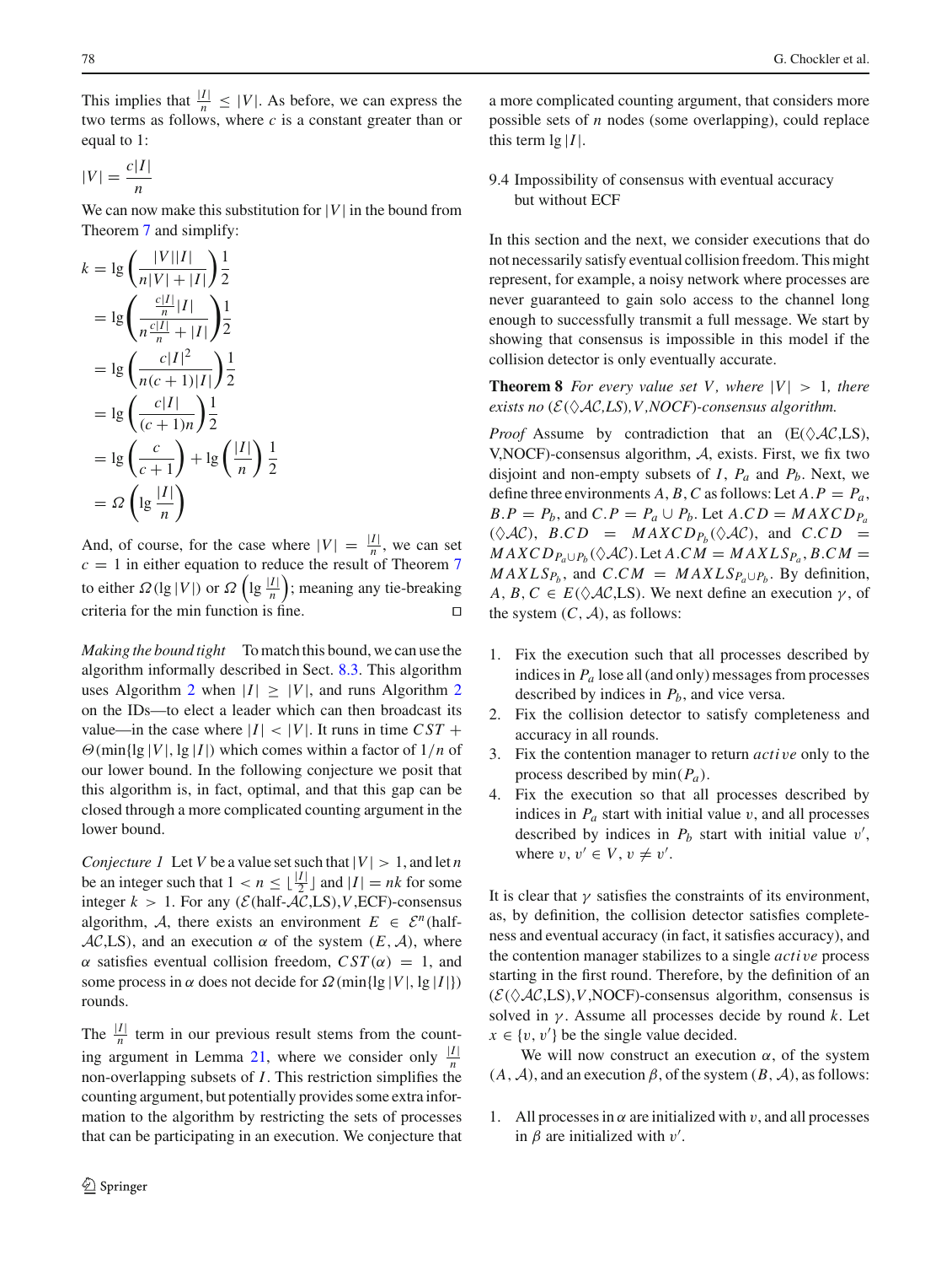This implies that $\frac{|I|}{n} \leq |V|$. As before, we can express the two terms as follows, where $c$ is a constant greater than or equal to 1:

$$|V| = \frac{c|I|}{n}$$

We can now make this substitution for $|V|$ in the bound from Theorem 7 and simplify:

$$\begin{aligned}
k &= \lg\left(\frac{|V||I|}{n|V| + |I|}\right)\frac{1}{2} \\
&= \lg\left(\frac{\frac{c|I|}{n}|I|}{n\frac{c|I|}{n} + |I|}\right)\frac{1}{2} \\
&= \lg\left(\frac{c|I|^2}{n(c+1)|I|}\right)\frac{1}{2} \\
&= \lg\left(\frac{c|I|}{(c+1)n}\right)\frac{1}{2} \\
&= \lg\left(\frac{c}{c+1}\right) + \lg\left(\frac{|I|}{n}\right)\frac{1}{2} \\
&= \Omega\left(\lg\frac{|I|}{n}\right)
\end{aligned}$$

And, of course, for the case where $|V| = \frac{|I|}{n}$, we can set $c = 1$ in either equation to reduce the result of Theorem 7 to either $\Omega(\lg|V|)$ or $\Omega\left(\lg\frac{|I|}{n}\right)$; meaning any tie-breaking criteria for the min function is fine. □

*Making the bound tight* To match this bound, we can use the algorithm informally described in Sect. 8.3. This algorithm uses Algorithm 2 when $|I| \geq |V|$, and runs Algorithm 2 on the IDs—to elect a leader which can then broadcast its value—in the case where $|I| < |V|$. It runs in time $CST + \Theta(\min\{\lg|V|, \lg|I|)$ which comes within a factor of $1/n$ of our lower bound. In the following conjecture we posit that this algorithm is, in fact, optimal, and that this gap can be closed through a more complicated counting argument in the lower bound.

*Conjecture 1* Let $V$ be a value set such that $|V| > 1$, and let $n$ be an integer such that $1 < n \leq \lfloor\frac{|I|}{2}\rfloor$ and $|I| = nk$ for some integer $k > 1$. For any ($\mathcal{E}$(half-$\mathcal{AC}$,LS),$V$,ECF)-consensus algorithm, $\mathcal{A}$, there exists an environment $E \in \mathcal{E}^n$(half-$\mathcal{AC}$,LS), and an execution $\alpha$ of the system $(E, \mathcal{A})$, where $\alpha$ satisfies eventual collision freedom, $CST(\alpha) = 1$, and some process in $\alpha$ does not decide for $\Omega(\min\{\lg|V|, \lg|I|\})$ rounds.

The $\frac{|I|}{n}$ term in our previous result stems from the counting argument in Lemma 21, where we consider only $\frac{|I|}{n}$ non-overlapping subsets of $I$. This restriction simplifies the counting argument, but potentially provides some extra information to the algorithm by restricting the sets of processes that can be participating in an execution. We conjecture that a more complicated counting argument, that considers more possible sets of $n$ nodes (some overlapping), could replace this term $\lg|I|$.

### 9.4 Impossibility of consensus with eventual accuracy but without ECF

In this section and the next, we consider executions that do not necessarily satisfy eventual collision freedom. This might represent, for example, a noisy network where processes are never guaranteed to gain solo access to the channel long enough to successfully transmit a full message. We start by showing that consensus is impossible in this model if the collision detector is only eventually accurate.

**Theorem 8** *For every value set $V$, where $|V| > 1$, there exists no ($\mathcal{E}$($\Diamond\mathcal{AC}$,LS),$V$,NOCF)-consensus algorithm.*

*Proof* Assume by contradiction that an (E($\Diamond\mathcal{AC}$,LS), V,NOCF)-consensus algorithm, $\mathcal{A}$, exists. First, we fix two disjoint and non-empty subsets of $I$, $P_a$ and $P_b$. Next, we define three environments $A, B, C$ as follows: Let $A.P = P_a$, $B.P = P_b$, and $C.P = P_a \cup P_b$. Let $A.CD = MAXCD_{P_a}(\Diamond\mathcal{AC})$, $B.CD = MAXCD_{P_b}(\Diamond\mathcal{AC})$, and $C.CD = MAXCD_{P_a \cup P_b}(\Diamond\mathcal{AC})$. Let $A.CM = MAXLS_{P_a}$, $B.CM = MAXLS_{P_b}$, and $C.CM = MAXLS_{P_a \cup P_b}$. By definition, $A, B, C \in E(\Diamond\mathcal{AC}$,LS). We next define an execution $\gamma$, of the system $(C, \mathcal{A})$, as follows:

1. Fix the execution such that all processes described by indices in $P_a$ lose all (and only) messages from processes described by indices in $P_b$, and vice versa.
2. Fix the collision detector to satisfy completeness and accuracy in all rounds.
3. Fix the contention manager to return *active* only to the process described by $\min(P_a)$.
4. Fix the execution so that all processes described by indices in $P_a$ start with initial value $v$, and all processes described by indices in $P_b$ start with initial value $v'$, where $v, v' \in V, v \neq v'$.

It is clear that $\gamma$ satisfies the constraints of its environment, as, by definition, the collision detector satisfies completeness and eventual accuracy (in fact, it satisfies accuracy), and the contention manager stabilizes to a single *active* process starting in the first round. Therefore, by the definition of an ($\mathcal{E}$($\Diamond\mathcal{AC}$,LS),$V$,NOCF)-consensus algorithm, consensus is solved in $\gamma$. Assume all processes decide by round $k$. Let $x \in \{v, v'\}$ be the single value decided.

We will now construct an execution $\alpha$, of the system $(A, \mathcal{A})$, and an execution $\beta$, of the system $(B, \mathcal{A})$, as follows:

1. All processes in $\alpha$ are initialized with $v$, and all processes in $\beta$ are initialized with $v'$.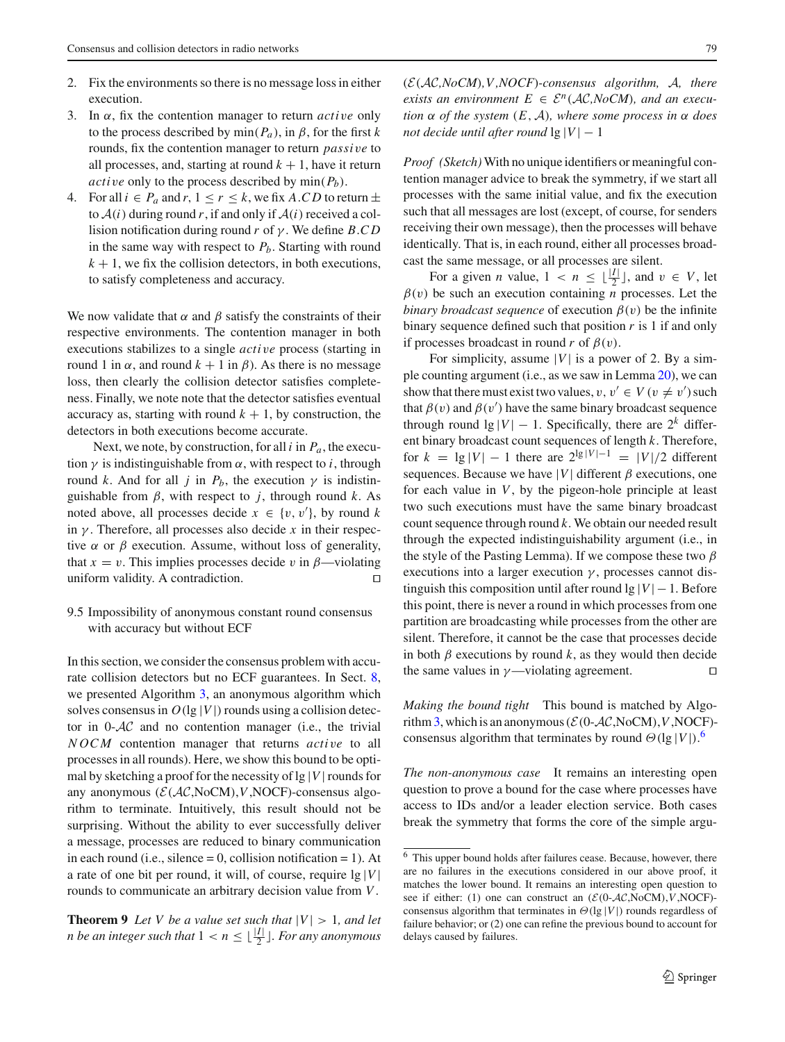2. Fix the environments so there is no message loss in either execution.
3. In $\alpha$, fix the contention manager to return *active* only to the process described by $\min(P_a)$, in $\beta$, for the first $k$ rounds, fix the contention manager to return *passive* to all processes, and, starting at round $k+1$, have it return *active* only to the process described by $\min(P_b)$.
4. For all $i \in P_a$ and $r$, $1 \le r \le k$, we fix $A.CD$ to return $\pm$ to $\mathcal{A}(i)$ during round $r$, if and only if $\mathcal{A}(i)$ received a collision notification during round $r$ of $\gamma$. We define $B.CD$ in the same way with respect to $P_b$. Starting with round $k+1$, we fix the collision detectors, in both executions, to satisfy completeness and accuracy.

We now validate that $\alpha$ and $\beta$ satisfy the constraints of their respective environments. The contention manager in both executions stabilizes to a single *active* process (starting in round 1 in $\alpha$, and round $k+1$ in $\beta$). As there is no message loss, then clearly the collision detector satisfies completeness. Finally, we note note that the detector satisfies eventual accuracy as, starting with round $k+1$, by construction, the detectors in both executions become accurate.

Next, we note, by construction, for all $i$ in $P_a$, the execution $\gamma$ is indistinguishable from $\alpha$, with respect to $i$, through round $k$. And for all $j$ in $P_b$, the execution $\gamma$ is indistinguishable from $\beta$, with respect to $j$, through round $k$. As noted above, all processes decide $x \in \{v, v'\}$, by round $k$ in $\gamma$. Therefore, all processes also decide $x$ in their respective $\alpha$ or $\beta$ execution. Assume, without loss of generality, that $x = v$. This implies processes decide $v$ in $\beta$—violating uniform validity. A contradiction. □

## 9.5 Impossibility of anonymous constant round consensus with accuracy but without ECF

In this section, we consider the consensus problem with accurate collision detectors but no ECF guarantees. In Sect. 8, we presented Algorithm 3, an anonymous algorithm which solves consensus in $O(\lg |V|)$ rounds using a collision detector in 0-$\mathcal{AC}$ and no contention manager (i.e., the trivial *NOCM* contention manager that returns *active* to all processes in all rounds). Here, we show this bound to be optimal by sketching a proof for the necessity of $\lg |V|$ rounds for any anonymous ($\mathcal{E}$($\mathcal{AC}$,NoCM),$V$,NOCF)-consensus algorithm to terminate. Intuitively, this result should not be surprising. Without the ability to ever successfully deliver a message, processes are reduced to binary communication in each round (i.e., silence = 0, collision notification = 1). At a rate of one bit per round, it will, of course, require $\lg |V|$ rounds to communicate an arbitrary decision value from $V$.

**Theorem 9** *Let $V$ be a value set such that $|V| > 1$, and let $n$ be an integer such that $1 < n \le \lfloor \frac{|I|}{2} \rfloor$. For any anonymous ($\mathcal{E}$($\mathcal{AC}$,NoCM),$V$,NOCF)-consensus algorithm, $\mathcal{A}$, there exists an environment $E \in \mathcal{E}^n(\mathcal{AC}$,NoCM), and an execution $\alpha$ of the system $(E, \mathcal{A})$, where some process in $\alpha$ does not decide until after round $\lg |V| - 1$*

*Proof (Sketch)* With no unique identifiers or meaningful contention manager advice to break the symmetry, if we start all processes with the same initial value, and fix the execution such that all messages are lost (except, of course, for senders receiving their own message), then the processes will behave identically. That is, in each round, either all processes broadcast the same message, or all processes are silent.

For a given $n$ value, $1 < n \le \lfloor \frac{|I|}{2} \rfloor$, and $v \in V$, let $\beta(v)$ be such an execution containing $n$ processes. Let the *binary broadcast sequence* of execution $\beta(v)$ be the infinite binary sequence defined such that position $r$ is 1 if and only if processes broadcast in round $r$ of $\beta(v)$.

For simplicity, assume $|V|$ is a power of 2. By a simple counting argument (i.e., as we saw in Lemma 20), we can show that there must exist two values, $v, v' \in V$ ($v \ne v'$) such that $\beta(v)$ and $\beta(v')$ have the same binary broadcast sequence through round $\lg |V| - 1$. Specifically, there are $2^k$ different binary broadcast count sequences of length $k$. Therefore, for $k = \lg |V| - 1$ there are $2^{\lg |V| - 1} = |V|/2$ different sequences. Because we have $|V|$ different $\beta$ executions, one for each value in $V$, by the pigeon-hole principle at least two such executions must have the same binary broadcast count sequence through round $k$. We obtain our needed result through the expected indistinguishability argument (i.e., in the style of the Pasting Lemma). If we compose these two $\beta$ executions into a larger execution $\gamma$, processes cannot distinguish this composition until after round $\lg |V| - 1$. Before this point, there is never a round in which processes from one partition are broadcasting while processes from the other are silent. Therefore, it cannot be the case that processes decide in both $\beta$ executions by round $k$, as they would then decide the same values in $\gamma$—violating agreement. □

*Making the bound tight* This bound is matched by Algorithm 3, which is an anonymous ($\mathcal{E}$(0-$\mathcal{AC}$,NoCM),$V$,NOCF)-consensus algorithm that terminates by round $\Theta(\lg |V|)$.[6]

*The non-anonymous case* It remains an interesting open question to prove a bound for the case where processes have access to IDs and/or a leader election service. Both cases break the symmetry that forms the core of the simple argu-

[6] This upper bound holds after failures cease. Because, however, there are no failures in the executions considered in our above proof, it matches the lower bound. It remains an interesting open question to see if either: (1) one can construct an ($\mathcal{E}$(0-$\mathcal{AC}$,NoCM),$V$,NOCF)-consensus algorithm that terminates in $\Theta(\lg |V|)$ rounds regardless of failure behavior; or (2) one can refine the previous bound to account for delays caused by failures.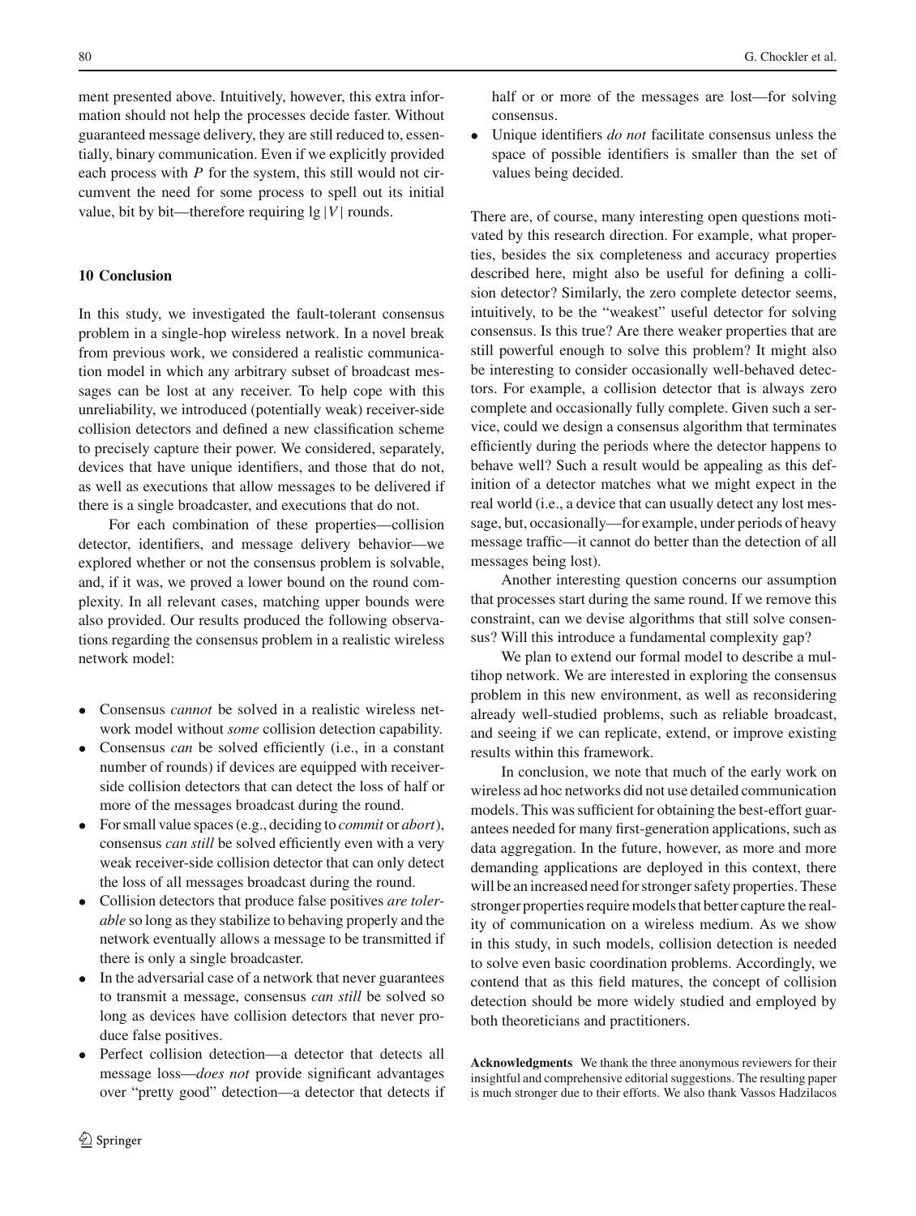ment presented above. Intuitively, however, this extra information should not help the processes decide faster. Without guaranteed message delivery, they are still reduced to, essentially, binary communication. Even if we explicitly provided each process with $P$ for the system, this still would not circumvent the need for some process to spell out its initial value, bit by bit—therefore requiring $\lg |V|$ rounds.

## 10 Conclusion

In this study, we investigated the fault-tolerant consensus problem in a single-hop wireless network. In a novel break from previous work, we considered a realistic communication model in which any arbitrary subset of broadcast messages can be lost at any receiver. To help cope with this unreliability, we introduced (potentially weak) receiver-side collision detectors and defined a new classification scheme to precisely capture their power. We considered, separately, devices that have unique identifiers, and those that do not, as well as executions that allow messages to be delivered if there is a single broadcaster, and executions that do not.

For each combination of these properties—collision detector, identifiers, and message delivery behavior—we explored whether or not the consensus problem is solvable, and, if it was, we proved a lower bound on the round complexity. In all relevant cases, matching upper bounds were also provided. Our results produced the following observations regarding the consensus problem in a realistic wireless network model:

- Consensus *cannot* be solved in a realistic wireless network model without *some* collision detection capability.
- Consensus *can* be solved efficiently (i.e., in a constant number of rounds) if devices are equipped with receiver-side collision detectors that can detect the loss of half or more of the messages broadcast during the round.
- For small value spaces (e.g., deciding to *commit* or *abort*), consensus *can still* be solved efficiently even with a very weak receiver-side collision detector that can only detect the loss of all messages broadcast during the round.
- Collision detectors that produce false positives *are tolerable* so long as they stabilize to behaving properly and the network eventually allows a message to be transmitted if there is only a single broadcaster.
- In the adversarial case of a network that never guarantees to transmit a message, consensus *can still* be solved so long as devices have collision detectors that never produce false positives.
- Perfect collision detection—a detector that detects all message loss—*does not* provide significant advantages over "pretty good" detection—a detector that detects if half or or more of the messages are lost—for solving consensus.
- Unique identifiers *do not* facilitate consensus unless the space of possible identifiers is smaller than the set of values being decided.

There are, of course, many interesting open questions motivated by this research direction. For example, what properties, besides the six completeness and accuracy properties described here, might also be useful for defining a collision detector? Similarly, the zero complete detector seems, intuitively, to be the "weakest" useful detector for solving consensus. Is this true? Are there weaker properties that are still powerful enough to solve this problem? It might also be interesting to consider occasionally well-behaved detectors. For example, a collision detector that is always zero complete and occasionally fully complete. Given such a service, could we design a consensus algorithm that terminates efficiently during the periods where the detector happens to behave well? Such a result would be appealing as this definition of a detector matches what we might expect in the real world (i.e., a device that can usually detect any lost message, but, occasionally—for example, under periods of heavy message traffic—it cannot do better than the detection of all messages being lost).

Another interesting question concerns our assumption that processes start during the same round. If we remove this constraint, can we devise algorithms that still solve consensus? Will this introduce a fundamental complexity gap?

We plan to extend our formal model to describe a multihop network. We are interested in exploring the consensus problem in this new environment, as well as reconsidering already well-studied problems, such as reliable broadcast, and seeing if we can replicate, extend, or improve existing results within this framework.

In conclusion, we note that much of the early work on wireless ad hoc networks did not use detailed communication models. This was sufficient for obtaining the best-effort guarantees needed for many first-generation applications, such as data aggregation. In the future, however, as more and more demanding applications are deployed in this context, there will be an increased need for stronger safety properties. These stronger properties require models that better capture the reality of communication on a wireless medium. As we show in this study, in such models, collision detection is needed to solve even basic coordination problems. Accordingly, we contend that as this field matures, the concept of collision detection should be more widely studied and employed by both theoreticians and practitioners.

**Acknowledgments** We thank the three anonymous reviewers for their insightful and comprehensive editorial suggestions. The resulting paper is much stronger due to their efforts. We also thank Vassos Hadzilacos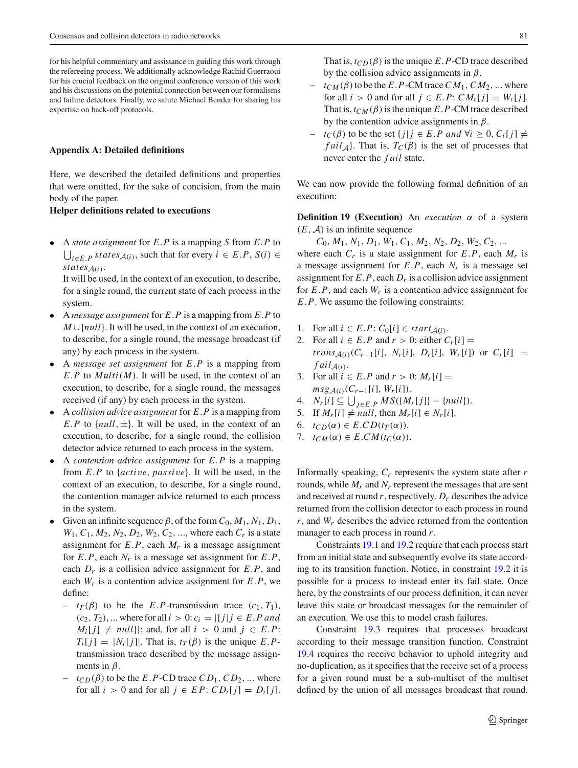for his helpful commentary and assistance in guiding this work through the refereeing process. We additionally acknowledge Rachid Guerraoui for his crucial feedback on the original conference version of this work and his discussions on the potential connection between our formalisms and failure detectors. Finally, we salute Michael Bender for sharing his expertise on back-off protocols.

## Appendix A: Detailed definitions

Here, we described the detailed definitions and properties that were omitted, for the sake of concision, from the main body of the paper.

**Helper definitions related to executions**

- A *state assignment* for $E.P$ is a mapping $S$ from $E.P$ to $\bigcup_{i \in E.P} states_{\mathcal{A}(i)}$, such that for every $i \in E.P$, $S(i) \in states_{\mathcal{A}(i)}$.
  It will be used, in the context of an execution, to describe, for a single round, the current state of each process in the system.
- A *message assignment* for $E.P$ is a mapping from $E.P$ to $M \cup \{null\}$. It will be used, in the context of an execution, to describe, for a single round, the message broadcast (if any) by each process in the system.
- A *message set assignment* for $E.P$ is a mapping from $E.P$ to $Multi(M)$. It will be used, in the context of an execution, to describe, for a single round, the messages received (if any) by each process in the system.
- A *collision advice assignment* for $E.P$ is a mapping from $E.P$ to $\{null, \pm\}$. It will be used, in the context of an execution, to describe, for a single round, the collision detector advice returned to each process in the system.
- A *contention advice assignment* for $E.P$ is a mapping from $E.P$ to $\{active, passive\}$. It will be used, in the context of an execution, to describe, for a single round, the contention manager advice returned to each process in the system.
- Given an infinite sequence $\beta$, of the form $C_0, M_1, N_1, D_1, W_1, C_1, M_2, N_2, D_2, W_2, C_2, \ldots$, where each $C_r$ is a state assignment for $E.P$, each $M_r$ is a message assignment for $E.P$, each $N_r$ is a message set assignment for $E.P$, each $D_r$ is a collision advice assignment for $E.P$, and each $W_r$ is a contention advice assignment for $E.P$, we define:
  - $t_T(\beta)$ to be the $E.P$-transmission trace $(c_1, T_1)$, $(c_2, T_2), \ldots$ where for all $i > 0$: $c_i = |\{j | j \in E.P \text{ and } M_i[j] \neq null\}|$; and, for all $i > 0$ and $j \in E.P$: $T_i[j] = |N_i[j]|$. That is, $t_T(\beta)$ is the unique $E.P$-transmission trace described by the message assignments in $\beta$.
  - $t_{CD}(\beta)$ to be the $E.P$-CD trace $CD_1, CD_2, \ldots$ where for all $i > 0$ and for all $j \in EP$: $CD_i[j] = D_i[j]$. That is, $t_{CD}(\beta)$ is the unique $E.P$-CD trace described by the collision advice assignments in $\beta$.
  - $t_{CM}(\beta)$ to be the $E.P$-CM trace $CM_1, CM_2, \ldots$ where for all $i > 0$ and for all $j \in E.P$: $CM_i[j] = W_i[j]$. That is, $t_{CM}(\beta)$ is the unique $E.P$-CM trace described by the contention advice assignments in $\beta$.
  - $t_C(\beta)$ to be the set $\{j | j \in E.P \text{ and } \forall i \geq 0, C_i[j] \neq fail_{\mathcal{A}}\}$. That is, $T_C(\beta)$ is the set of processes that never enter the $fail$ state.

We can now provide the following formal definition of an execution:

**Definition 19 (Execution)** An *execution* $\alpha$ of a system $(E, \mathcal{A})$ is an infinite sequence

$C_0, M_1, N_1, D_1, W_1, C_1, M_2, N_2, D_2, W_2, C_2, \ldots$

where each $C_r$ is a state assignment for $E.P$, each $M_r$ is a message assignment for $E.P$, each $N_r$ is a message set assignment for $E.P$, each $D_r$ is a collision advice assignment for $E.P$, and each $W_r$ is a contention advice assignment for $E.P$. We assume the following constraints:

1. For all $i \in E.P$: $C_0[i] \in start_{\mathcal{A}(i)}$.
2. For all $i \in E.P$ and $r > 0$: either $C_r[i] = trans_{\mathcal{A}(i)}(C_{r-1}[i], N_r[i], D_r[i], W_r[i])$ or $C_r[i] = fail_{\mathcal{A}(i)}$.
3. For all $i \in E.P$ and $r > 0$: $M_r[i] = msg_{\mathcal{A}(i)}(C_{r-1}[i], W_r[i])$.
4. $N_r[i] \subseteq \bigcup_{j \in E.P} MS(\{M_r[j]\} - \{null\})$.
5. If $M_r[i] \neq null$, then $M_r[i] \in N_r[i]$.
6. $t_{CD}(\alpha) \in E.CD(t_T(\alpha))$.
7. $t_{CM}(\alpha) \in E.CM(t_C(\alpha))$.

Informally speaking, $C_r$ represents the system state after $r$ rounds, while $M_r$ and $N_r$ represent the messages that are sent and received at round $r$, respectively. $D_r$ describes the advice returned from the collision detector to each process in round $r$, and $W_r$ describes the advice returned from the contention manager to each process in round $r$.

Constraints 19.1 and 19.2 require that each process start from an initial state and subsequently evolve its state according to its transition function. Notice, in constraint 19.2 it is possible for a process to instead enter its fail state. Once here, by the constraints of our process definition, it can never leave this state or broadcast messages for the remainder of an execution. We use this to model crash failures.

Constraint 19.3 requires that processes broadcast according to their message transition function. Constraint 19.4 requires the receive behavior to uphold integrity and no-duplication, as it specifies that the receive set of a process for a given round must be a sub-multiset of the multiset defined by the union of all messages broadcast that round.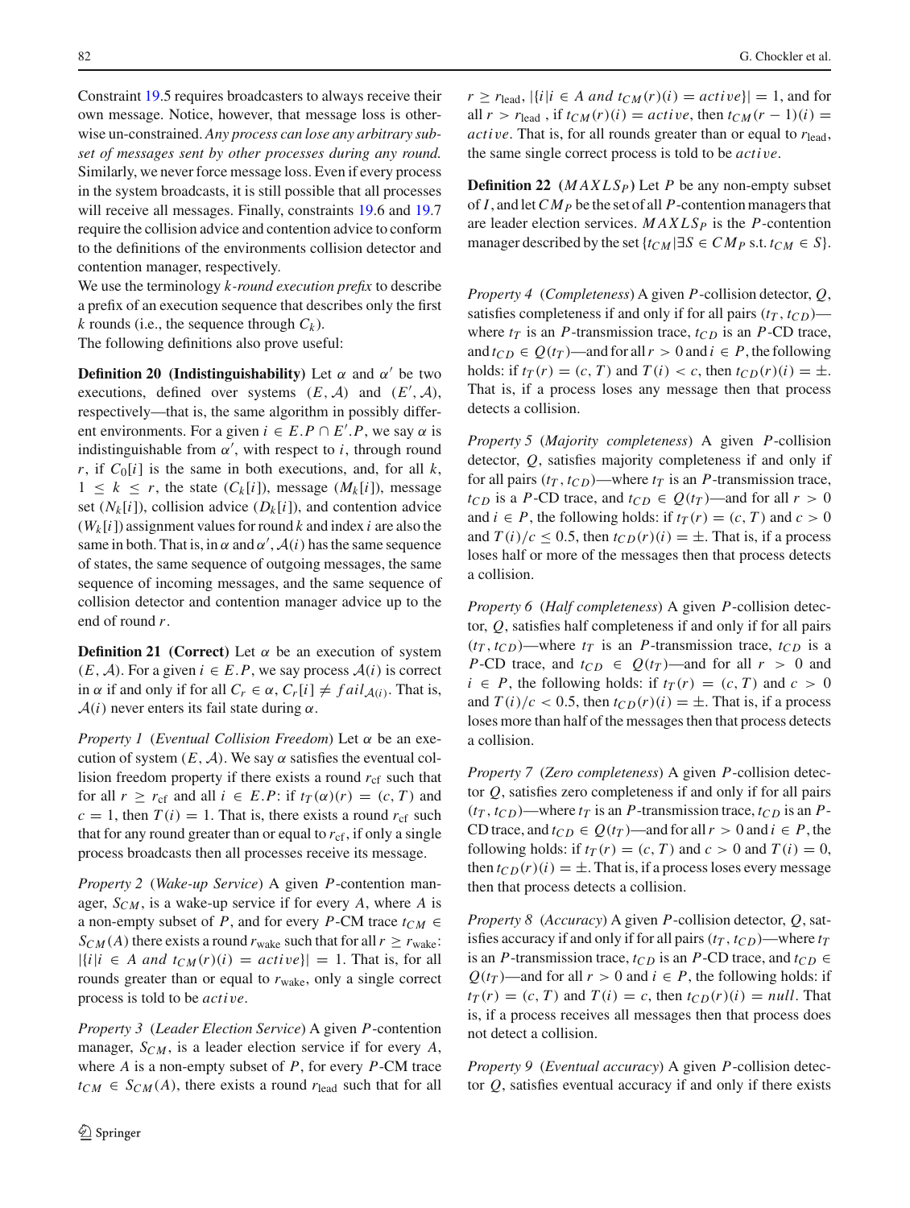Constraint 19.5 requires broadcasters to always receive their own message. Notice, however, that message loss is otherwise un-constrained. *Any process can lose any arbitrary subset of messages sent by other processes during any round.* Similarly, we never force message loss. Even if every process in the system broadcasts, it is still possible that all processes will receive all messages. Finally, constraints 19.6 and 19.7 require the collision advice and contention advice to conform to the definitions of the environments collision detector and contention manager, respectively.

We use the terminology *k-round execution prefix* to describe a prefix of an execution sequence that describes only the first $k$ rounds (i.e., the sequence through $C_k$).

The following definitions also prove useful:

**Definition 20 (Indistinguishability)** Let $\alpha$ and $\alpha'$ be two executions, defined over systems $(E, \mathcal{A})$ and $(E', \mathcal{A})$, respectively—that is, the same algorithm in possibly different environments. For a given $i \in E.P \cap E'.P$, we say $\alpha$ is indistinguishable from $\alpha'$, with respect to $i$, through round $r$, if $C_0[i]$ is the same in both executions, and, for all $k$, $1 \leq k \leq r$, the state $(C_k[i])$, message $(M_k[i])$, message set $(N_k[i])$, collision advice $(D_k[i])$, and contention advice $(W_k[i])$ assignment values for round $k$ and index $i$ are also the same in both. That is, in $\alpha$ and $\alpha'$, $\mathcal{A}(i)$ has the same sequence of states, the same sequence of outgoing messages, the same sequence of incoming messages, and the same sequence of collision detector and contention manager advice up to the end of round $r$.

**Definition 21 (Correct)** Let $\alpha$ be an execution of system $(E, \mathcal{A})$. For a given $i \in E.P$, we say process $\mathcal{A}(i)$ is correct in $\alpha$ if and only if for all $C_r \in \alpha$, $C_r[i] \neq fail_{\mathcal{A}(i)}$. That is, $\mathcal{A}(i)$ never enters its fail state during $\alpha$.

*Property 1* (*Eventual Collision Freedom*) Let $\alpha$ be an execution of system $(E, \mathcal{A})$. We say $\alpha$ satisfies the eventual collision freedom property if there exists a round $r_{\text{cf}}$ such that for all $r \geq r_{\text{cf}}$ and all $i \in E.P$: if $t_T(\alpha)(r) = (c, T)$ and $c = 1$, then $T(i) = 1$. That is, there exists a round $r_{\text{cf}}$ such that for any round greater than or equal to $r_{\text{cf}}$, if only a single process broadcasts then all processes receive its message.

*Property 2* (*Wake-up Service*) A given $P$-contention manager, $S_{CM}$, is a wake-up service if for every $A$, where $A$ is a non-empty subset of $P$, and for every $P$-CM trace $t_{CM} \in S_{CM}(A)$ there exists a round $r_{\text{wake}}$ such that for all $r \geq r_{\text{wake}}$: $|\{i | i \in A \text{ and } t_{CM}(r)(i) = active\}| = 1$. That is, for all rounds greater than or equal to $r_{\text{wake}}$, only a single correct process is told to be *active*.

*Property 3* (*Leader Election Service*) A given $P$-contention manager, $S_{CM}$, is a leader election service if for every $A$, where $A$ is a non-empty subset of $P$, for every $P$-CM trace $t_{CM} \in S_{CM}(A)$, there exists a round $r_{\text{lead}}$ such that for all $r \geq r_{\text{lead}}$, $|\{i | i \in A \text{ and } t_{CM}(r)(i) = active\}| = 1$, and for all $r > r_{\text{lead}}$, if $t_{CM}(r)(i) = active$, then $t_{CM}(r-1)(i) = active$. That is, for all rounds greater than or equal to $r_{\text{lead}}$, the same single correct process is told to be *active*.

**Definition 22** ($MAXLS_P$) Let $P$ be any non-empty subset of $I$, and let $CM_P$ be the set of all $P$-contention managers that are leader election services. $MAXLS_P$ is the $P$-contention manager described by the set $\{t_{CM} | \exists S \in CM_P \text{ s.t. } t_{CM} \in S\}$.

*Property 4* (*Completeness*) A given $P$-collision detector, $Q$, satisfies completeness if and only if for all pairs $(t_T, t_{CD})$—where $t_T$ is an $P$-transmission trace, $t_{CD}$ is an $P$-CD trace, and $t_{CD} \in Q(t_T)$—and for all $r > 0$ and $i \in P$, the following holds: if $t_T(r) = (c, T)$ and $T(i) < c$, then $t_{CD}(r)(i) = \pm$. That is, if a process loses any message then that process detects a collision.

*Property 5* (*Majority completeness*) A given $P$-collision detector, $Q$, satisfies majority completeness if and only if for all pairs $(t_T, t_{CD})$—where $t_T$ is an $P$-transmission trace, $t_{CD}$ is a $P$-CD trace, and $t_{CD} \in Q(t_T)$—and for all $r > 0$ and $i \in P$, the following holds: if $t_T(r) = (c, T)$ and $c > 0$ and $T(i)/c \leq 0.5$, then $t_{CD}(r)(i) = \pm$. That is, if a process loses half or more of the messages then that process detects a collision.

*Property 6* (*Half completeness*) A given $P$-collision detector, $Q$, satisfies half completeness if and only if for all pairs $(t_T, t_{CD})$—where $t_T$ is an $P$-transmission trace, $t_{CD}$ is a $P$-CD trace, and $t_{CD} \in Q(t_T)$—and for all $r > 0$ and $i \in P$, the following holds: if $t_T(r) = (c, T)$ and $c > 0$ and $T(i)/c < 0.5$, then $t_{CD}(r)(i) = \pm$. That is, if a process loses more than half of the messages then that process detects a collision.

*Property 7* (*Zero completeness*) A given $P$-collision detector $Q$, satisfies zero completeness if and only if for all pairs $(t_T, t_{CD})$—where $t_T$ is an $P$-transmission trace, $t_{CD}$ is an $P$-CD trace, and $t_{CD} \in Q(t_T)$—and for all $r > 0$ and $i \in P$, the following holds: if $t_T(r) = (c, T)$ and $c > 0$ and $T(i) = 0$, then $t_{CD}(r)(i) = \pm$. That is, if a process loses every message then that process detects a collision.

*Property 8* (*Accuracy*) A given $P$-collision detector, $Q$, satisfies accuracy if and only if for all pairs $(t_T, t_{CD})$—where $t_T$ is an $P$-transmission trace, $t_{CD}$ is an $P$-CD trace, and $t_{CD} \in Q(t_T)$—and for all $r > 0$ and $i \in P$, the following holds: if $t_T(r) = (c, T)$ and $T(i) = c$, then $t_{CD}(r)(i) = null$. That is, if a process receives all messages then that process does not detect a collision.

*Property 9* (*Eventual accuracy*) A given $P$-collision detector $Q$, satisfies eventual accuracy if and only if there exists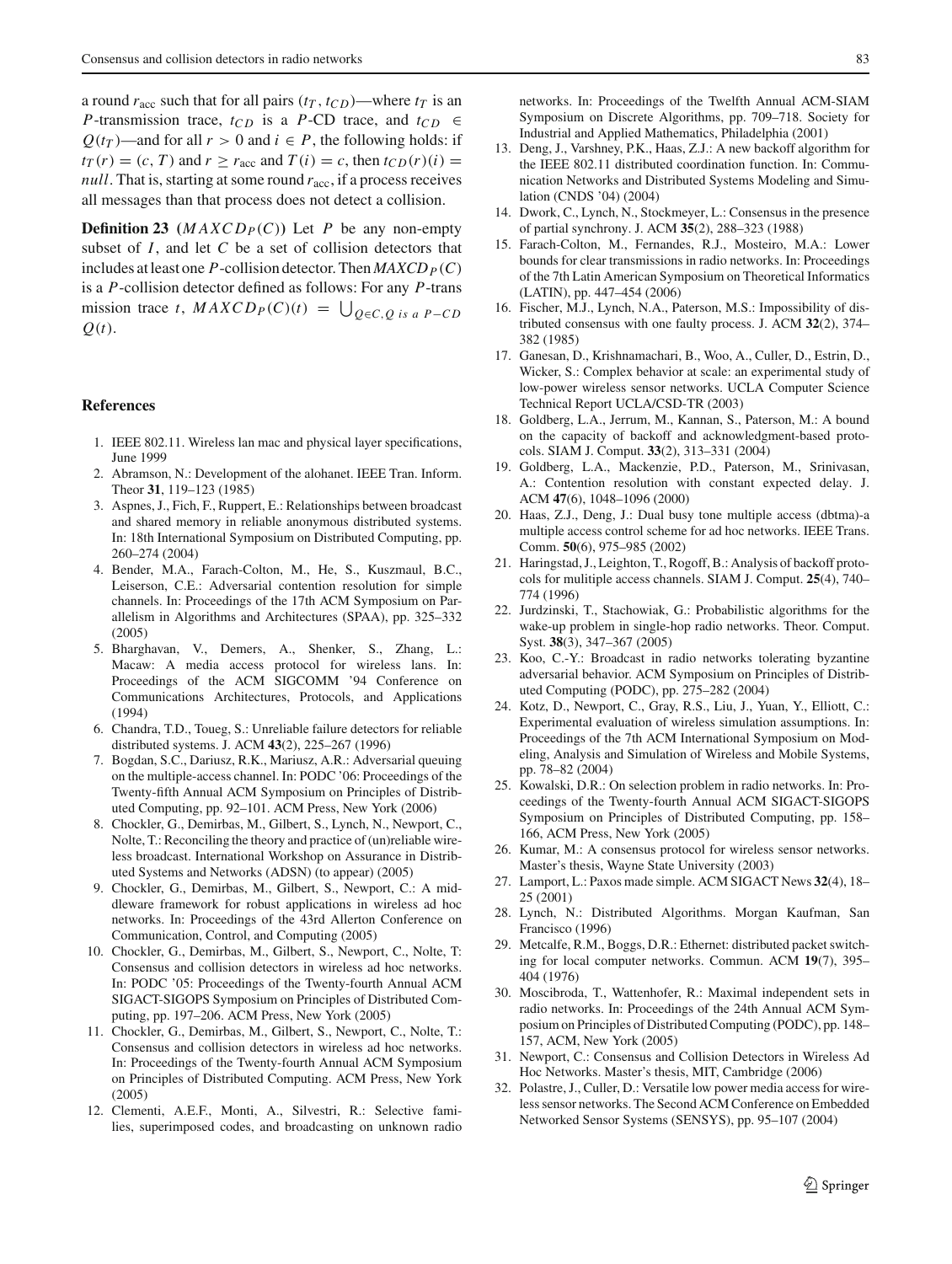a round $r_{\text{acc}}$ such that for all pairs $(t_T, t_{CD})$—where $t_T$ is an $P$-transmission trace, $t_{CD}$ is a $P$-CD trace, and $t_{CD} \in Q(t_T)$—and for all $r > 0$ and $i \in P$, the following holds: if $t_T(r) = (c, T)$ and $r \geq r_{\text{acc}}$ and $T(i) = c$, then $t_{CD}(r)(i) = null$. That is, starting at some round $r_{\text{acc}}$, if a process receives all messages than that process does not detect a collision.

**Definition 23** **($MAXCD_P(C)$)** Let $P$ be any non-empty subset of $I$, and let $C$ be a set of collision detectors that includes at least one $P$-collision detector. Then $MAXCD_P(C)$ is a $P$-collision detector defined as follows: For any $P$-transmission trace $t$, $MAXCD_P(C)(t) = \bigcup_{Q \in C, Q \text{ is a } P-CD} Q(t)$.

## References

1. IEEE 802.11. Wireless lan mac and physical layer specifications, June 1999
2. Abramson, N.: Development of the alohanet. IEEE Tran. Inform. Theor **31**, 119–123 (1985)
3. Aspnes, J., Fich, F., Ruppert, E.: Relationships between broadcast and shared memory in reliable anonymous distributed systems. In: 18th International Symposium on Distributed Computing, pp. 260–274 (2004)
4. Bender, M.A., Farach-Colton, M., He, S., Kuszmaul, B.C., Leiserson, C.E.: Adversarial contention resolution for simple channels. In: Proceedings of the 17th ACM Symposium on Parallelism in Algorithms and Architectures (SPAA), pp. 325–332 (2005)
5. Bharghavan, V., Demers, A., Shenker, S., Zhang, L.: Macaw: A media access protocol for wireless lans. In: Proceedings of the ACM SIGCOMM '94 Conference on Communications Architectures, Protocols, and Applications (1994)
6. Chandra, T.D., Toueg, S.: Unreliable failure detectors for reliable distributed systems. J. ACM **43**(2), 225–267 (1996)
7. Bogdan, S.C., Dariusz, R.K., Mariusz, A.R.: Adversarial queuing on the multiple-access channel. In: PODC '06: Proceedings of the Twenty-fifth Annual ACM Symposium on Principles of Distributed Computing, pp. 92–101. ACM Press, New York (2006)
8. Chockler, G., Demirbas, M., Gilbert, S., Lynch, N., Newport, C., Nolte, T.: Reconciling the theory and practice of (un)reliable wireless broadcast. International Workshop on Assurance in Distributed Systems and Networks (ADSN) (to appear) (2005)
9. Chockler, G., Demirbas, M., Gilbert, S., Newport, C.: A middleware framework for robust applications in wireless ad hoc networks. In: Proceedings of the 43rd Allerton Conference on Communication, Control, and Computing (2005)
10. Chockler, G., Demirbas, M., Gilbert, S., Newport, C., Nolte, T: Consensus and collision detectors in wireless ad hoc networks. In: PODC '05: Proceedings of the Twenty-fourth Annual ACM SIGACT-SIGOPS Symposium on Principles of Distributed Computing, pp. 197–206. ACM Press, New York (2005)
11. Chockler, G., Demirbas, M., Gilbert, S., Newport, C., Nolte, T.: Consensus and collision detectors in wireless ad hoc networks. In: Proceedings of the Twenty-fourth Annual ACM Symposium on Principles of Distributed Computing. ACM Press, New York (2005)
12. Clementi, A.E.F., Monti, A., Silvestri, R.: Selective families, superimposed codes, and broadcasting on unknown radio networks. In: Proceedings of the Twelfth Annual ACM-SIAM Symposium on Discrete Algorithms, pp. 709–718. Society for Industrial and Applied Mathematics, Philadelphia (2001)
13. Deng, J., Varshney, P.K., Haas, Z.J.: A new backoff algorithm for the IEEE 802.11 distributed coordination function. In: Communication Networks and Distributed Systems Modeling and Simulation (CNDS '04) (2004)
14. Dwork, C., Lynch, N., Stockmeyer, L.: Consensus in the presence of partial synchrony. J. ACM **35**(2), 288–323 (1988)
15. Farach-Colton, M., Fernandes, R.J., Mosteiro, M.A.: Lower bounds for clear transmissions in radio networks. In: Proceedings of the 7th Latin American Symposium on Theoretical Informatics (LATIN), pp. 447–454 (2006)
16. Fischer, M.J., Lynch, N.A., Paterson, M.S.: Impossibility of distributed consensus with one faulty process. J. ACM **32**(2), 374–382 (1985)
17. Ganesan, D., Krishnamachari, B., Woo, A., Culler, D., Estrin, D., Wicker, S.: Complex behavior at scale: an experimental study of low-power wireless sensor networks. UCLA Computer Science Technical Report UCLA/CSD-TR (2003)
18. Goldberg, L.A., Jerrum, M., Kannan, S., Paterson, M.: A bound on the capacity of backoff and acknowledgment-based protocols. SIAM J. Comput. **33**(2), 313–331 (2004)
19. Goldberg, L.A., Mackenzie, P.D., Paterson, M., Srinivasan, A.: Contention resolution with constant expected delay. J. ACM **47**(6), 1048–1096 (2000)
20. Haas, Z.J., Deng, J.: Dual busy tone multiple access (dbtma)-a multiple access control scheme for ad hoc networks. IEEE Trans. Comm. **50**(6), 975–985 (2002)
21. Haringstad, J., Leighton, T., Rogoff, B.: Analysis of backoff protocols for mulitiple access channels. SIAM J. Comput. **25**(4), 740–774 (1996)
22. Jurdzinski, T., Stachowiak, G.: Probabilistic algorithms for the wake-up problem in single-hop radio networks. Theor. Comput. Syst. **38**(3), 347–367 (2005)
23. Koo, C.-Y.: Broadcast in radio networks tolerating byzantine adversarial behavior. ACM Symposium on Principles of Distributed Computing (PODC), pp. 275–282 (2004)
24. Kotz, D., Newport, C., Gray, R.S., Liu, J., Yuan, Y., Elliott, C.: Experimental evaluation of wireless simulation assumptions. In: Proceedings of the 7th ACM International Symposium on Modeling, Analysis and Simulation of Wireless and Mobile Systems, pp. 78–82 (2004)
25. Kowalski, D.R.: On selection problem in radio networks. In: Proceedings of the Twenty-fourth Annual ACM SIGACT-SIGOPS Symposium on Principles of Distributed Computing, pp. 158–166, ACM Press, New York (2005)
26. Kumar, M.: A consensus protocol for wireless sensor networks. Master's thesis, Wayne State University (2003)
27. Lamport, L.: Paxos made simple. ACM SIGACT News **32**(4), 18–25 (2001)
28. Lynch, N.: Distributed Algorithms. Morgan Kaufman, San Francisco (1996)
29. Metcalfe, R.M., Boggs, D.R.: Ethernet: distributed packet switching for local computer networks. Commun. ACM **19**(7), 395–404 (1976)
30. Moscibroda, T., Wattenhofer, R.: Maximal independent sets in radio networks. In: Proceedings of the 24th Annual ACM Symposium on Principles of Distributed Computing (PODC), pp. 148–157, ACM, New York (2005)
31. Newport, C.: Consensus and Collision Detectors in Wireless Ad Hoc Networks. Master's thesis, MIT, Cambridge (2006)
32. Polastre, J., Culler, D.: Versatile low power media access for wireless sensor networks. The Second ACM Conference on Embedded Networked Sensor Systems (SENSYS), pp. 95–107 (2004)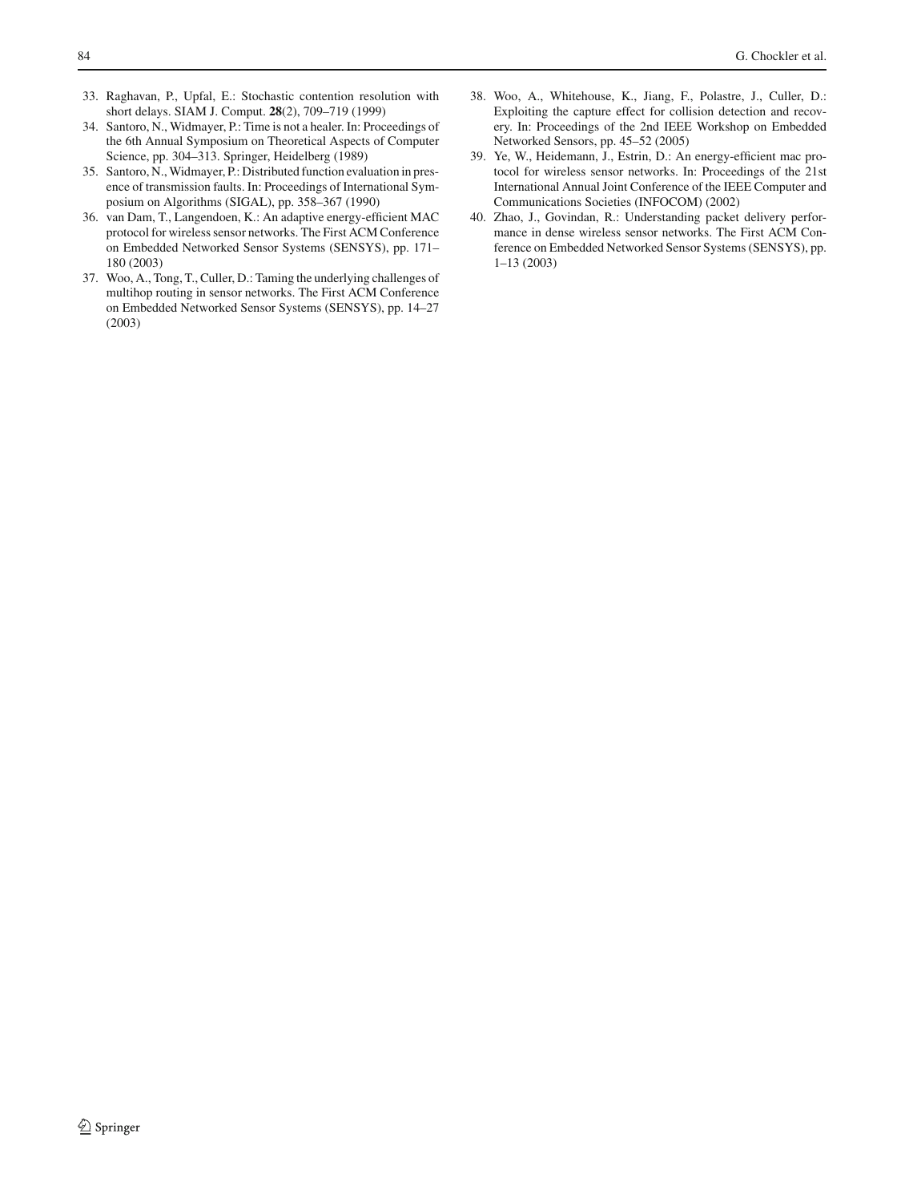33. Raghavan, P., Upfal, E.: Stochastic contention resolution with short delays. SIAM J. Comput. **28**(2), 709–719 (1999)
34. Santoro, N., Widmayer, P.: Time is not a healer. In: Proceedings of the 6th Annual Symposium on Theoretical Aspects of Computer Science, pp. 304–313. Springer, Heidelberg (1989)
35. Santoro, N., Widmayer, P.: Distributed function evaluation in presence of transmission faults. In: Proceedings of International Symposium on Algorithms (SIGAL), pp. 358–367 (1990)
36. van Dam, T., Langendoen, K.: An adaptive energy-efficient MAC protocol for wireless sensor networks. The First ACM Conference on Embedded Networked Sensor Systems (SENSYS), pp. 171–180 (2003)
37. Woo, A., Tong, T., Culler, D.: Taming the underlying challenges of multihop routing in sensor networks. The First ACM Conference on Embedded Networked Sensor Systems (SENSYS), pp. 14–27 (2003)
38. Woo, A., Whitehouse, K., Jiang, F., Polastre, J., Culler, D.: Exploiting the capture effect for collision detection and recovery. In: Proceedings of the 2nd IEEE Workshop on Embedded Networked Sensors, pp. 45–52 (2005)
39. Ye, W., Heidemann, J., Estrin, D.: An energy-efficient mac protocol for wireless sensor networks. In: Proceedings of the 21st International Annual Joint Conference of the IEEE Computer and Communications Societies (INFOCOM) (2002)
40. Zhao, J., Govindan, R.: Understanding packet delivery performance in dense wireless sensor networks. The First ACM Conference on Embedded Networked Sensor Systems (SENSYS), pp. 1–13 (2003)